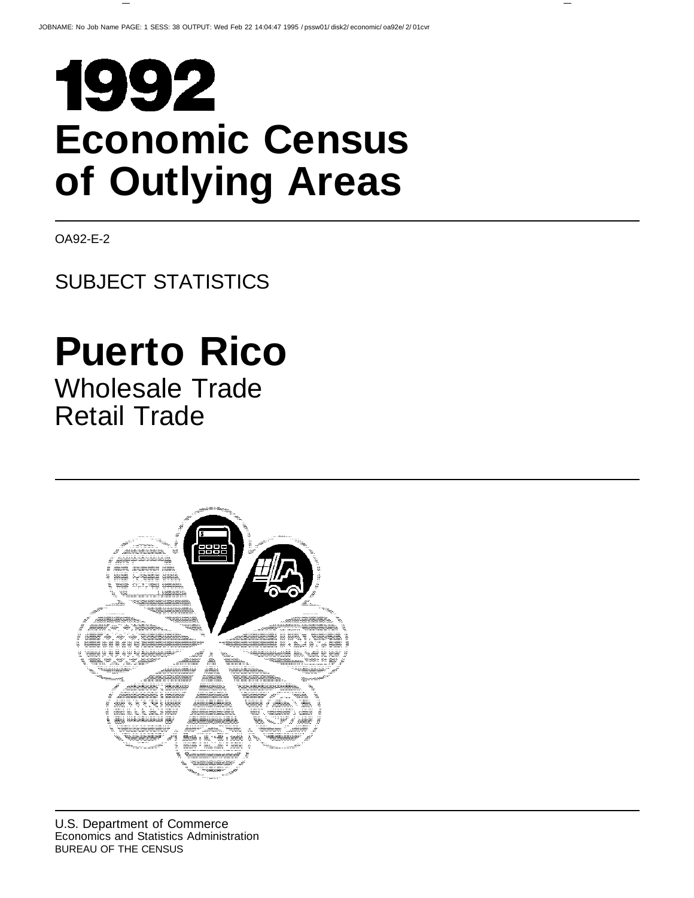# 1992

# Economic Census of Outlying Areas

OA92-E-2

SUBJECT STATISTICS

# Puerto Rico

## Wholesale Trade
## Retail Trade

U.S. Department of Commerce
Economics and Statistics Administration
BUREAU OF THE CENSUS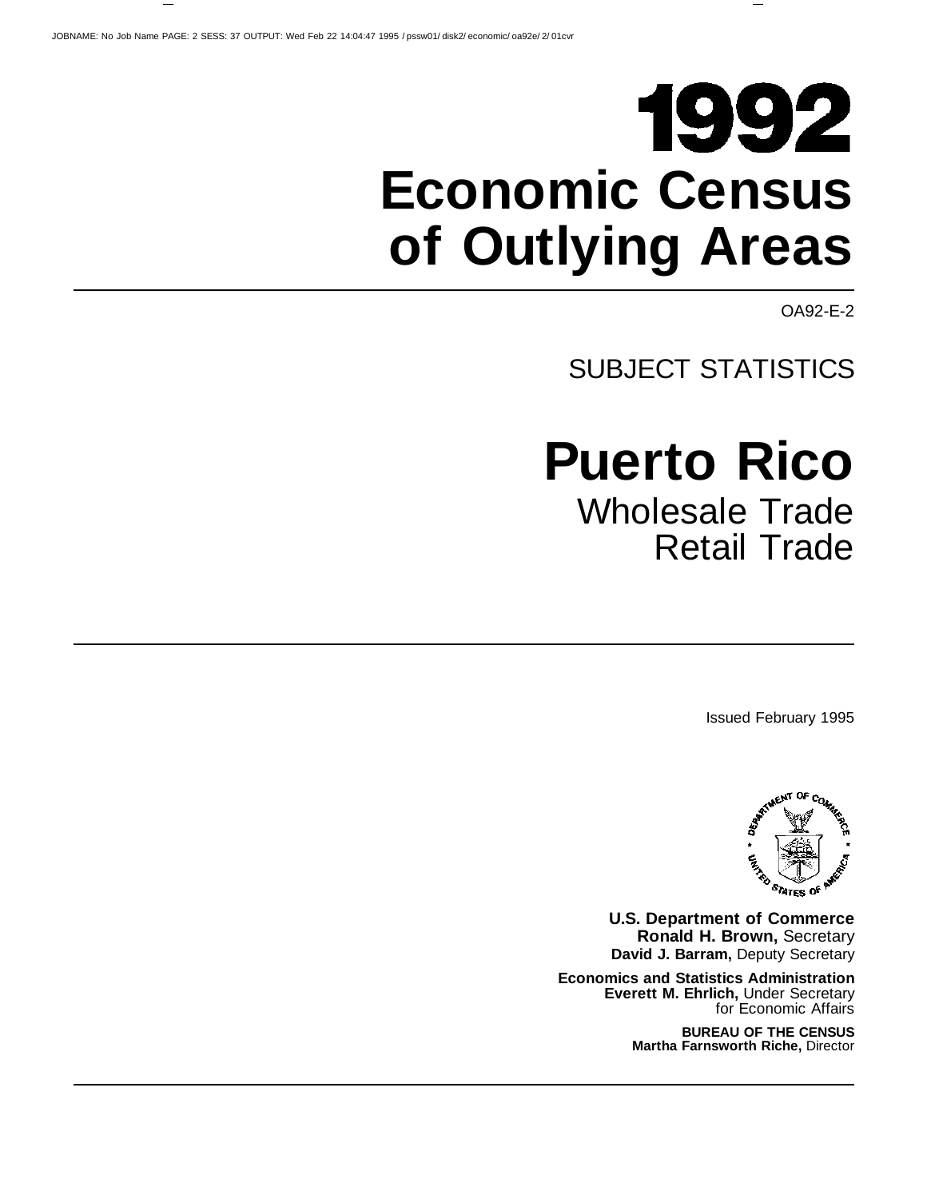# 1992

# Economic Census of Outlying Areas

OA92-E-2

SUBJECT STATISTICS

# Puerto Rico

## Wholesale Trade
## Retail Trade

Issued February 1995

**U.S. Department of Commerce**
**Ronald H. Brown,** Secretary
**David J. Barram,** Deputy Secretary

**Economics and Statistics Administration**
**Everett M. Ehrlich,** Under Secretary for Economic Affairs

**BUREAU OF THE CENSUS**
**Martha Farnsworth Riche,** Director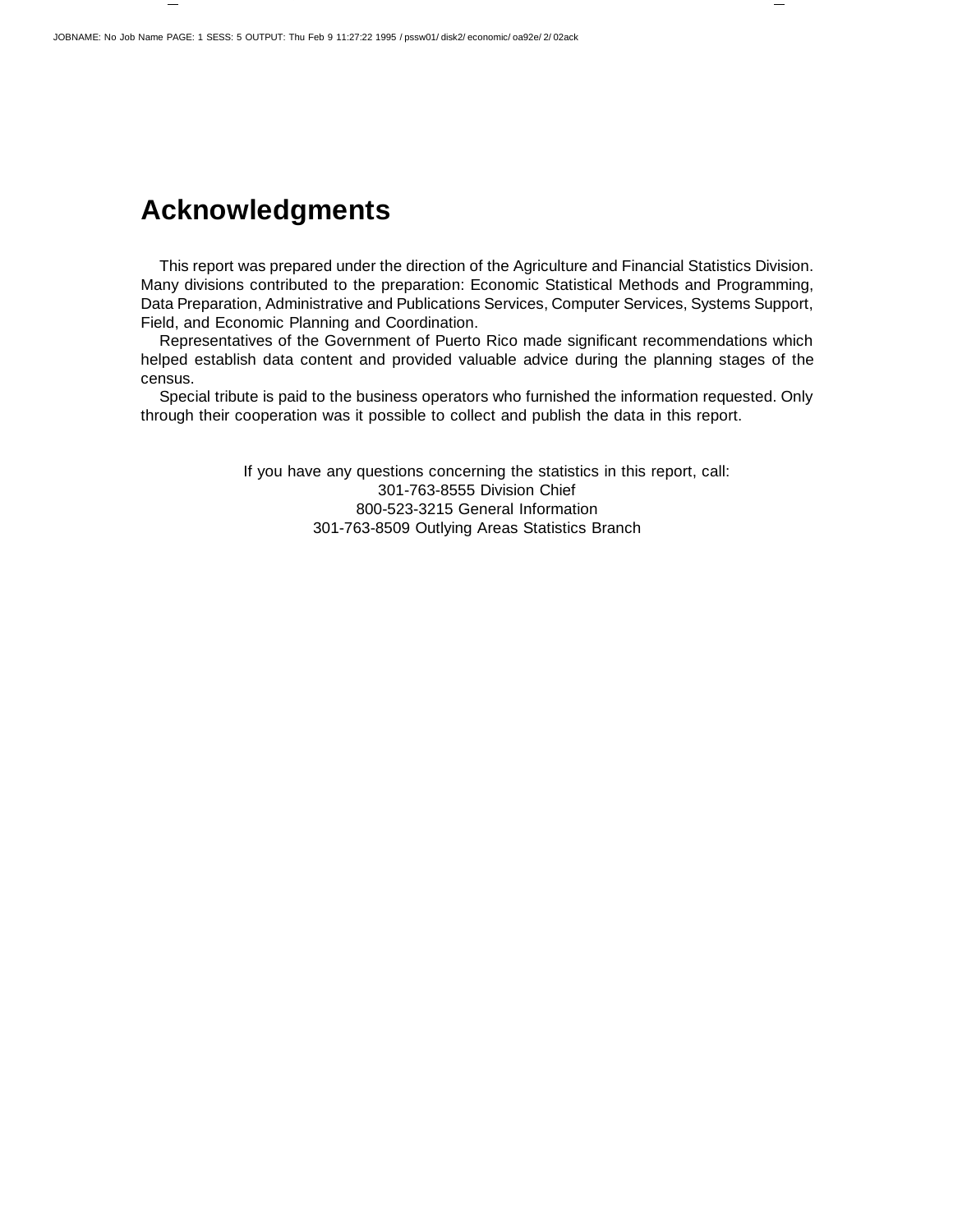# Acknowledgments

This report was prepared under the direction of the Agriculture and Financial Statistics Division. Many divisions contributed to the preparation: Economic Statistical Methods and Programming, Data Preparation, Administrative and Publications Services, Computer Services, Systems Support, Field, and Economic Planning and Coordination.

Representatives of the Government of Puerto Rico made significant recommendations which helped establish data content and provided valuable advice during the planning stages of the census.

Special tribute is paid to the business operators who furnished the information requested. Only through their cooperation was it possible to collect and publish the data in this report.

If you have any questions concerning the statistics in this report, call:
301-763-8555 Division Chief
800-523-3215 General Information
301-763-8509 Outlying Areas Statistics Branch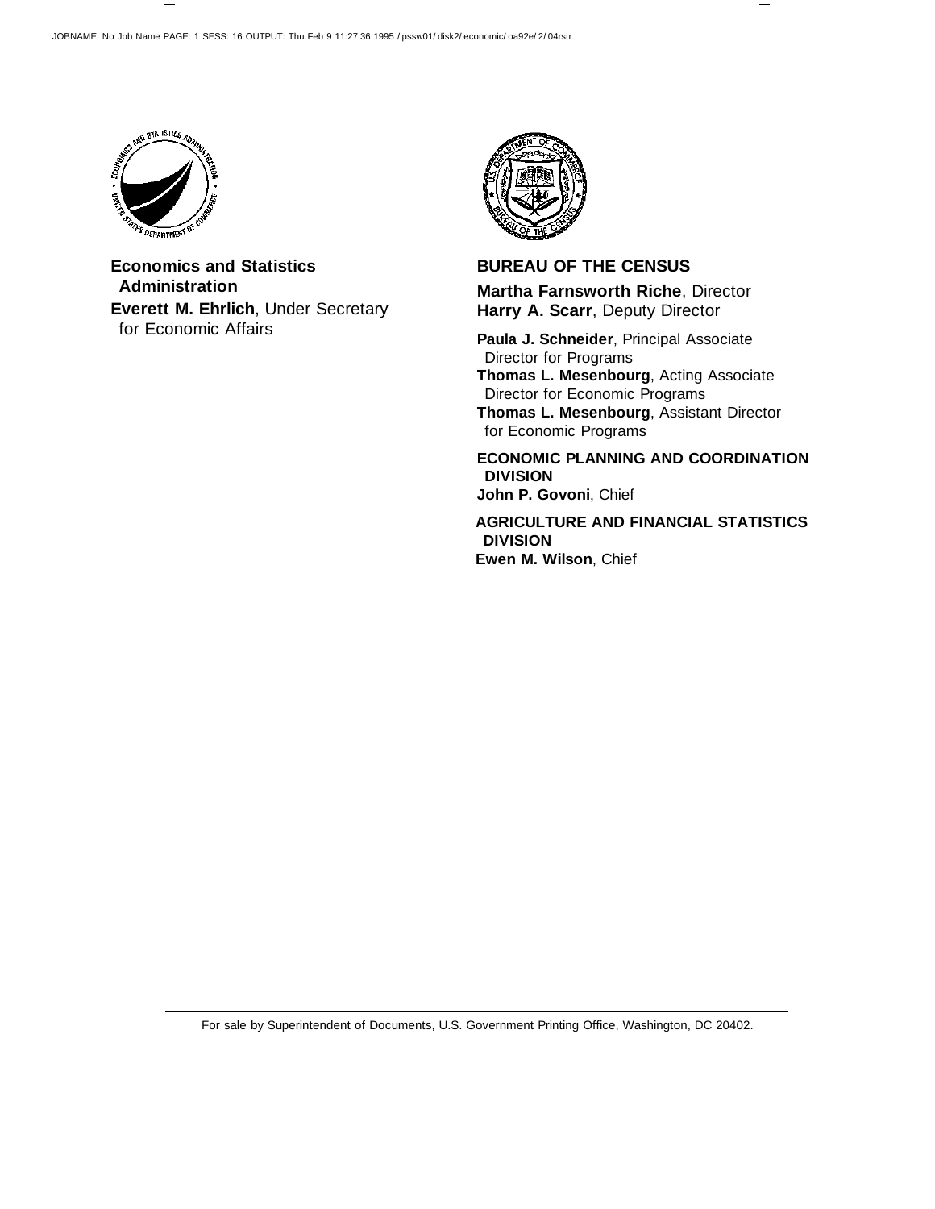**Economics and Statistics Administration**

**Everett M. Ehrlich**, Under Secretary for Economic Affairs

**BUREAU OF THE CENSUS**

**Martha Farnsworth Riche**, Director

**Harry A. Scarr**, Deputy Director

**Paula J. Schneider**, Principal Associate Director for Programs

**Thomas L. Mesenbourg**, Acting Associate Director for Economic Programs

**Thomas L. Mesenbourg**, Assistant Director for Economic Programs

**ECONOMIC PLANNING AND COORDINATION DIVISION**

**John P. Govoni**, Chief

**AGRICULTURE AND FINANCIAL STATISTICS DIVISION**

**Ewen M. Wilson**, Chief

For sale by Superintendent of Documents, U.S. Government Printing Office, Washington, DC 20402.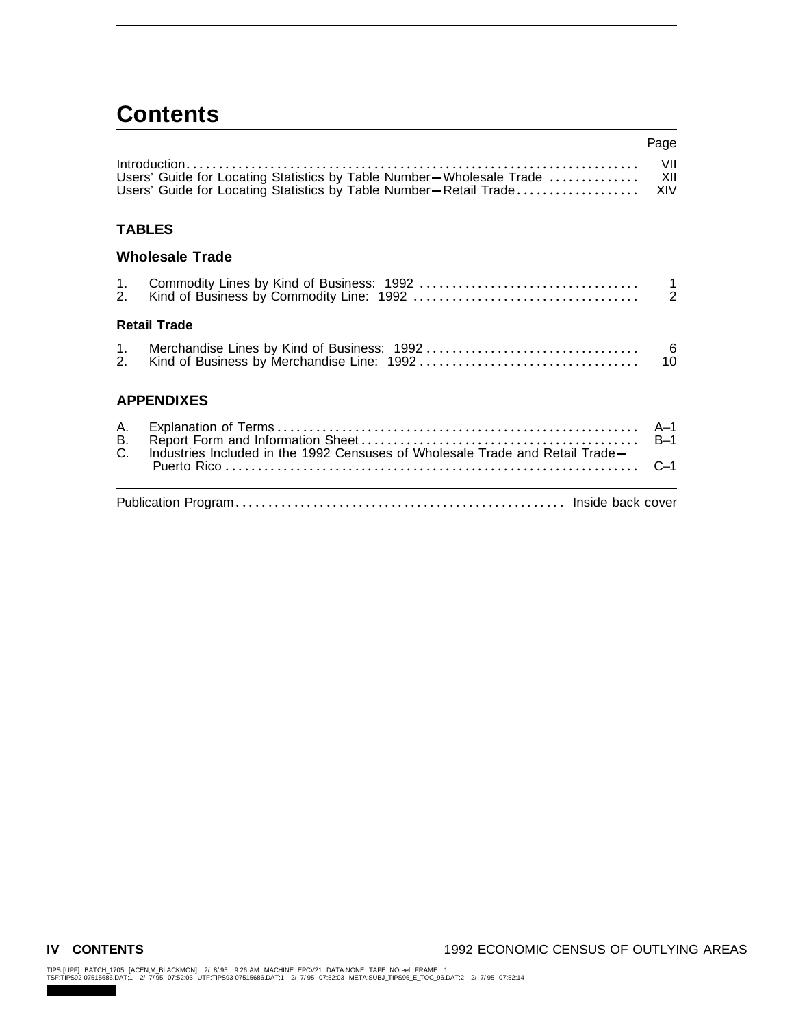# Contents

| | Page |
|---|---|
| Introduction | VII |
| Users' Guide for Locating Statistics by Table Number—Wholesale Trade | XII |
| Users' Guide for Locating Statistics by Table Number—Retail Trade | XIV |

## TABLES

### Wholesale Trade

| | | |
|---|---|---|
| 1. | Commodity Lines by Kind of Business: 1992 | 1 |
| 2. | Kind of Business by Commodity Line: 1992 | 2 |

### Retail Trade

| | | |
|---|---|---|
| 1. | Merchandise Lines by Kind of Business: 1992 | 6 |
| 2. | Kind of Business by Merchandise Line: 1992 | 10 |

## APPENDIXES

| | | |
|---|---|---|
| A. | Explanation of Terms | A–1 |
| B. | Report Form and Information Sheet | B–1 |
| C. | Industries Included in the 1992 Censuses of Wholesale Trade and Retail Trade—Puerto Rico | C–1 |

| | |
|---|---|
| Publication Program | Inside back cover |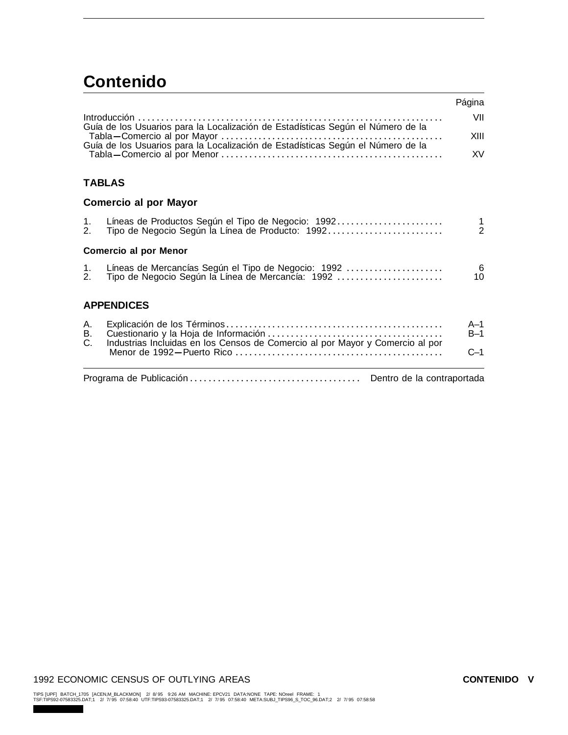# Contenido

| | Página |
|---|---|
| Introducción | VII |
| Guía de los Usuarios para la Localización de Estadísticas Según el Número de la Tabla—Comercio al por Mayor | XIII |
| Guía de los Usuarios para la Localización de Estadísticas Según el Número de la Tabla—Comercio al por Menor | XV |

## TABLAS

### Comercio al por Mayor

| | | |
|---|---|---|
| 1. | Líneas de Productos Según el Tipo de Negocio: 1992 | 1 |
| 2. | Tipo de Negocio Según la Línea de Producto: 1992 | 2 |

### Comercio al por Menor

| | | |
|---|---|---|
| 1. | Líneas de Mercancías Según el Tipo de Negocio: 1992 | 6 |
| 2. | Tipo de Negocio Según la Línea de Mercancía: 1992 | 10 |

## APPENDICES

| | | |
|---|---|---|
| A. | Explicación de los Términos | A–1 |
| B. | Cuestionario y la Hoja de Información | B–1 |
| C. | Industrias Incluidas en los Censos de Comercio al por Mayor y Comercio al por Menor de 1992—Puerto Rico | C–1 |

Programa de Publicación .......... Dentro de la contraportada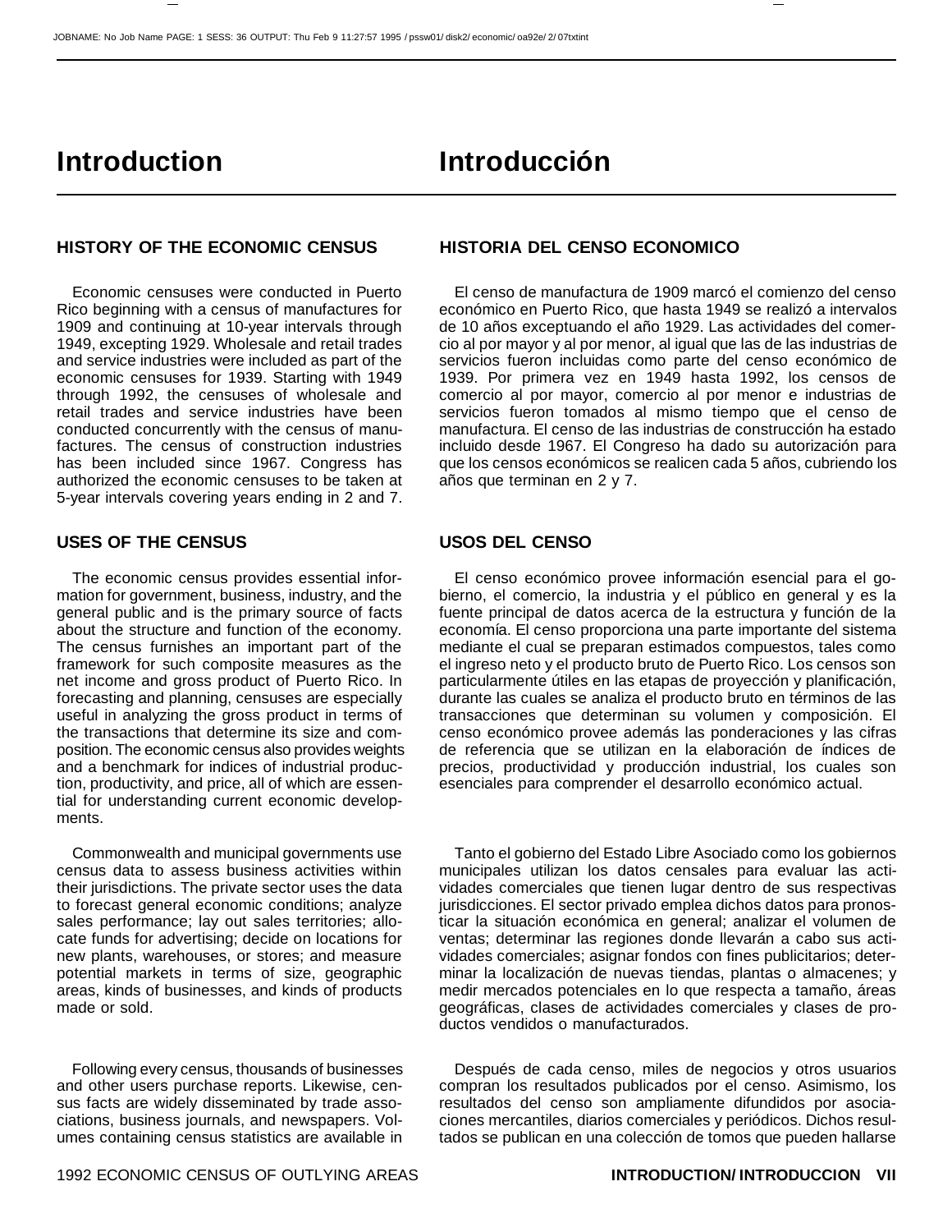# Introduction

## HISTORY OF THE ECONOMIC CENSUS

Economic censuses were conducted in Puerto Rico beginning with a census of manufactures for 1909 and continuing at 10-year intervals through 1949, excepting 1929. Wholesale and retail trades and service industries were included as part of the economic censuses for 1939. Starting with 1949 through 1992, the censuses of wholesale and retail trades and service industries have been conducted concurrently with the census of manufactures. The census of construction industries has been included since 1967. Congress has authorized the economic censuses to be taken at 5-year intervals covering years ending in 2 and 7.

## USES OF THE CENSUS

The economic census provides essential information for government, business, industry, and the general public and is the primary source of facts about the structure and function of the economy. The census furnishes an important part of the framework for such composite measures as the net income and gross product of Puerto Rico. In forecasting and planning, censuses are especially useful in analyzing the gross product in terms of the transactions that determine its size and composition. The economic census also provides weights and a benchmark for indices of industrial production, productivity, and price, all of which are essential for understanding current economic developments.

Commonwealth and municipal governments use census data to assess business activities within their jurisdictions. The private sector uses the data to forecast general economic conditions; analyze sales performance; lay out sales territories; allocate funds for advertising; decide on locations for new plants, warehouses, or stores; and measure potential markets in terms of size, geographic areas, kinds of businesses, and kinds of products made or sold.

Following every census, thousands of businesses and other users purchase reports. Likewise, census facts are widely disseminated by trade associations, business journals, and newspapers. Volumes containing census statistics are available in

# Introducción

## HISTORIA DEL CENSO ECONOMICO

El censo de manufactura de 1909 marcó el comienzo del censo económico en Puerto Rico, que hasta 1949 se realizó a intervalos de 10 años exceptuando el año 1929. Las actividades del comercio al por mayor y al por menor, al igual que las de las industrias de servicios fueron incluidas como parte del censo económico de 1939. Por primera vez en 1949 hasta 1992, los censos de comercio al por mayor, comercio al por menor e industrias de servicios fueron tomados al mismo tiempo que el censo de manufactura. El censo de las industrias de construcción ha estado incluido desde 1967. El Congreso ha dado su autorización para que los censos económicos se realicen cada 5 años, cubriendo los años que terminan en 2 y 7.

## USOS DEL CENSO

El censo económico provee información esencial para el gobierno, el comercio, la industria y el público en general y es la fuente principal de datos acerca de la estructura y función de la economía. El censo proporciona una parte importante del sistema mediante el cual se preparan estimados compuestos, tales como el ingreso neto y el producto bruto de Puerto Rico. Los censos son particularmente útiles en las etapas de proyección y planificación, durante las cuales se analiza el producto bruto en términos de las transacciones que determinan su volumen y composición. El censo económico provee además las ponderaciones y las cifras de referencia que se utilizan en la elaboración de índices de precios, productividad y producción industrial, los cuales son esenciales para comprender el desarrollo económico actual.

Tanto el gobierno del Estado Libre Asociado como los gobiernos municipales utilizan los datos censales para evaluar las actividades comerciales que tienen lugar dentro de sus respectivas jurisdicciones. El sector privado emplea dichos datos para pronosticar la situación económica en general; analizar el volumen de ventas; determinar las regiones donde llevarán a cabo sus actividades comerciales; asignar fondos con fines publicitarios; determinar la localización de nuevas tiendas, plantas o almacenes; y medir mercados potenciales en lo que respecta a tamaño, áreas geográficas, clases de actividades comerciales y clases de productos vendidos o manufacturados.

Después de cada censo, miles de negocios y otros usuarios compran los resultados publicados por el censo. Asimismo, los resultados del censo son ampliamente difundidos por asociaciones mercantiles, diarios comerciales y periódicos. Dichos resultados se publican en una colección de tomos que pueden hallarse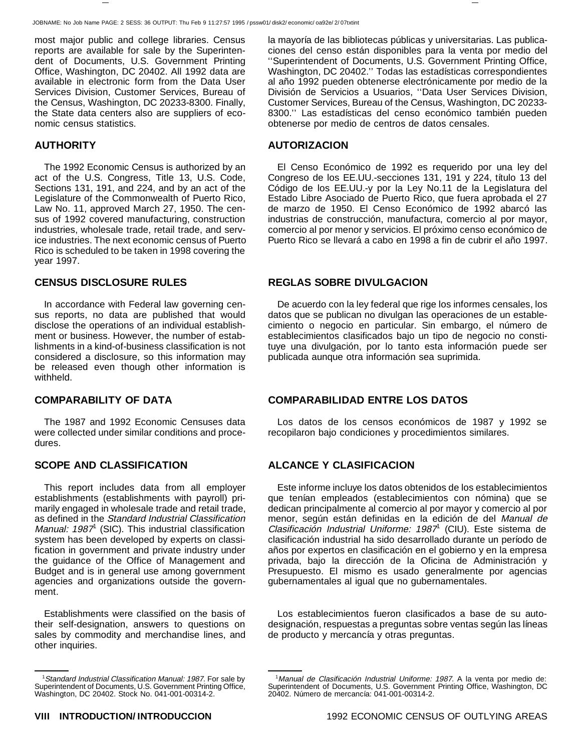most major public and college libraries. Census reports are available for sale by the Superintendent of Documents, U.S. Government Printing Office, Washington, DC 20402. All 1992 data are available in electronic form from the Data User Services Division, Customer Services, Bureau of the Census, Washington, DC 20233-8300. Finally, the State data centers also are suppliers of economic census statistics.

## AUTHORITY

The 1992 Economic Census is authorized by an act of the U.S. Congress, Title 13, U.S. Code, Sections 131, 191, and 224, and by an act of the Legislature of the Commonwealth of Puerto Rico, Law No. 11, approved March 27, 1950. The census of 1992 covered manufacturing, construction industries, wholesale trade, retail trade, and service industries. The next economic census of Puerto Rico is scheduled to be taken in 1998 covering the year 1997.

## CENSUS DISCLOSURE RULES

In accordance with Federal law governing census reports, no data are published that would disclose the operations of an individual establishment or business. However, the number of establishments in a kind-of-business classification is not considered a disclosure, so this information may be released even though other information is withheld.

## COMPARABILITY OF DATA

The 1987 and 1992 Economic Censuses data were collected under similar conditions and procedures.

## SCOPE AND CLASSIFICATION

This report includes data from all employer establishments (establishments with payroll) primarily engaged in wholesale trade and retail trade, as defined in the *Standard Industrial Classification Manual: 1987*[1] (SIC). This industrial classification system has been developed by experts on classification in government and private industry under the guidance of the Office of Management and Budget and is in general use among government agencies and organizations outside the government.

Establishments were classified on the basis of their self-designation, answers to questions on sales by commodity and merchandise lines, and other inquiries.

[1] *Standard Industrial Classification Manual: 1987.* For sale by Superintendent of Documents, U.S. Government Printing Office, Washington, DC 20402. Stock No. 041-001-00314-2.

---

la mayoría de las bibliotecas públicas y universitarias. Las publicaciones del censo están disponibles para la venta por medio del ''Superintendent of Documents, U.S. Government Printing Office, Washington, DC 20402.'' Todas las estadísticas correspondientes al año 1992 pueden obtenerse electrónicamente por medio de la División de Servicios a Usuarios, ''Data User Services Division, Customer Services, Bureau of the Census, Washington, DC 20233-8300.'' Las estadísticas del censo económico también pueden obtenerse por medio de centros de datos censales.

## AUTORIZACION

El Censo Económico de 1992 es requerido por una ley del Congreso de los EE.UU.-secciones 131, 191 y 224, título 13 del Código de los EE.UU.-y por la Ley No.11 de la Legislatura del Estado Libre Asociado de Puerto Rico, que fuera aprobada el 27 de marzo de 1950. El Censo Económico de 1992 abarcó las industrias de construcción, manufactura, comercio al por mayor, comercio al por menor y servicios. El próximo censo económico de Puerto Rico se llevará a cabo en 1998 a fin de cubrir el año 1997.

## REGLAS SOBRE DIVULGACION

De acuerdo con la ley federal que rige los informes censales, los datos que se publican no divulgan las operaciones de un establecimiento o negocio en particular. Sin embargo, el número de establecimientos clasificados bajo un tipo de negocio no constituye una divulgación, por lo tanto esta información puede ser publicada aunque otra información sea suprimida.

## COMPARABILIDAD ENTRE LOS DATOS

Los datos de los censos económicos de 1987 y 1992 se recopilaron bajo condiciones y procedimientos similares.

## ALCANCE Y CLASIFICACION

Este informe incluye los datos obtenidos de los establecimientos que tenían empleados (establecimientos con nómina) que se dedican principalmente al comercio al por mayor y comercio al por menor, según están definidas en la edición de del *Manual de Clasificación Industrial Uniforme: 1987*[1] (CIU). Este sistema de clasificación industrial ha sido desarrollado durante un período de años por expertos en clasificación en el gobierno y en la empresa privada, bajo la dirección de la Oficina de Administración y Presupuesto. El mismo es usado generalmente por agencias gubernamentales al igual que no gubernamentales.

Los establecimientos fueron clasificados a base de su auto-designación, respuestas a preguntas sobre ventas según las líneas de producto y mercancía y otras preguntas.

[1] *Manual de Clasificación Industrial Uniforme: 1987.* A la venta por medio de: Superintendent of Documents, U.S. Government Printing Office, Washington, DC 20402. Número de mercancía: 041-001-00314-2.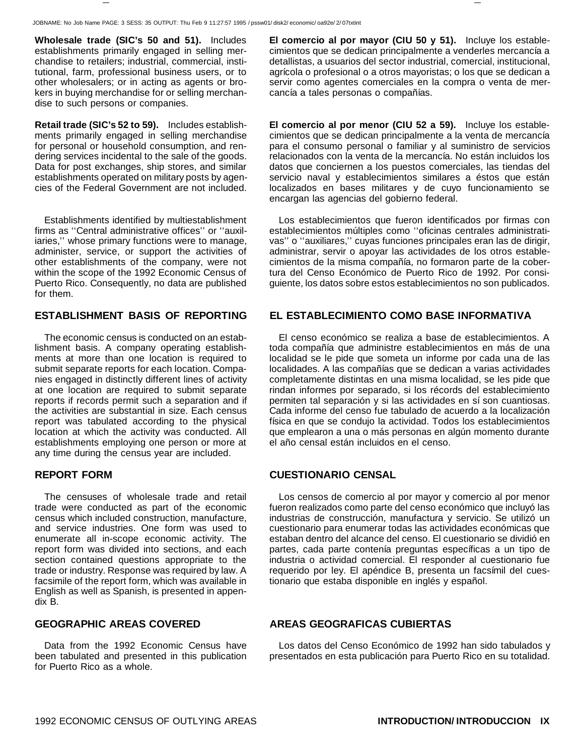**Wholesale trade (SIC's 50 and 51).** Includes establishments primarily engaged in selling merchandise to retailers; industrial, commercial, institutional, farm, professional business users, or to other wholesalers; or in acting as agents or brokers in buying merchandise for or selling merchandise to such persons or companies.

**Retail trade (SIC's 52 to 59).** Includes establishments primarily engaged in selling merchandise for personal or household consumption, and rendering services incidental to the sale of the goods. Data for post exchanges, ship stores, and similar establishments operated on military posts by agencies of the Federal Government are not included.

Establishments identified by multiestablishment firms as ''Central administrative offices'' or ''auxiliaries,'' whose primary functions were to manage, administer, service, or support the activities of other establishments of the company, were not within the scope of the 1992 Economic Census of Puerto Rico. Consequently, no data are published for them.

## ESTABLISHMENT BASIS OF REPORTING

The economic census is conducted on an establishment basis. A company operating establishments at more than one location is required to submit separate reports for each location. Companies engaged in distinctly different lines of activity at one location are required to submit separate reports if records permit such a separation and if the activities are substantial in size. Each census report was tabulated according to the physical location at which the activity was conducted. All establishments employing one person or more at any time during the census year are included.

## REPORT FORM

The censuses of wholesale trade and retail trade were conducted as part of the economic census which included construction, manufacture, and service industries. One form was used to enumerate all in-scope economic activity. The report form was divided into sections, and each section contained questions appropriate to the trade or industry. Response was required by law. A facsimile of the report form, which was available in English as well as Spanish, is presented in appendix B.

## GEOGRAPHIC AREAS COVERED

Data from the 1992 Economic Census have been tabulated and presented in this publication for Puerto Rico as a whole.

**El comercio al por mayor (CIU 50 y 51).** Incluye los establecimientos que se dedican principalmente a venderles mercancía a detallistas, a usuarios del sector industrial, comercial, institucional, agrícola o profesional o a otros mayoristas; o los que se dedican a servir como agentes comerciales en la compra o venta de mercancía a tales personas o compañías.

**El comercio al por menor (CIU 52 a 59).** Incluye los establecimientos que se dedican principalmente a la venta de mercancía para el consumo personal o familiar y al suministro de servicios relacionados con la venta de la mercancía. No están incluidos los datos que conciernen a los puestos comerciales, las tiendas del servicio naval y establecimientos similares a éstos que están localizados en bases militares y de cuyo funcionamiento se encargan las agencias del gobierno federal.

Los establecimientos que fueron identificados por firmas con establecimientos múltiples como ''oficinas centrales administrativas'' o ''auxiliares,'' cuyas funciones principales eran las de dirigir, administrar, servir o apoyar las actividades de los otros establecimientos de la misma compañía, no formaron parte de la cobertura del Censo Económico de Puerto Rico de 1992. Por consiguiente, los datos sobre estos establecimientos no son publicados.

## EL ESTABLECIMIENTO COMO BASE INFORMATIVA

El censo económico se realiza a base de establecimientos. A toda compañía que administre establecimientos en más de una localidad se le pide que someta un informe por cada una de las localidades. A las compañías que se dedican a varias actividades completamente distintas en una misma localidad, se les pide que rindan informes por separado, si los récords del establecimiento permiten tal separación y si las actividades en sí son cuantiosas. Cada informe del censo fue tabulado de acuerdo a la localización física en que se condujo la actividad. Todos los establecimientos que emplearon a una o más personas en algún momento durante el año censal están incluidos en el censo.

## CUESTIONARIO CENSAL

Los censos de comercio al por mayor y comercio al por menor fueron realizados como parte del censo económico que incluyó las industrias de construcción, manufactura y servicio. Se utilizó un cuestionario para enumerar todas las actividades económicas que estaban dentro del alcance del censo. El cuestionario se dividió en partes, cada parte contenía preguntas específicas a un tipo de industria o actividad comercial. El responder al cuestionario fue requerido por ley. El apéndice B, presenta un facsímil del cuestionario que estaba disponible en inglés y español.

## AREAS GEOGRAFICAS CUBIERTAS

Los datos del Censo Económico de 1992 han sido tabulados y presentados en esta publicación para Puerto Rico en su totalidad.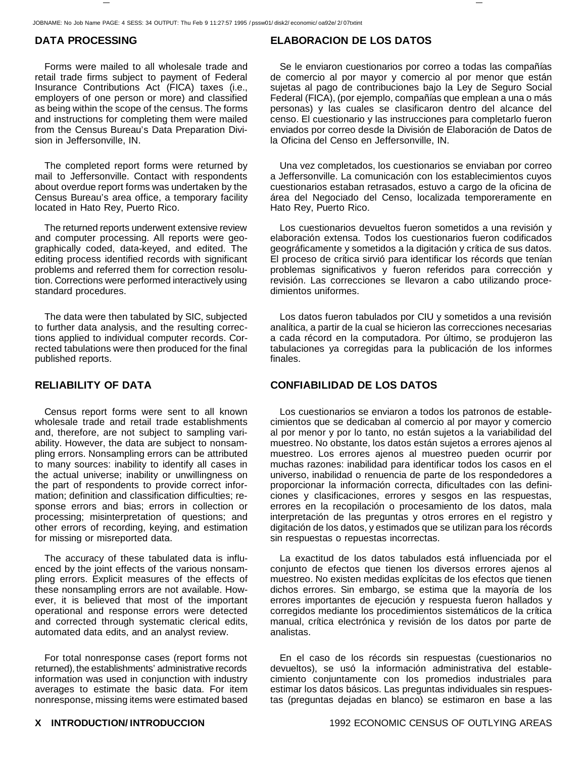## DATA PROCESSING

Forms were mailed to all wholesale trade and retail trade firms subject to payment of Federal Insurance Contributions Act (FICA) taxes (i.e., employers of one person or more) and classified as being within the scope of the census. The forms and instructions for completing them were mailed from the Census Bureau's Data Preparation Division in Jeffersonville, IN.

The completed report forms were returned by mail to Jeffersonville. Contact with respondents about overdue report forms was undertaken by the Census Bureau's area office, a temporary facility located in Hato Rey, Puerto Rico.

The returned reports underwent extensive review and computer processing. All reports were geographically coded, data-keyed, and edited. The editing process identified records with significant problems and referred them for correction resolution. Corrections were performed interactively using standard procedures.

The data were then tabulated by SIC, subjected to further data analysis, and the resulting corrections applied to individual computer records. Corrected tabulations were then produced for the final published reports.

## RELIABILITY OF DATA

Census report forms were sent to all known wholesale trade and retail trade establishments and, therefore, are not subject to sampling variability. However, the data are subject to nonsampling errors. Nonsampling errors can be attributed to many sources: inability to identify all cases in the actual universe; inability or unwillingness on the part of respondents to provide correct information; definition and classification difficulties; response errors and bias; errors in collection or processing; misinterpretation of questions; and other errors of recording, keying, and estimation for missing or misreported data.

The accuracy of these tabulated data is influenced by the joint effects of the various nonsampling errors. Explicit measures of the effects of these nonsampling errors are not available. However, it is believed that most of the important operational and response errors were detected and corrected through systematic clerical edits, automated data edits, and an analyst review.

For total nonresponse cases (report forms not returned), the establishments' administrative records information was used in conjunction with industry averages to estimate the basic data. For item nonresponse, missing items were estimated based

## ELABORACION DE LOS DATOS

Se le enviaron cuestionarios por correo a todas las compañías de comercio al por mayor y comercio al por menor que están sujetas al pago de contribuciones bajo la Ley de Seguro Social Federal (FICA), (por ejemplo, compañías que emplean a una o más personas) y las cuales se clasificaron dentro del alcance del censo. El cuestionario y las instrucciones para completarlo fueron enviados por correo desde la División de Elaboración de Datos de la Oficina del Censo en Jeffersonville, IN.

Una vez completados, los cuestionarios se enviaban por correo a Jeffersonville. La comunicación con los establecimientos cuyos cuestionarios estaban retrasados, estuvo a cargo de la oficina de área del Negociado del Censo, localizada temporeramente en Hato Rey, Puerto Rico.

Los cuestionarios devueltos fueron sometidos a una revisión y elaboración extensa. Todos los cuestionarios fueron codificados geográficamente y sometidos a la digitación y crítica de sus datos. El proceso de crítica sirvió para identificar los récords que tenían problemas significativos y fueron referidos para corrección y revisión. Las correcciones se llevaron a cabo utilizando procedimientos uniformes.

Los datos fueron tabulados por CIU y sometidos a una revisión analítica, a partir de la cual se hicieron las correcciones necesarias a cada récord en la computadora. Por último, se produjeron las tabulaciones ya corregidas para la publicación de los informes finales.

## CONFIABILIDAD DE LOS DATOS

Los cuestionarios se enviaron a todos los patronos de establecimientos que se dedicaban al comercio al por mayor y comercio al por menor y por lo tanto, no están sujetos a la variabilidad del muestreo. No obstante, los datos están sujetos a errores ajenos al muestreo. Los errores ajenos al muestreo pueden ocurrir por muchas razones: inabilidad para identificar todos los casos en el universo, inabilidad o renuencia de parte de los respondedores a proporcionar la información correcta, dificultades con las definiciones y clasificaciones, errores y sesgos en las respuestas, errores en la recopilación o procesamiento de los datos, mala interpretación de las preguntas y otros errores en el registro y digitación de los datos, y estimados que se utilizan para los récords sin respuestas o repuestas incorrectas.

La exactitud de los datos tabulados está influenciada por el conjunto de efectos que tienen los diversos errores ajenos al muestreo. No existen medidas explícitas de los efectos que tienen dichos errores. Sin embargo, se estima que la mayoría de los errores importantes de ejecución y respuesta fueron hallados y corregidos mediante los procedimientos sistemáticos de la crítica manual, crítica electrónica y revisión de los datos por parte de analistas.

En el caso de los récords sin respuestas (cuestionarios no devueltos), se usó la información administrativa del establecimiento conjuntamente con los promedios industriales para estimar los datos básicos. Las preguntas individuales sin respuestas (preguntas dejadas en blanco) se estimaron en base a las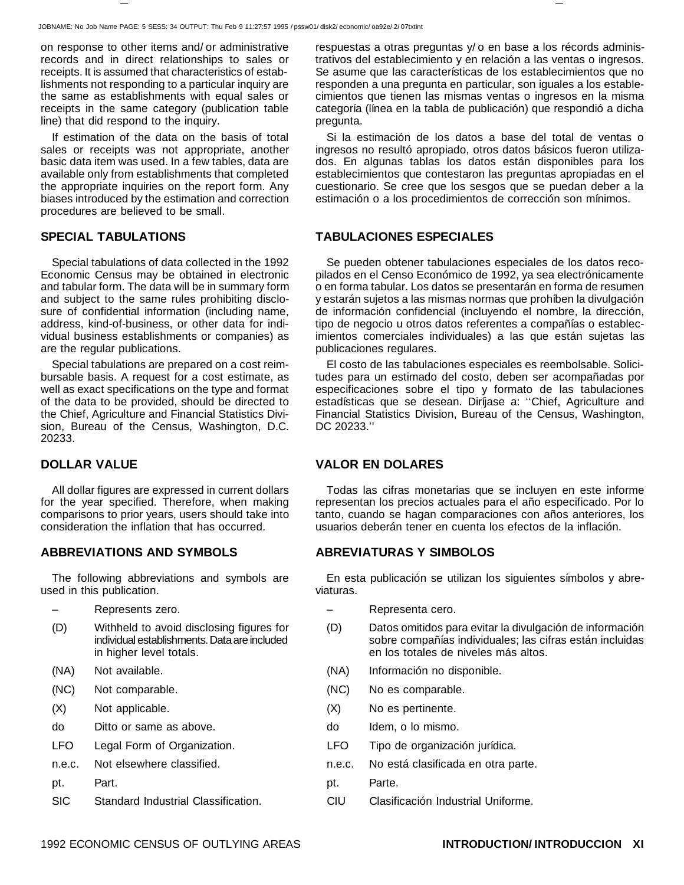on response to other items and/or administrative records and in direct relationships to sales or receipts. It is assumed that characteristics of establishments not responding to a particular inquiry are the same as establishments with equal sales or receipts in the same category (publication table line) that did respond to the inquiry.

If estimation of the data on the basis of total sales or receipts was not appropriate, another basic data item was used. In a few tables, data are available only from establishments that completed the appropriate inquiries on the report form. Any biases introduced by the estimation and correction procedures are believed to be small.

## SPECIAL TABULATIONS

Special tabulations of data collected in the 1992 Economic Census may be obtained in electronic and tabular form. The data will be in summary form and subject to the same rules prohibiting disclosure of confidential information (including name, address, kind-of-business, or other data for individual business establishments or companies) as are the regular publications.

Special tabulations are prepared on a cost reimbursable basis. A request for a cost estimate, as well as exact specifications on the type and format of the data to be provided, should be directed to the Chief, Agriculture and Financial Statistics Division, Bureau of the Census, Washington, D.C. 20233.

## DOLLAR VALUE

All dollar figures are expressed in current dollars for the year specified. Therefore, when making comparisons to prior years, users should take into consideration the inflation that has occurred.

## ABBREVIATIONS AND SYMBOLS

The following abbreviations and symbols are used in this publication.

| | |
|---|---|
| – | Represents zero. |
| (D) | Withheld to avoid disclosing figures for individual establishments. Data are included in higher level totals. |
| (NA) | Not available. |
| (NC) | Not comparable. |
| (X) | Not applicable. |
| do | Ditto or same as above. |
| LFO | Legal Form of Organization. |
| n.e.c. | Not elsewhere classified. |
| pt. | Part. |
| SIC | Standard Industrial Classification. |

respuestas a otras preguntas y/o en base a los récords administrativos del establecimiento y en relación a las ventas o ingresos. Se asume que las características de los establecimientos que no responden a una pregunta en particular, son iguales a los establecimientos que tienen las mismas ventas o ingresos en la misma categoría (línea en la tabla de publicación) que respondió a dicha pregunta.

Si la estimación de los datos a base del total de ventas o ingresos no resultó apropiado, otros datos básicos fueron utilizados. En algunas tablas los datos están disponibles para los establecimientos que contestaron las preguntas apropiadas en el cuestionario. Se cree que los sesgos que se puedan deber a la estimación o a los procedimientos de corrección son mínimos.

## TABULACIONES ESPECIALES

Se pueden obtener tabulaciones especiales de los datos recopilados en el Censo Económico de 1992, ya sea electrónicamente o en forma tabular. Los datos se presentarán en forma de resumen y estarán sujetos a las mismas normas que prohíben la divulgación de información confidencial (incluyendo el nombre, la dirección, tipo de negocio u otros datos referentes a compañías o establecimientos comerciales individuales) a las que están sujetas las publicaciones regulares.

El costo de las tabulaciones especiales es reembolsable. Solicitudes para un estimado del costo, deben ser acompañadas por especificaciones sobre el tipo y formato de las tabulaciones estadísticas que se desean. Diríjase a: ''Chief, Agriculture and Financial Statistics Division, Bureau of the Census, Washington, DC 20233.''

## VALOR EN DOLARES

Todas las cifras monetarias que se incluyen en este informe representan los precios actuales para el año especificado. Por lo tanto, cuando se hagan comparaciones con años anteriores, los usuarios deberán tener en cuenta los efectos de la inflación.

## ABREVIATURAS Y SIMBOLOS

En esta publicación se utilizan los siguientes símbolos y abreviaturas.

| | |
|---|---|
| – | Representa cero. |
| (D) | Datos omitidos para evitar la divulgación de información sobre compañías individuales; las cifras están incluidas en los totales de niveles más altos. |
| (NA) | Información no disponible. |
| (NC) | No es comparable. |
| (X) | No es pertinente. |
| do | Idem, o lo mismo. |
| LFO | Tipo de organización jurídica. |
| n.e.c. | No está clasificada en otra parte. |
| pt. | Parte. |
| CIU | Clasificación Industrial Uniforme. |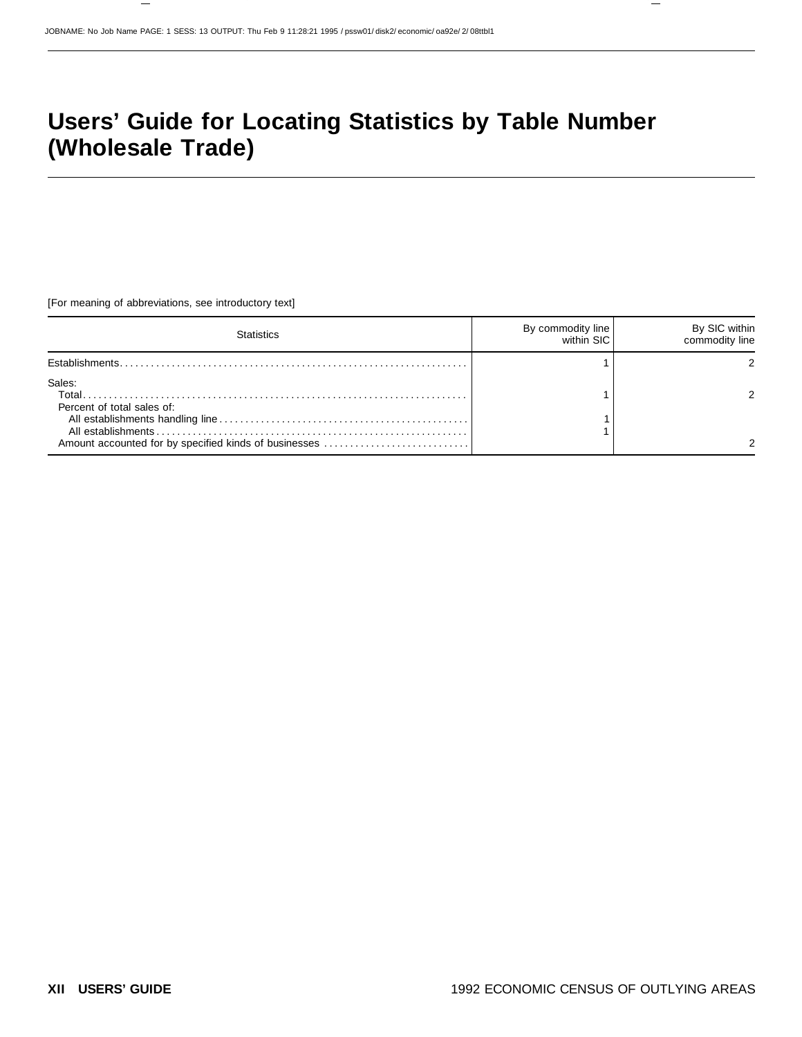# Users' Guide for Locating Statistics by Table Number (Wholesale Trade)

[For meaning of abbreviations, see introductory text]

| Statistics | By commodity line within SIC | By SIC within commodity line |
|---|---|---|
| Establishments | 1 | 2 |
| Sales: | | |
| Total | 1 | 2 |
| Percent of total sales of: | | |
| All establishments handling line | 1 | |
| All establishments | 1 | |
| Amount accounted for by specified kinds of businesses | | 2 |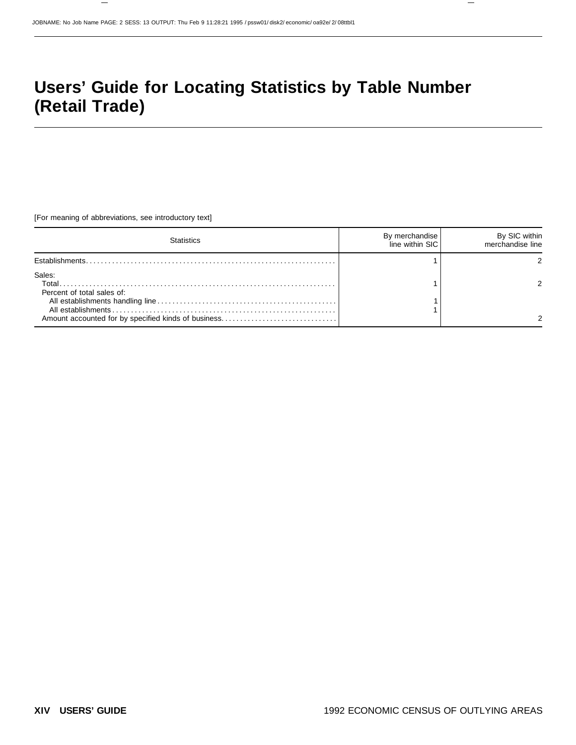# Users' Guide for Locating Statistics by Table Number (Retail Trade)

[For meaning of abbreviations, see introductory text]

| Statistics | By merchandise line within SIC | By SIC within merchandise line |
|---|---|---|
| Establishments | 1 | 2 |
| Sales: | | |
| Total | 1 | 2 |
| Percent of total sales of: | | |
| All establishments handling line | 1 | |
| All establishments | 1 | |
| Amount accounted for by specified kinds of business | | 2 |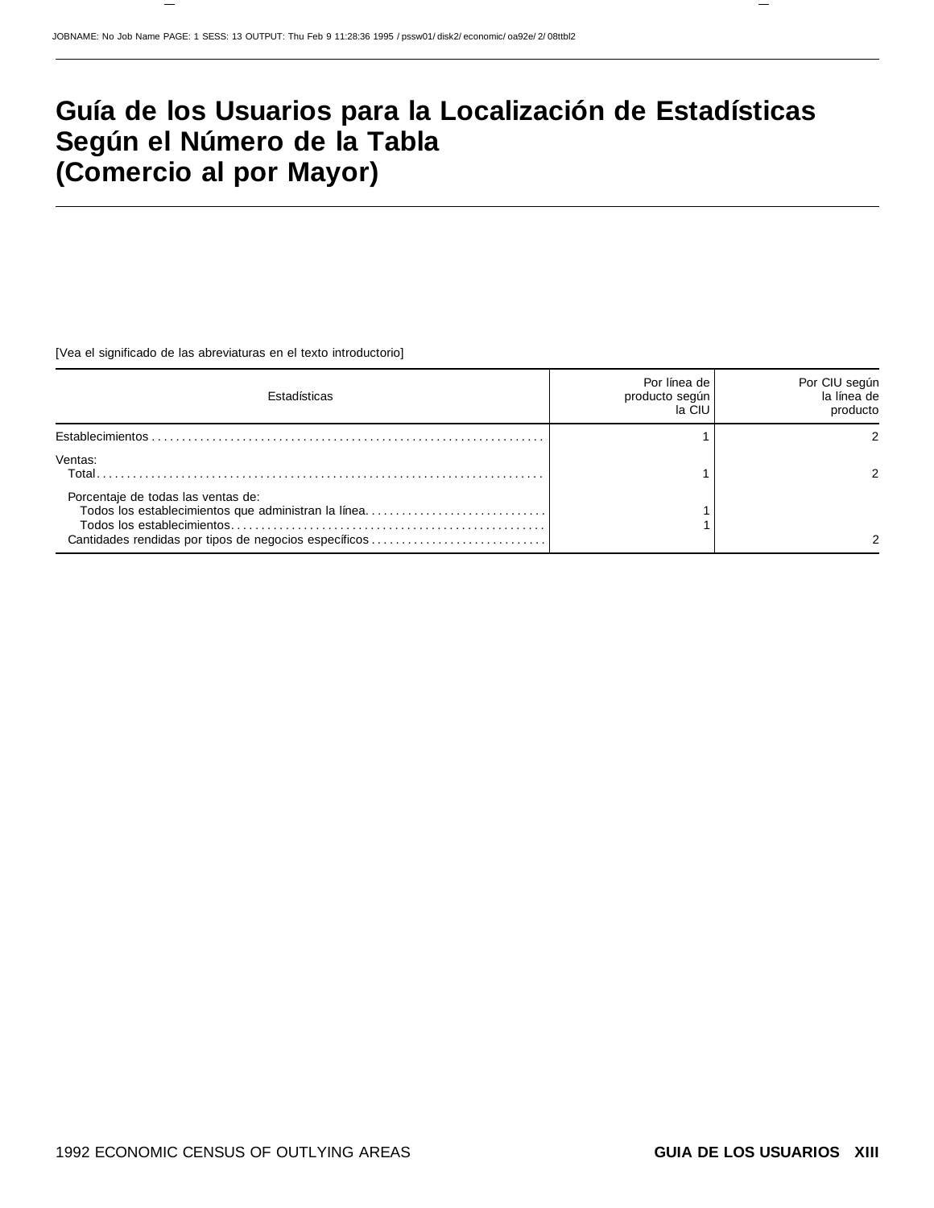# Guía de los Usuarios para la Localización de Estadísticas Según el Número de la Tabla (Comercio al por Mayor)

[Vea el significado de las abreviaturas en el texto introductorio]

| Estadísticas | Por línea de producto según la CIU | Por CIU según la línea de producto |
|---|---|---|
| Establecimientos | 1 | 2 |
| Ventas: | | |
| Total | 1 | 2 |
| Porcentaje de todas las ventas de: | | |
| Todos los establecimientos que administran la línea | 1 | |
| Todos los establecimientos | 1 | |
| Cantidades rendidas por tipos de negocios específicos | | 2 |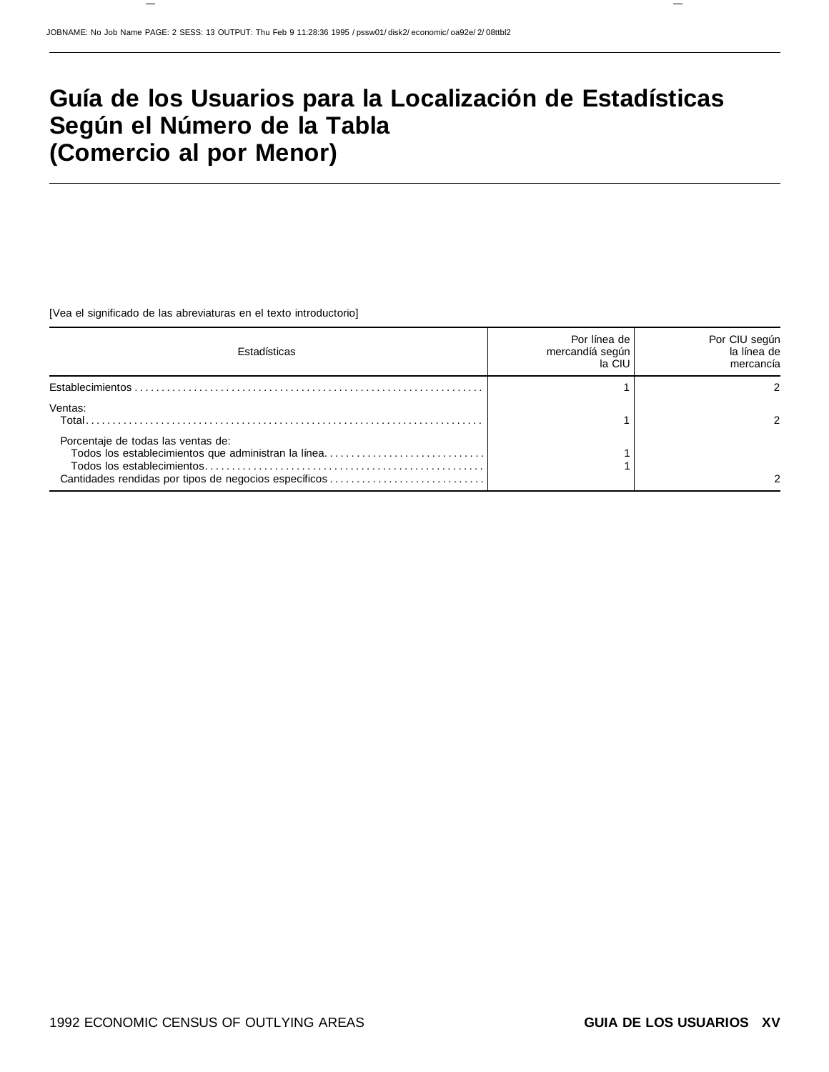# Guía de los Usuarios para la Localización de Estadísticas Según el Número de la Tabla (Comercio al por Menor)

[Vea el significado de las abreviaturas en el texto introductorio]

| Estadísticas | Por línea de mercandíá según la CIU | Por CIU según la línea de mercancía |
|---|---|---|
| Establecimientos | 1 | 2 |
| Ventas: | | |
| Total | 1 | 2 |
| Porcentaje de todas las ventas de: | | |
| Todos los establecimientos que administran la línea | 1 | |
| Todos los establecimientos | 1 | |
| Cantidades rendidas por tipos de negocios específicos | | 2 |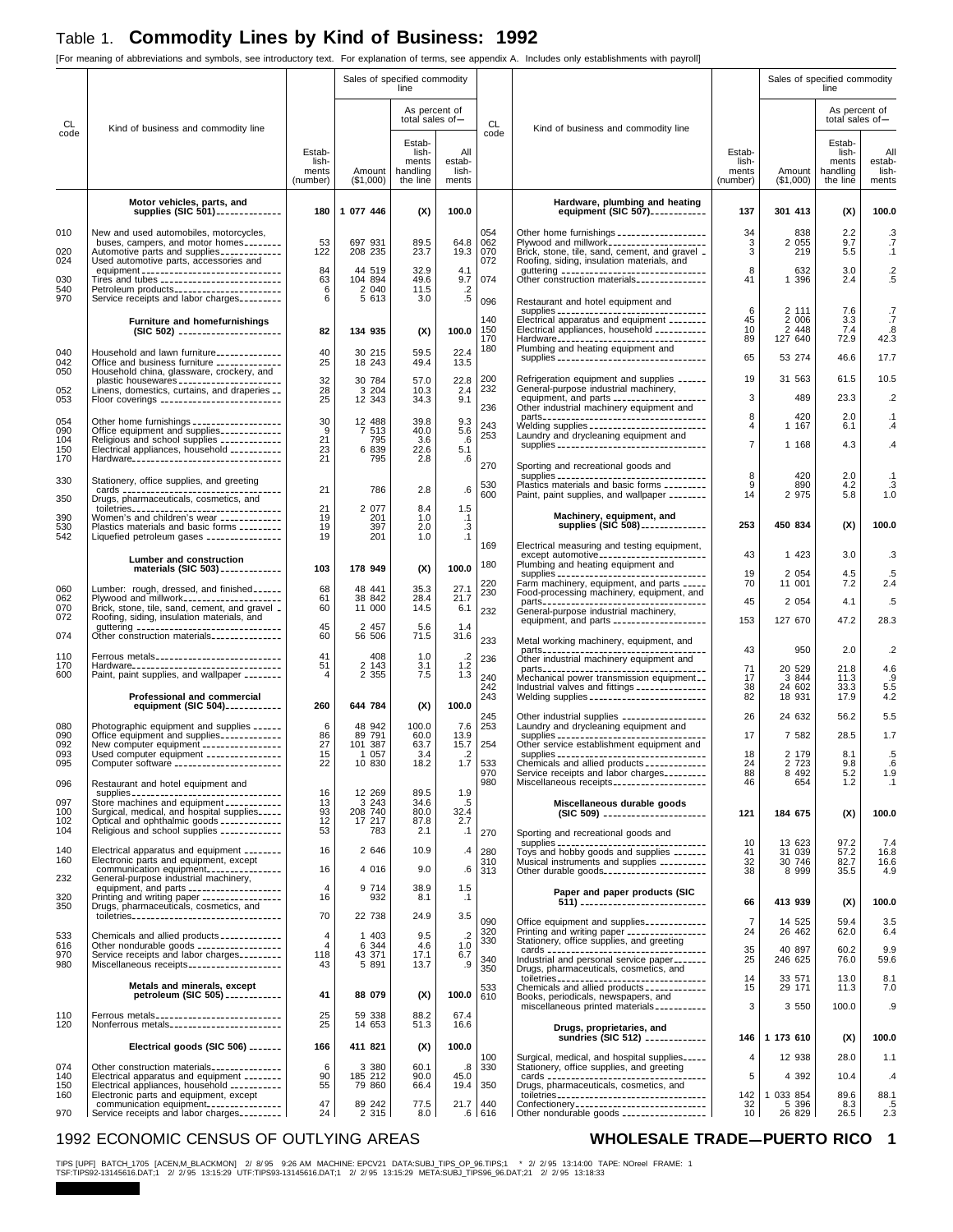# Table 1. **Commodity Lines by Kind of Business: 1992**

[For meaning of abbreviations and symbols, see introductory text. For explanation of terms, see appendix A. Includes only establishments with payroll]

| CL code | Kind of business and commodity line | Establishments (number) | Sales of specified commodity line: Amount ($1,000) | As percent of total sales of— Establishments handling the line | As percent of total sales of— All establishments |
|---|---|---|---|---|---|
| | **Motor vehicles, parts, and supplies (SIC 501)** | **180** | **1 077 446** | **(X)** | **100.0** |
| 010 | New and used automobiles, motorcycles, buses, campers, and motor homes | 53 | 697 931 | 89.5 | 64.8 |
| 020 | Automotive parts and supplies | 122 | 208 235 | 23.7 | 19.3 |
| 024 | Used automotive parts, accessories and equipment | 84 | 44 519 | 32.9 | 4.1 |
| 030 | Tires and tubes | 63 | 104 894 | 49.6 | 9.7 |
| 540 | Petroleum products | 6 | 2 040 | 11.5 | .2 |
| 970 | Service receipts and labor charges | 6 | 5 613 | 3.0 | .5 |
| | **Furniture and homefurnishings (SIC 502)** | **82** | **134 935** | **(X)** | **100.0** |
| 040 | Household and lawn furniture | 40 | 30 215 | 59.5 | 22.4 |
| 042 | Office and business furniture | 25 | 18 243 | 49.4 | 13.5 |
| 050 | Household china, glassware, crockery, and plastic housewares | 32 | 30 784 | 57.0 | 22.8 |
| 052 | Linens, domestics, curtains, and draperies | 28 | 3 204 | 10.3 | 2.4 |
| 053 | Floor coverings | 25 | 12 343 | 34.3 | 9.1 |
| 054 | Other home furnishings | 30 | 12 488 | 39.8 | 9.3 |
| 090 | Office equipment and supplies | 9 | 7 513 | 40.0 | 5.6 |
| 104 | Religious and school supplies | 21 | 795 | 3.6 | .6 |
| 150 | Electrical appliances, household | 23 | 6 839 | 22.6 | 5.1 |
| 170 | Hardware | 21 | 795 | 2.8 | .6 |
| 330 | Stationery, office supplies, and greeting cards | 21 | 786 | 2.8 | .6 |
| 350 | Drugs, pharmaceuticals, cosmetics, and toiletries | 21 | 2 077 | 8.4 | 1.5 |
| 390 | Women's and children's wear | 19 | 201 | 1.0 | .1 |
| 530 | Plastics materials and basic forms | 19 | 397 | 2.0 | .3 |
| 542 | Liquefied petroleum gases | 19 | 201 | 1.0 | .1 |
| | **Lumber and construction materials (SIC 503)** | **103** | **178 949** | **(X)** | **100.0** |
| 060 | Lumber: rough, dressed, and finished | 68 | 48 441 | 35.3 | 27.1 |
| 062 | Plywood and millwork | 61 | 38 842 | 28.4 | 21.7 |
| 070 | Brick, stone, tile, sand, cement, and gravel | 60 | 11 000 | 14.5 | 6.1 |
| 072 | Roofing, siding, insulation materials, and guttering | 45 | 2 457 | 5.6 | 1.4 |
| 074 | Other construction materials | 60 | 56 506 | 71.5 | 31.6 |
| 110 | Ferrous metals | 41 | 408 | 1.0 | .2 |
| 170 | Hardware | 51 | 2 143 | 3.1 | 1.2 |
| 600 | Paint, paint supplies, and wallpaper | 4 | 2 355 | 7.5 | 1.3 |
| | **Professional and commercial equipment (SIC 504)** | **260** | **644 784** | **(X)** | **100.0** |
| 080 | Photographic equipment and supplies | 6 | 48 942 | 100.0 | 7.6 |
| 090 | Office equipment and supplies | 86 | 89 791 | 60.0 | 13.9 |
| 092 | New computer equipment | 27 | 101 387 | 63.7 | 15.7 |
| 093 | Used computer equipment | 15 | 1 057 | 3.4 | .2 |
| 095 | Computer software | 22 | 10 830 | 18.2 | 1.7 |
| 096 | Restaurant and hotel equipment and supplies | 16 | 12 269 | 89.5 | 1.9 |
| 097 | Store machines and equipment | 13 | 3 243 | 34.6 | .5 |
| 100 | Surgical, medical, and hospital supplies | 93 | 208 740 | 80.0 | 32.4 |
| 102 | Optical and ophthalmic goods | 12 | 17 217 | 87.8 | 2.7 |
| 104 | Religious and school supplies | 53 | 783 | 2.1 | .1 |
| 140 | Electrical apparatus and equipment | 16 | 2 646 | 10.9 | .4 |
| 160 | Electronic parts and equipment, except communication equipment | 16 | 4 016 | 9.0 | .6 |
| 232 | General-purpose industrial machinery, equipment, and parts | 4 | 9 714 | 38.9 | 1.5 |
| 320 | Printing and writing paper | 16 | 932 | 8.1 | .1 |
| 350 | Drugs, pharmaceuticals, cosmetics, and toiletries | 70 | 22 738 | 24.9 | 3.5 |
| 533 | Chemicals and allied products | 4 | 1 403 | 9.5 | .2 |
| 616 | Other nondurable goods | 4 | 6 344 | 4.6 | 1.0 |
| 970 | Service receipts and labor charges | 118 | 43 371 | 17.1 | 6.7 |
| 980 | Miscellaneous receipts | 43 | 5 891 | 13.7 | .9 |
| | **Metals and minerals, except petroleum (SIC 505)** | **41** | **88 079** | **(X)** | **100.0** |
| 110 | Ferrous metals | 25 | 59 338 | 88.2 | 67.4 |
| 120 | Nonferrous metals | 25 | 14 653 | 51.3 | 16.6 |
| | **Electrical goods (SIC 506)** | **166** | **411 821** | **(X)** | **100.0** |
| 074 | Other construction materials | 6 | 3 380 | 60.1 | .8 |
| 140 | Electrical apparatus and equipment | 90 | 185 212 | 90.0 | 45.0 |
| 150 | Electrical appliances, household | 55 | 79 860 | 66.4 | 19.4 |
| 160 | Electronic parts and equipment, except communication equipment | 47 | 89 242 | 77.5 | 21.7 |
| 970 | Service receipts and labor charges | 24 | 2 315 | 8.0 | .6 |
| | **Hardware, plumbing and heating equipment (SIC 507)** | **137** | **301 413** | **(X)** | **100.0** |
| 054 | Other home furnishings | 34 | 838 | 2.2 | .3 |
| 062 | Plywood and millwork | 3 | 2 055 | 9.7 | .7 |
| 070 | Brick, stone, tile, sand, cement, and gravel | 3 | 219 | 5.5 | .1 |
| 072 | Roofing, siding, insulation materials, and guttering | 8 | 632 | 3.0 | .2 |
| 074 | Other construction materials | 41 | 1 396 | 2.4 | .5 |
| 096 | Restaurant and hotel equipment and supplies | 6 | 2 111 | 7.6 | .7 |
| 140 | Electrical apparatus and equipment | 45 | 2 006 | 3.3 | .7 |
| 150 | Electrical appliances, household | 10 | 2 448 | 7.4 | .8 |
| 170 | Hardware | 89 | 127 640 | 72.9 | 42.3 |
| 180 | Plumbing and heating equipment and supplies | 65 | 53 274 | 46.6 | 17.7 |
| 200 | Refrigeration equipment and supplies | 19 | 31 563 | 61.5 | 10.5 |
| 232 | General-purpose industrial machinery, equipment, and parts | 3 | 489 | 23.3 | .2 |
| 236 | Other industrial machinery equipment and parts | 8 | 420 | 2.0 | .1 |
| 243 | Welding supplies | 4 | 1 167 | 6.1 | .4 |
| 253 | Laundry and drycleaning equipment and supplies | 7 | 1 168 | 4.3 | .4 |
| 270 | Sporting and recreational goods and supplies | 8 | 420 | 2.0 | .1 |
| 530 | Plastics materials and basic forms | 9 | 890 | 4.2 | .3 |
| 600 | Paint, paint supplies, and wallpaper | 14 | 2 975 | 5.8 | 1.0 |
| | **Machinery, equipment, and supplies (SIC 508)** | **253** | **450 834** | **(X)** | **100.0** |
| 169 | Electrical measuring and testing equipment, except automotive | 43 | 1 423 | 3.0 | .3 |
| 180 | Plumbing and heating equipment and supplies | 19 | 2 054 | 4.5 | .5 |
| 220 | Farm machinery, equipment, and parts | 70 | 11 001 | 7.2 | 2.4 |
| 230 | Food-processing machinery, equipment, and parts | 45 | 2 054 | 4.1 | .5 |
| 232 | General-purpose industrial machinery, equipment, and parts | 153 | 127 670 | 47.2 | 28.3 |
| 233 | Metal working machinery, equipment, and parts | 43 | 950 | 2.0 | .2 |
| 236 | Other industrial machinery equipment and parts | 71 | 20 529 | 21.8 | 4.6 |
| 240 | Mechanical power transmission equipment | 17 | 3 844 | 11.3 | .9 |
| 242 | Industrial valves and fittings | 38 | 24 602 | 33.3 | 5.5 |
| 243 | Welding supplies | 82 | 18 931 | 17.9 | 4.2 |
| 245 | Other industrial supplies | 26 | 24 632 | 56.2 | 5.5 |
| 253 | Laundry and drycleaning equipment and supplies | 17 | 7 582 | 28.5 | 1.7 |
| 254 | Other service establishment equipment and supplies | 18 | 2 179 | 8.1 | .5 |
| 533 | Chemicals and allied products | 24 | 2 723 | 9.8 | .6 |
| 970 | Service receipts and labor charges | 88 | 8 492 | 5.2 | 1.9 |
| 980 | Miscellaneous receipts | 46 | 654 | 1.2 | .1 |
| | **Miscellaneous durable goods (SIC 509)** | **121** | **184 675** | **(X)** | **100.0** |
| 270 | Sporting and recreational goods and supplies | 10 | 13 623 | 97.2 | 7.4 |
| 280 | Toys and hobby goods and supplies | 41 | 31 039 | 57.2 | 16.8 |
| 310 | Musical instruments and supplies | 32 | 30 746 | 82.7 | 16.6 |
| 313 | Other durable goods | 38 | 8 999 | 35.5 | 4.9 |
| | **Paper and paper products (SIC 511)** | **66** | **413 939** | **(X)** | **100.0** |
| 090 | Office equipment and supplies | 7 | 14 525 | 59.4 | 3.5 |
| 320 | Printing and writing paper | 24 | 26 462 | 62.0 | 6.4 |
| 330 | Stationery, office supplies, and greeting cards | 35 | 40 897 | 60.2 | 9.9 |
| 340 | Industrial and personal service paper | 25 | 246 625 | 76.0 | 59.6 |
| 350 | Drugs, pharmaceuticals, cosmetics, and toiletries | 14 | 33 571 | 13.0 | 8.1 |
| 533 | Chemicals and allied products | 15 | 29 171 | 11.3 | 7.0 |
| 610 | Books, periodicals, newspapers, and miscellaneous printed materials | 3 | 3 550 | 100.0 | .9 |
| | **Drugs, proprietaries, and sundries (SIC 512)** | **146** | **1 173 610** | **(X)** | **100.0** |
| 100 | Surgical, medical, and hospital supplies | 4 | 12 938 | 28.0 | 1.1 |
| 330 | Stationery, office supplies, and greeting cards | 5 | 4 392 | 10.4 | .4 |
| 350 | Drugs, pharmaceuticals, cosmetics, and toiletries | 142 | 1 033 854 | 89.6 | 88.1 |
| 440 | Confectionery | 32 | 5 396 | 8.3 | .5 |
| 616 | Other nondurable goods | 10 | 26 829 | 26.5 | 2.3 |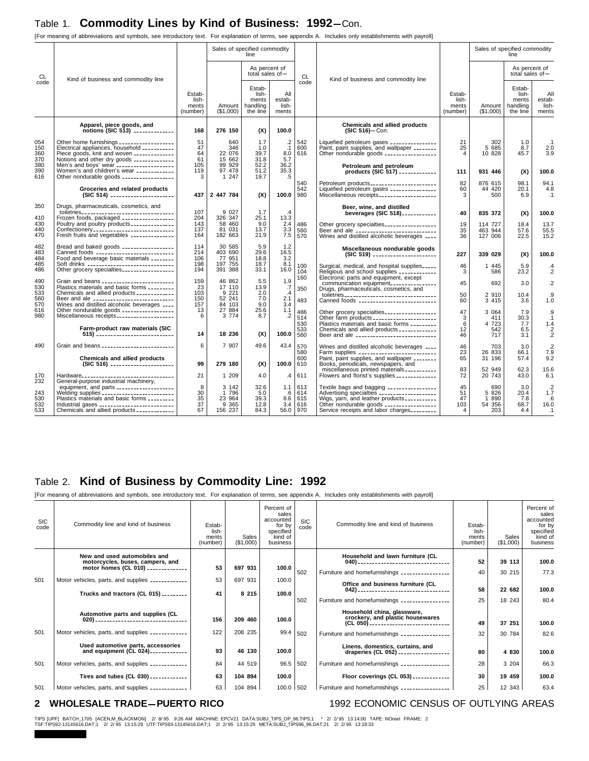## Table 1. Commodity Lines by Kind of Business: 1992—Con.

[For meaning of abbreviations and symbols, see introductory text. For explanation of terms, see appendix A. Includes only establishments with payroll]

| CL code | Kind of business and commodity line | Establishments (number) | Sales of specified commodity line: Amount ($1,000) | As percent of total sales of—Establishments handling the line | As percent of total sales of—All establishments |
|---|---|---|---|---|---|
| | **Apparel, piece goods, and notions (SIC 513)** | **168** | **276 150** | **(X)** | **100.0** |
| 054 | Other home furnishings | 51 | 640 | 1.7 | .2 |
| 150 | Electrical appliances, household | 47 | 346 | 1.0 | .1 |
| 360 | Piece goods, knit and woven | 64 | 22 076 | 39.7 | 8.0 |
| 370 | Notions and other dry goods | 61 | 15 662 | 31.8 | 5.7 |
| 380 | Men's and boys' wear | 105 | 99 929 | 52.2 | 36.2 |
| 390 | Women's and children's wear | 119 | 97 478 | 51.2 | 35.3 |
| 616 | Other nondurable goods | 3 | 1 247 | 19.7 | .5 |
| | **Groceries and related products (SIC 514)** | **437** | **2 447 784** | **(X)** | **100.0** |
| 350 | Drugs, pharmaceuticals, cosmetics, and toiletries | 107 | 9 027 | 1.7 | .4 |
| 410 | Frozen foods, packaged | 204 | 326 347 | 25.1 | 13.3 |
| 430 | Poultry and poultry products | 143 | 58 460 | 9.0 | 2.4 |
| 440 | Confectionery | 137 | 81 031 | 13.7 | 3.3 |
| 470 | Fresh fruits and vegetables | 164 | 182 663 | 21.9 | 7.5 |
| 482 | Bread and baked goods | 114 | 30 585 | 5.9 | 1.2 |
| 483 | Canned foods | 214 | 403 690 | 29.6 | 16.5 |
| 484 | Food and beverage basic materials | 106 | 77 951 | 18.8 | 3.2 |
| 485 | Soft drinks | 198 | 197 755 | 18.7 | 8.1 |
| 486 | Other grocery specialties | 194 | 391 388 | 33.1 | 16.0 |
| 490 | Grain and beans | 159 | 46 862 | 5.5 | 1.9 |
| 530 | Plastics materials and basic forms | 23 | 17 110 | 13.9 | .7 |
| 533 | Chemicals and allied products | 103 | 9 221 | 2.0 | .4 |
| 560 | Beer and ale | 150 | 52 241 | 7.0 | 2.1 |
| 570 | Wines and distilled alcoholic beverages | 157 | 84 103 | 9.0 | 3.4 |
| 616 | Other nondurable goods | 13 | 27 884 | 25.6 | 1.1 |
| 980 | Miscellaneous receipts | 6 | 3 774 | 8.7 | .2 |
| | **Farm-product raw materials (SIC 515)** | **14** | **18 236** | **(X)** | **100.0** |
| 490 | Grain and beans | 6 | 7 907 | 49.6 | 43.4 |
| | **Chemicals and allied products (SIC 516)** | **99** | **279 180** | **(X)** | **100.0** |
| 170 | Hardware | 21 | 1 209 | 4.0 | .4 |
| 232 | General-purpose industrial machinery, equipment, and parts | 8 | 3 142 | 32.6 | 1.1 |
| 243 | Welding supplies | 30 | 1 796 | 5.0 | .6 |
| 530 | Plastics materials and basic forms | 35 | 23 964 | 39.3 | 8.6 |
| 532 | Industrial gases | 37 | 9 365 | 12.8 | 3.4 |
| 533 | Chemicals and allied products | 67 | 156 237 | 84.3 | 56.0 |
| | **Chemicals and allied products (SIC 516)—Con.** | | | | |
| 542 | Liquefied petroleum gases | 21 | 302 | 1.0 | .1 |
| 600 | Paint, paint supplies, and wallpaper | 25 | 5 685 | 8.7 | 2.0 |
| 616 | Other nondurable goods | 4 | 10 828 | 45.7 | 3.9 |
| | **Petroleum and petroleum products (SIC 517)** | **111** | **931 446** | **(X)** | **100.0** |
| 540 | Petroleum products | 82 | 876 615 | 98.1 | 94.1 |
| 542 | Liquefied petroleum gases | 60 | 44 420 | 20.1 | 4.8 |
| 980 | Miscellaneous receipts | 3 | 500 | 6.9 | .1 |
| | **Beer, wine, and distilled beverages (SIC 518)** | **40** | **835 372** | **(X)** | **100.0** |
| 486 | Other grocery specialties | 19 | 114 727 | 18.4 | 13.7 |
| 560 | Beer and ale | 35 | 463 944 | 57.6 | 55.5 |
| 570 | Wines and distilled alcoholic beverages | 36 | 127 006 | 22.5 | 15.2 |
| | **Miscellaneous nondurable goods (SIC 519)** | **227** | **339 029** | **(X)** | **100.0** |
| 100 | Surgical, medical, and hospital supplies | 46 | 1 445 | 5.9 | .4 |
| 104 | Religious and school supplies | 3 | 586 | 23.2 | .2 |
| 160 | Electronic parts and equipment, except communication equipment | 45 | 692 | 3.0 | .2 |
| 350 | Drugs, pharmaceuticals, cosmetics, and toiletries | 50 | 2 910 | 10.4 | .9 |
| 483 | Canned foods | 60 | 3 415 | 3.6 | 1.0 |
| 486 | Other grocery specialties | 47 | 3 064 | 7.9 | .9 |
| 514 | Other farm products | 3 | 411 | 30.3 | .1 |
| 530 | Plastics materials and basic forms | 6 | 4 723 | 7.7 | 1.4 |
| 533 | Chemicals and allied products | 12 | 542 | 6.5 | .2 |
| 560 | Beer and ale | 46 | 717 | 3.1 | .2 |
| 570 | Wines and distilled alcoholic beverages | 46 | 703 | 3.0 | .2 |
| 580 | Farm supplies | 23 | 26 833 | 66.1 | 7.9 |
| 600 | Paint, paint supplies, and wallpaper | 65 | 31 196 | 57.4 | 9.2 |
| 610 | Books, periodicals, newspapers, and miscellaneous printed materials | 83 | 52 949 | 62.3 | 15.6 |
| 611 | Flowers and florist's supplies | 72 | 20 743 | 43.0 | 6.1 |
| 613 | Textile bags and bagging | 45 | 690 | 3.0 | .2 |
| 614 | Advertising specialties | 51 | 5 826 | 20.4 | 1.7 |
| 615 | Wigs, yarn, and leather products | 47 | 1 890 | 7.8 | .6 |
| 616 | Other nondurable goods | 103 | 54 356 | 68.7 | 16.0 |
| 970 | Service receipts and labor charges | 4 | 203 | 4.4 | .1 |

## Table 2. Kind of Business by Commodity Line: 1992

[For meaning of abbreviations and symbols, see introductory text. For explanation of terms, see appendix A. Includes only establishments with payroll]

| SIC code | Commodity line and kind of business | Establishments (number) | Sales ($1,000) | Percent of sales accounted for by specified kind of business |
|---|---|---|---|---|
| | **New and used automobiles and motorcycles, buses, campers, and motor homes (CL 010)** | **53** | **697 931** | **100.0** |
| 501 | Motor vehicles, parts, and supplies | 53 | 697 931 | 100.0 |
| | **Trucks and tractors (CL 015)** | **41** | **8 215** | **100.0** |
| | **Automotive parts and supplies (CL 020)** | **156** | **209 460** | **100.0** |
| 501 | Motor vehicles, parts, and supplies | 122 | 208 235 | 99.4 |
| | **Used automotive parts, accessories and equipment (CL 024)** | **93** | **46 130** | **100.0** |
| 501 | Motor vehicles, parts, and supplies | 84 | 44 519 | 96.5 |
| | **Tires and tubes (CL 030)** | **63** | **104 894** | **100.0** |
| 501 | Motor vehicles, parts, and supplies | 63 | 104 894 | 100.0 |
| | **Household and lawn furniture (CL 040)** | **52** | **39 113** | **100.0** |
| 502 | Furniture and homefurnishings | 40 | 30 215 | 77.3 |
| | **Office and business furniture (CL 042)** | **58** | **22 682** | **100.0** |
| 502 | Furniture and homefurnishings | 25 | 18 243 | 80.4 |
| | **Household china, glassware, crockery, and plastic housewares (CL 050)** | **49** | **37 251** | **100.0** |
| 502 | Furniture and homefurnishings | 32 | 30 784 | 82.6 |
| | **Linens, domestics, curtains, and draperies (CL 052)** | **80** | **4 830** | **100.0** |
| 502 | Furniture and homefurnishings | 28 | 3 204 | 66.3 |
| | **Floor coverings (CL 053)** | **30** | **19 459** | **100.0** |
| 502 | Furniture and homefurnishings | 25 | 12 343 | 63.4 |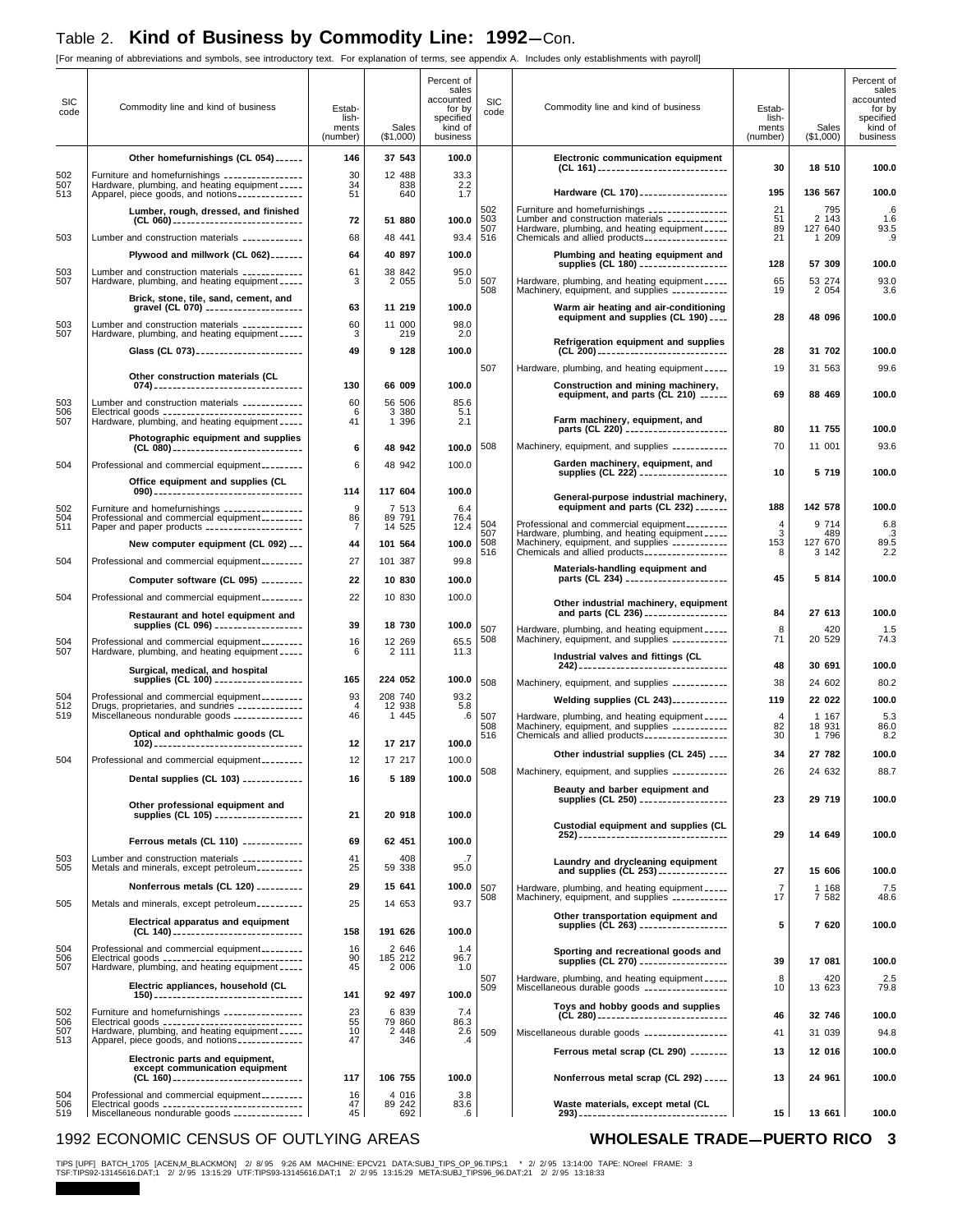# Table 2. **Kind of Business by Commodity Line: 1992**—Con.

[For meaning of abbreviations and symbols, see introductory text. For explanation of terms, see appendix A. Includes only establishments with payroll]

| SIC code | Commodity line and kind of business | Establishments (number) | Sales ($1,000) | Percent of sales accounted for by specified kind of business |
|---|---|---|---|---|
| | **Other homefurnishings (CL 054)** | **146** | **37 543** | **100.0** |
| 502 | Furniture and homefurnishings | 30 | 12 488 | 33.3 |
| 507 | Hardware, plumbing, and heating equipment | 34 | 838 | 2.2 |
| 513 | Apparel, piece goods, and notions | 51 | 640 | 1.7 |
| | **Lumber, rough, dressed, and finished (CL 060)** | **72** | **51 880** | **100.0** |
| 503 | Lumber and construction materials | 68 | 48 441 | 93.4 |
| | **Plywood and millwork (CL 062)** | **64** | **40 897** | **100.0** |
| 503 | Lumber and construction materials | 61 | 38 842 | 95.0 |
| 507 | Hardware, plumbing, and heating equipment | 3 | 2 055 | 5.0 |
| | **Brick, stone, tile, sand, cement, and gravel (CL 070)** | **63** | **11 219** | **100.0** |
| 503 | Lumber and construction materials | 60 | 11 000 | 98.0 |
| 507 | Hardware, plumbing, and heating equipment | 3 | 219 | 2.0 |
| | **Glass (CL 073)** | **49** | **9 128** | **100.0** |
| | **Other construction materials (CL 074)** | **130** | **66 009** | **100.0** |
| 503 | Lumber and construction materials | 60 | 56 506 | 85.6 |
| 506 | Electrical goods | 6 | 3 380 | 5.1 |
| 507 | Hardware, plumbing, and heating equipment | 41 | 1 396 | 2.1 |
| | **Photographic equipment and supplies (CL 080)** | **6** | **48 942** | **100.0** |
| 504 | Professional and commercial equipment | 6 | 48 942 | 100.0 |
| | **Office equipment and supplies (CL 090)** | **114** | **117 604** | **100.0** |
| 502 | Furniture and homefurnishings | 9 | 7 513 | 6.4 |
| 504 | Professional and commercial equipment | 86 | 89 791 | 76.4 |
| 511 | Paper and paper products | 7 | 14 525 | 12.4 |
| | **New computer equipment (CL 092)** | **44** | **101 564** | **100.0** |
| 504 | Professional and commercial equipment | 27 | 101 387 | 99.8 |
| | **Computer software (CL 095)** | **22** | **10 830** | **100.0** |
| 504 | Professional and commercial equipment | 22 | 10 830 | 100.0 |
| | **Restaurant and hotel equipment and supplies (CL 096)** | **39** | **18 730** | **100.0** |
| 504 | Professional and commercial equipment | 16 | 12 269 | 65.5 |
| 507 | Hardware, plumbing, and heating equipment | 6 | 2 111 | 11.3 |
| | **Surgical, medical, and hospital supplies (CL 100)** | **165** | **224 052** | **100.0** |
| 504 | Professional and commercial equipment | 93 | 208 740 | 93.2 |
| 512 | Drugs, proprietaries, and sundries | 4 | 12 938 | 5.8 |
| 519 | Miscellaneous nondurable goods | 46 | 1 445 | .6 |
| | **Optical and ophthalmic goods (CL 102)** | **12** | **17 217** | **100.0** |
| 504 | Professional and commercial equipment | 12 | 17 217 | 100.0 |
| | **Dental supplies (CL 103)** | **16** | **5 189** | **100.0** |
| | **Other professional equipment and supplies (CL 105)** | **21** | **20 918** | **100.0** |
| | **Ferrous metals (CL 110)** | **69** | **62 451** | **100.0** |
| 503 | Lumber and construction materials | 41 | 408 | .7 |
| 505 | Metals and minerals, except petroleum | 25 | 59 338 | 95.0 |
| | **Nonferrous metals (CL 120)** | **29** | **15 641** | **100.0** |
| 505 | Metals and minerals, except petroleum | 25 | 14 653 | 93.7 |
| | **Electrical apparatus and equipment (CL 140)** | **158** | **191 626** | **100.0** |
| 504 | Professional and commercial equipment | 16 | 2 646 | 1.4 |
| 506 | Electrical goods | 90 | 185 212 | 96.7 |
| 507 | Hardware, plumbing, and heating equipment | 45 | 2 006 | 1.0 |
| | **Electric appliances, household (CL 150)** | **141** | **92 497** | **100.0** |
| 502 | Furniture and homefurnishings | 23 | 6 839 | 7.4 |
| 506 | Electrical goods | 55 | 79 860 | 86.3 |
| 507 | Hardware, plumbing, and heating equipment | 10 | 2 448 | 2.6 |
| 513 | Apparel, piece goods, and notions | 47 | 346 | .4 |
| | **Electronic parts and equipment, except communication equipment (CL 160)** | **117** | **106 755** | **100.0** |
| 504 | Professional and commercial equipment | 16 | 4 016 | 3.8 |
| 506 | Electrical goods | 47 | 89 242 | 83.6 |
| 519 | Miscellaneous nondurable goods | 45 | 692 | .6 |
| | **Electronic communication equipment (CL 161)** | **30** | **18 510** | **100.0** |
| | **Hardware (CL 170)** | **195** | **136 567** | **100.0** |
| 502 | Furniture and homefurnishings | 21 | 795 | .6 |
| 503 | Lumber and construction materials | 51 | 2 143 | 1.6 |
| 507 | Hardware, plumbing, and heating equipment | 89 | 127 640 | 93.5 |
| 516 | Chemicals and allied products | 21 | 1 209 | .9 |
| | **Plumbing and heating equipment and supplies (CL 180)** | **128** | **57 309** | **100.0** |
| 507 | Hardware, plumbing, and heating equipment | 65 | 53 274 | 93.0 |
| 508 | Machinery, equipment, and supplies | 19 | 2 054 | 3.6 |
| | **Warm air heating and air-conditioning equipment and supplies (CL 190)** | **28** | **48 096** | **100.0** |
| | **Refrigeration equipment and supplies (CL 200)** | **28** | **31 702** | **100.0** |
| 507 | Hardware, plumbing, and heating equipment | 19 | 31 563 | 99.6 |
| | **Construction and mining machinery, equipment, and parts (CL 210)** | **69** | **88 469** | **100.0** |
| | **Farm machinery, equipment, and parts (CL 220)** | **80** | **11 755** | **100.0** |
| 508 | Machinery, equipment, and supplies | 70 | 11 001 | 93.6 |
| | **Garden machinery, equipment, and supplies (CL 222)** | **10** | **5 719** | **100.0** |
| | **General-purpose industrial machinery, equipment and parts (CL 232)** | **188** | **142 578** | **100.0** |
| 504 | Professional and commercial equipment | 4 | 9 714 | 6.8 |
| 507 | Hardware, plumbing, and heating equipment | 3 | 489 | .3 |
| 508 | Machinery, equipment, and supplies | 153 | 127 670 | 89.5 |
| 516 | Chemicals and allied products | 8 | 3 142 | 2.2 |
| | **Materials-handling equipment and parts (CL 234)** | **45** | **5 814** | **100.0** |
| | **Other industrial machinery, equipment and parts (CL 236)** | **84** | **27 613** | **100.0** |
| 507 | Hardware, plumbing, and heating equipment | 8 | 420 | 1.5 |
| 508 | Machinery, equipment, and supplies | 71 | 20 529 | 74.3 |
| | **Industrial valves and fittings (CL 242)** | **48** | **30 691** | **100.0** |
| 508 | Machinery, equipment, and supplies | 38 | 24 602 | 80.2 |
| | **Welding supplies (CL 243)** | **119** | **22 022** | **100.0** |
| 507 | Hardware, plumbing, and heating equipment | 4 | 1 167 | 5.3 |
| 508 | Machinery, equipment, and supplies | 82 | 18 931 | 86.0 |
| 516 | Chemicals and allied products | 30 | 1 796 | 8.2 |
| | **Other industrial supplies (CL 245)** | **34** | **27 782** | **100.0** |
| 508 | Machinery, equipment, and supplies | 26 | 24 632 | 88.7 |
| | **Beauty and barber equipment and supplies (CL 250)** | **23** | **29 719** | **100.0** |
| | **Custodial equipment and supplies (CL 252)** | **29** | **14 649** | **100.0** |
| | **Laundry and drycleaning equipment and supplies (CL 253)** | **27** | **15 606** | **100.0** |
| 507 | Hardware, plumbing, and heating equipment | 7 | 1 168 | 7.5 |
| 508 | Machinery, equipment, and supplies | 17 | 7 582 | 48.6 |
| | **Other transportation equipment and supplies (CL 263)** | **5** | **7 620** | **100.0** |
| | **Sporting and recreational goods and supplies (CL 270)** | **39** | **17 081** | **100.0** |
| 507 | Hardware, plumbing, and heating equipment | 8 | 420 | 2.5 |
| 509 | Miscellaneous durable goods | 10 | 13 623 | 79.8 |
| | **Toys and hobby goods and supplies (CL 280)** | **46** | **32 746** | **100.0** |
| 509 | Miscellaneous durable goods | 41 | 31 039 | 94.8 |
| | **Ferrous metal scrap (CL 290)** | **13** | **12 016** | **100.0** |
| | **Nonferrous metal scrap (CL 292)** | **13** | **24 961** | **100.0** |
| | **Waste materials, except metal (CL 293)** | **15** | **13 661** | **100.0** |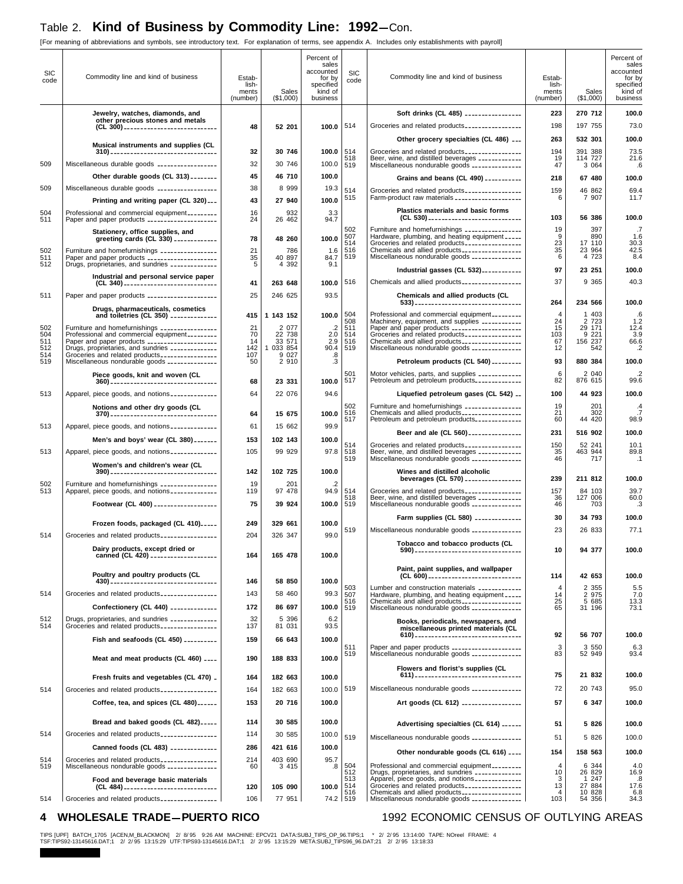# Table 2. Kind of Business by Commodity Line: 1992—Con.

[For meaning of abbreviations and symbols, see introductory text. For explanation of terms, see appendix A. Includes only establishments with payroll]

| SIC code | Commodity line and kind of business | Establishments (number) | Sales ($1,000) | Percent of sales accounted for by specified kind of business |
|---|---|---|---|---|
| | **Jewelry, watches, diamonds, and other precious stones and metals (CL 300)** | **48** | **52 201** | **100.0** |
| 514 | Groceries and related products | 198 | 197 755 | 73.0 |
| | **Musical instruments and supplies (CL 310)** | **32** | **30 746** | **100.0** |
| 509 | Miscellaneous durable goods | 32 | 30 746 | 100.0 |
| | **Other durable goods (CL 313)** | **45** | **46 710** | **100.0** |
| 509 | Miscellaneous durable goods | 38 | 8 999 | 19.3 |
| | **Printing and writing paper (CL 320)** | **43** | **27 940** | **100.0** |
| 504 | Professional and commercial equipment | 16 | 932 | 3.3 |
| 511 | Paper and paper products | 24 | 26 462 | 94.7 |
| | **Stationery, office supplies, and greeting cards (CL 330)** | **78** | **48 260** | **100.0** |
| 502 | Furniture and homefurnishings | 21 | 786 | 1.6 |
| 511 | Paper and paper products | 35 | 40 897 | 84.7 |
| 512 | Drugs, proprietaries, and sundries | 5 | 4 392 | 9.1 |
| | **Industrial and personal service paper (CL 340)** | **41** | **263 648** | **100.0** |
| 511 | Paper and paper products | 25 | 246 625 | 93.5 |
| | **Drugs, pharmaceuticals, cosmetics and toiletries (CL 350)** | **415** | **1 143 152** | **100.0** |
| 502 | Furniture and homefurnishings | 21 | 2 077 | .2 |
| 504 | Professional and commercial equipment | 70 | 22 738 | 2.0 |
| 511 | Paper and paper products | 14 | 33 571 | 2.9 |
| 512 | Drugs, proprietaries, and sundries | 142 | 1 033 854 | 90.4 |
| 514 | Groceries and related products | 107 | 9 027 | .8 |
| 519 | Miscellaneous nondurable goods | 50 | 2 910 | .3 |
| | **Piece goods, knit and woven (CL 360)** | **68** | **23 331** | **100.0** |
| 513 | Apparel, piece goods, and notions | 64 | 22 076 | 94.6 |
| | **Notions and other dry goods (CL 370)** | **64** | **15 675** | **100.0** |
| 513 | Apparel, piece goods, and notions | 61 | 15 662 | 99.9 |
| | **Men's and boys' wear (CL 380)** | **153** | **102 143** | **100.0** |
| 513 | Apparel, piece goods, and notions | 105 | 99 929 | 97.8 |
| | **Women's and children's wear (CL 390)** | **142** | **102 725** | **100.0** |
| 502 | Furniture and homefurnishings | 19 | 201 | .2 |
| 513 | Apparel, piece goods, and notions | 119 | 97 478 | 94.9 |
| | **Footwear (CL 400)** | **75** | **39 924** | **100.0** |
| | **Frozen foods, packaged (CL 410)** | **249** | **329 661** | **100.0** |
| 514 | Groceries and related products | 204 | 326 347 | 99.0 |
| | **Dairy products, except dried or canned (CL 420)** | **164** | **165 478** | **100.0** |
| | **Poultry and poultry products (CL 430)** | **146** | **58 850** | **100.0** |
| 514 | Groceries and related products | 143 | 58 460 | 99.3 |
| | **Confectionery (CL 440)** | **172** | **86 697** | **100.0** |
| 512 | Drugs, proprietaries, and sundries | 32 | 5 396 | 6.2 |
| 514 | Groceries and related products | 137 | 81 031 | 93.5 |
| | **Fish and seafoods (CL 450)** | **159** | **66 643** | **100.0** |
| | **Meat and meat products (CL 460)** | **190** | **188 833** | **100.0** |
| | **Fresh fruits and vegetables (CL 470)** | **164** | **182 663** | **100.0** |
| 514 | Groceries and related products | 164 | 182 663 | 100.0 |
| | **Coffee, tea, and spices (CL 480)** | **153** | **20 716** | **100.0** |
| | **Bread and baked goods (CL 482)** | **114** | **30 585** | **100.0** |
| 514 | Groceries and related products | 114 | 30 585 | 100.0 |
| | **Canned foods (CL 483)** | **286** | **421 616** | **100.0** |
| 514 | Groceries and related products | 214 | 403 690 | 95.7 |
| 519 | Miscellaneous nondurable goods | 60 | 3 415 | .8 |
| | **Food and beverage basic materials (CL 484)** | **120** | **105 090** | **100.0** |
| 514 | Groceries and related products | 106 | 77 951 | 74.2 |
| | **Soft drinks (CL 485)** | **223** | **270 712** | **100.0** |
| 514 | Groceries and related products | 198 | 197 755 | 73.0 |
| | **Other grocery specialties (CL 486)** | **263** | **532 301** | **100.0** |
| 514 | Groceries and related products | 194 | 391 388 | 73.5 |
| 518 | Beer, wine, and distilled beverages | 19 | 114 727 | 21.6 |
| 519 | Miscellaneous nondurable goods | 47 | 3 064 | .6 |
| | **Grains and beans (CL 490)** | **218** | **67 480** | **100.0** |
| 514 | Groceries and related products | 159 | 46 862 | 69.4 |
| 515 | Farm-product raw materials | 6 | 7 907 | 11.7 |
| | **Plastics materials and basic forms (CL 530)** | **103** | **56 386** | **100.0** |
| 502 | Furniture and homefurnishings | 19 | 397 | .7 |
| 507 | Hardware, plumbing, and heating equipment | 9 | 890 | 1.6 |
| 514 | Groceries and related products | 23 | 17 110 | 30.3 |
| 516 | Chemicals and allied products | 35 | 23 964 | 42.5 |
| 519 | Miscellaneous nondurable goods | 6 | 4 723 | 8.4 |
| | **Industrial gasses (CL 532)** | **97** | **23 251** | **100.0** |
| 516 | Chemicals and allied products | 37 | 9 365 | 40.3 |
| | **Chemicals and allied products (CL 533)** | **264** | **234 566** | **100.0** |
| 504 | Professional and commercial equipment | 4 | 1 403 | .6 |
| 508 | Machinery, equipment, and supplies | 24 | 2 723 | 1.2 |
| 511 | Paper and paper products | 15 | 29 171 | 12.4 |
| 514 | Groceries and related products | 103 | 9 221 | 3.9 |
| 516 | Chemicals and allied products | 67 | 156 237 | 66.6 |
| 519 | Miscellaneous nondurable goods | 12 | 542 | .2 |
| | **Petroleum products (CL 540)** | **93** | **880 384** | **100.0** |
| 501 | Motor vehicles, parts, and supplies | 6 | 2 040 | .2 |
| 517 | Petroleum and petroleum products | 82 | 876 615 | 99.6 |
| | **Liquefied petroleum gases (CL 542)** | **100** | **44 923** | **100.0** |
| 502 | Furniture and homefurnishings | 19 | 201 | .4 |
| 516 | Chemicals and allied products | 21 | 302 | .7 |
| 517 | Petroleum and petroleum products | 60 | 44 420 | 98.9 |
| | **Beer and ale (CL 560)** | **231** | **516 902** | **100.0** |
| 514 | Groceries and related products | 150 | 52 241 | 10.1 |
| 518 | Beer, wine, and distilled beverages | 35 | 463 944 | 89.8 |
| 519 | Miscellaneous nondurable goods | 46 | 717 | .1 |
| | **Wines and distilled alcoholic beverages (CL 570)** | **239** | **211 812** | **100.0** |
| 514 | Groceries and related products | 157 | 84 103 | 39.7 |
| 518 | Beer, wine, and distilled beverages | 36 | 127 006 | 60.0 |
| 519 | Miscellaneous nondurable goods | 46 | 703 | .3 |
| | **Farm supplies (CL 580)** | **30** | **34 793** | **100.0** |
| 519 | Miscellaneous nondurable goods | 23 | 26 833 | 77.1 |
| | **Tobacco and tobacco products (CL 590)** | **10** | **94 377** | **100.0** |
| | **Paint, paint supplies, and wallpaper (CL 600)** | **114** | **42 653** | **100.0** |
| 503 | Lumber and construction materials | 4 | 2 355 | 5.5 |
| 507 | Hardware, plumbing, and heating equipment | 14 | 2 975 | 7.0 |
| 516 | Chemicals and allied products | 25 | 5 685 | 13.3 |
| 519 | Miscellaneous nondurable goods | 65 | 31 196 | 73.1 |
| | **Books, periodicals, newspapers, and miscellaneous printed materials (CL 610)** | **92** | **56 707** | **100.0** |
| 511 | Paper and paper products | 3 | 3 550 | 6.3 |
| 519 | Miscellaneous nondurable goods | 83 | 52 949 | 93.4 |
| | **Flowers and florist's supplies (CL 611)** | **75** | **21 832** | **100.0** |
| 519 | Miscellaneous nondurable goods | 72 | 20 743 | 95.0 |
| | **Art goods (CL 612)** | **57** | **6 347** | **100.0** |
| | **Advertising specialties (CL 614)** | **51** | **5 826** | **100.0** |
| 519 | Miscellaneous nondurable goods | 51 | 5 826 | 100.0 |
| | **Other nondurable goods (CL 616)** | **154** | **158 563** | **100.0** |
| 504 | Professional and commercial equipment | 4 | 6 344 | 4.0 |
| 512 | Drugs, proprietaries, and sundries | 10 | 26 829 | 16.9 |
| 513 | Apparel, piece goods, and notions | 3 | 1 247 | .8 |
| 514 | Groceries and related products | 13 | 27 884 | 17.6 |
| 516 | Chemicals and allied products | 4 | 10 828 | 6.8 |
| 519 | Miscellaneous nondurable goods | 103 | 54 356 | 34.3 |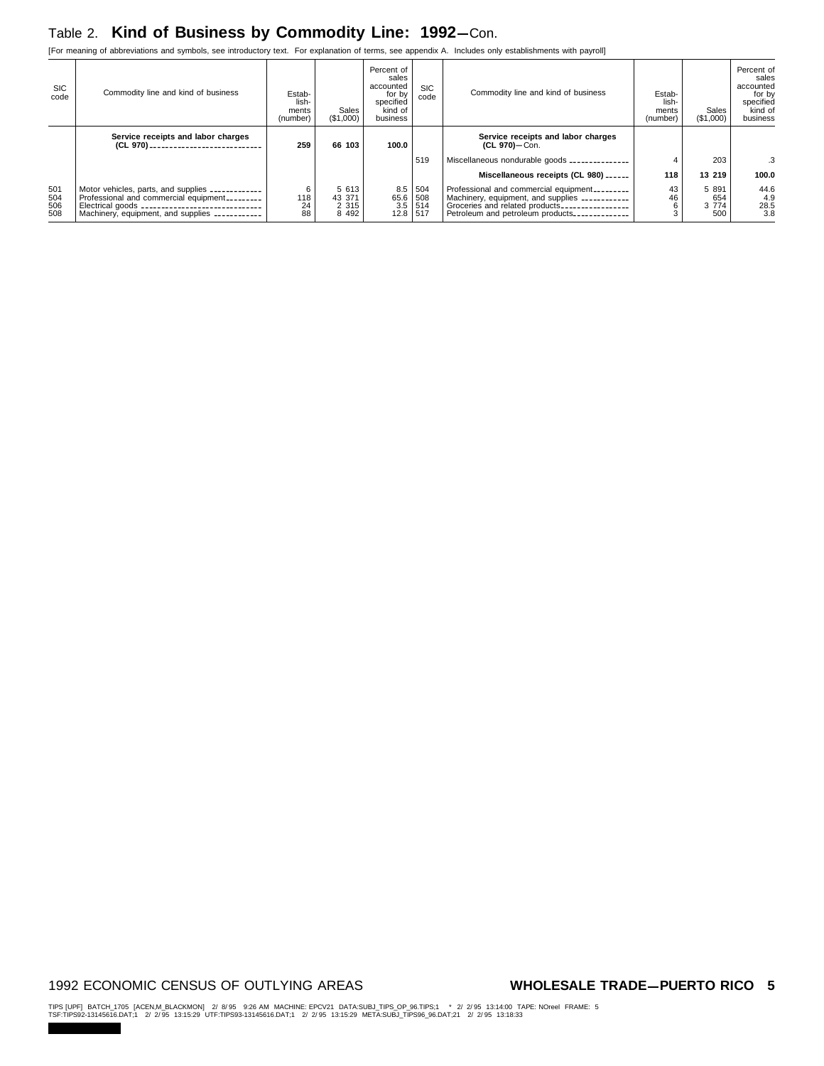# Table 2. **Kind of Business by Commodity Line: 1992**—Con.

[For meaning of abbreviations and symbols, see introductory text. For explanation of terms, see appendix A. Includes only establishments with payroll]

| SIC code | Commodity line and kind of business | Establishments (number) | Sales ($1,000) | Percent of sales accounted for by specified kind of business |
|---|---|---|---|---|
| | **Service receipts and labor charges (CL 970)** | **259** | **66 103** | **100.0** |
| 501 | Motor vehicles, parts, and supplies | 6 | 5 613 | 8.5 |
| 504 | Professional and commercial equipment | 118 | 43 371 | 65.6 |
| 506 | Electrical goods | 24 | 2 315 | 3.5 |
| 508 | Machinery, equipment, and supplies | 88 | 8 492 | 12.8 |
| | **Service receipts and labor charges (CL 970)**—Con. | | | |
| 519 | Miscellaneous nondurable goods | 4 | 203 | .3 |
| | **Miscellaneous receipts (CL 980)** | **118** | **13 219** | **100.0** |
| 504 | Professional and commercial equipment | 43 | 5 891 | 44.6 |
| 508 | Machinery, equipment, and supplies | 46 | 654 | 4.9 |
| 514 | Groceries and related products | 6 | 3 774 | 28.5 |
| 517 | Petroleum and petroleum products | 3 | 500 | 3.8 |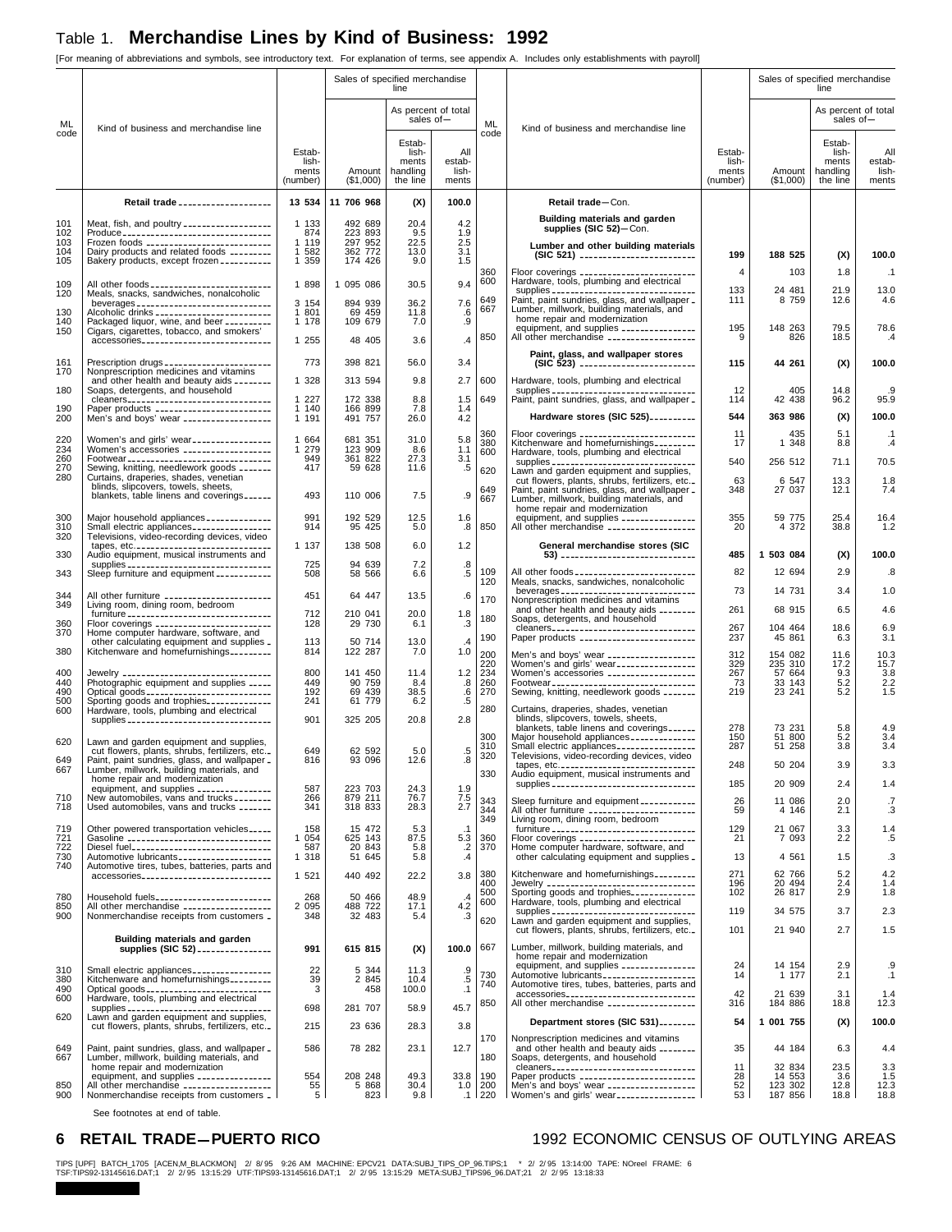# Table 1. **Merchandise Lines by Kind of Business: 1992**

[For meaning of abbreviations and symbols, see introductory text. For explanation of terms, see appendix A. Includes only establishments with payroll]

| ML code | Kind of business and merchandise line | Establishments (number) | Sales of specified merchandise line: Amount ($1,000) | As percent of total sales of— Establishments handling the line | As percent of total sales of— All establishments |
|---|---|---|---|---|---|
| | **Retail trade** | **13 534** | **11 706 968** | **(X)** | **100.0** |
| 101 | Meat, fish, and poultry | 1 133 | 492 689 | 20.4 | 4.2 |
| 102 | Produce | 874 | 223 893 | 9.5 | 1.9 |
| 103 | Frozen foods | 1 119 | 297 952 | 22.5 | 2.5 |
| 104 | Dairy products and related foods | 1 582 | 362 772 | 13.0 | 3.1 |
| 105 | Bakery products, except frozen | 1 359 | 174 426 | 9.0 | 1.5 |
| 109 | All other foods | 1 898 | 1 095 086 | 30.5 | 9.4 |
| 120 | Meals, snacks, sandwiches, nonalcoholic beverages | 3 154 | 894 939 | 36.2 | 7.6 |
| 130 | Alcoholic drinks | 1 801 | 69 459 | 11.8 | .6 |
| 140 | Packaged liquor, wine, and beer | 1 178 | 109 679 | 7.0 | .9 |
| 150 | Cigars, cigarettes, tobacco, and smokers' accessories | 1 255 | 48 405 | 3.6 | .4 |
| 161 | Prescription drugs | 773 | 398 821 | 56.0 | 3.4 |
| 170 | Nonprescription medicines and vitamins and other health and beauty aids | 1 328 | 313 594 | 9.8 | 2.7 |
| 180 | Soaps, detergents, and household cleaners | 1 227 | 172 338 | 8.8 | 1.5 |
| 190 | Paper products | 1 140 | 166 899 | 7.8 | 1.4 |
| 200 | Men's and boys' wear | 1 191 | 491 757 | 26.0 | 4.2 |
| 220 | Women's and girls' wear | 1 664 | 681 351 | 31.0 | 5.8 |
| 234 | Women's accessories | 1 279 | 123 909 | 8.6 | 1.1 |
| 260 | Footwear | 949 | 361 822 | 27.3 | 3.1 |
| 270 | Sewing, knitting, needlework goods | 417 | 59 628 | 11.6 | .5 |
| 280 | Curtains, draperies, shades, venetian blinds, slipcovers, towels, sheets, blankets, table linens and coverings | 493 | 110 006 | 7.5 | .9 |
| 300 | Major household appliances | 991 | 192 529 | 12.5 | 1.6 |
| 310 | Small electric appliances | 914 | 95 425 | 5.0 | .8 |
| 320 | Televisions, video-recording devices, video tapes, etc. | 1 137 | 138 508 | 6.0 | 1.2 |
| 330 | Audio equipment, musical instruments and supplies | 725 | 94 639 | 7.2 | .8 |
| 343 | Sleep furniture and equipment | 508 | 58 566 | 6.6 | .5 |
| 344 | All other furniture | 451 | 64 447 | 13.5 | .6 |
| 349 | Living room, dining room, bedroom furniture | 712 | 210 041 | 20.0 | 1.8 |
| 360 | Floor coverings | 128 | 29 730 | 6.1 | .3 |
| 370 | Home computer hardware, software, and other calculating equipment and supplies | 113 | 50 714 | 13.0 | .4 |
| 380 | Kitchenware and homefurnishings | 814 | 122 287 | 7.0 | 1.0 |
| 400 | Jewelry | 800 | 141 450 | 11.4 | 1.2 |
| 440 | Photographic equipment and supplies | 449 | 90 759 | 8.4 | .8 |
| 490 | Optical goods | 192 | 69 439 | 38.5 | .6 |
| 500 | Sporting goods and trophies | 241 | 61 779 | 6.2 | .5 |
| 600 | Hardware, tools, plumbing and electrical supplies | 901 | 325 205 | 20.8 | 2.8 |
| 620 | Lawn and garden equipment and supplies, cut flowers, plants, shrubs, fertilizers, etc. | 649 | 62 592 | 5.0 | .5 |
| 649 | Paint, paint sundries, glass, and wallpaper | 816 | 93 096 | 12.6 | .8 |
| 667 | Lumber, millwork, building materials, and home repair and modernization equipment, and supplies | 587 | 223 703 | 24.3 | 1.9 |
| 710 | New automobiles, vans and trucks | 266 | 879 211 | 76.7 | 7.5 |
| 718 | Used automobiles, vans and trucks | 341 | 318 833 | 28.3 | 2.7 |
| 719 | Other powered transportation vehicles | 158 | 15 472 | 5.3 | .1 |
| 721 | Gasoline | 1 054 | 625 143 | 87.5 | 5.3 |
| 722 | Diesel fuel | 587 | 20 843 | 5.8 | .2 |
| 730 | Automotive lubricants | 1 318 | 51 645 | 5.8 | .4 |
| 740 | Automotive tires, tubes, batteries, parts and accessories | 1 521 | 440 492 | 22.2 | 3.8 |
| 780 | Household fuels | 268 | 50 466 | 48.9 | .4 |
| 850 | All other merchandise | 2 095 | 488 722 | 17.1 | 4.2 |
| 900 | Nonmerchandise receipts from customers | 348 | 32 483 | 5.4 | .3 |
| | **Building materials and garden supplies (SIC 52)** | **991** | **615 815** | **(X)** | **100.0** |
| 310 | Small electric appliances | 22 | 5 344 | 11.3 | .9 |
| 380 | Kitchenware and homefurnishings | 39 | 2 845 | 10.4 | .5 |
| 490 | Optical goods | 3 | 458 | 100.0 | .1 |
| 600 | Hardware, tools, plumbing and electrical supplies | 698 | 281 707 | 58.9 | 45.7 |
| 620 | Lawn and garden equipment and supplies, cut flowers, plants, shrubs, fertilizers, etc. | 215 | 23 636 | 28.3 | 3.8 |
| 649 | Paint, paint sundries, glass, and wallpaper | 586 | 78 282 | 23.1 | 12.7 |
| 667 | Lumber, millwork, building materials, and home repair and modernization equipment, and supplies | 554 | 208 248 | 49.3 | 33.8 |
| 850 | All other merchandise | 55 | 5 868 | 30.4 | 1.0 |
| 900 | Nonmerchandise receipts from customers | 5 | 823 | 9.8 | .1 |
| | **Retail trade—Con.** | | | | |
| | **Building materials and garden supplies (SIC 52)—Con.** | | | | |
| | **Lumber and other building materials (SIC 521)** | **199** | **188 525** | **(X)** | **100.0** |
| 360 | Floor coverings | 4 | 103 | 1.8 | .1 |
| 600 | Hardware, tools, plumbing and electrical supplies | 133 | 24 481 | 21.9 | 13.0 |
| 649 | Paint, paint sundries, glass, and wallpaper | 111 | 8 759 | 12.6 | 4.6 |
| 667 | Lumber, millwork, building materials, and home repair and modernization equipment, and supplies | 195 | 148 263 | 79.5 | 78.6 |
| 850 | All other merchandise | 9 | 826 | 18.5 | .4 |
| | **Paint, glass, and wallpaper stores (SIC 523)** | **115** | **44 261** | **(X)** | **100.0** |
| 600 | Hardware, tools, plumbing and electrical supplies | 12 | 405 | 14.8 | .9 |
| 649 | Paint, paint sundries, glass, and wallpaper | 114 | 42 438 | 96.2 | 95.9 |
| | **Hardware stores (SIC 525)** | **544** | **363 986** | **(X)** | **100.0** |
| 360 | Floor coverings | 11 | 435 | 5.1 | .1 |
| 380 | Kitchenware and homefurnishings | 17 | 1 348 | 8.8 | .4 |
| 600 | Hardware, tools, plumbing and electrical supplies | 540 | 256 512 | 71.1 | 70.5 |
| 620 | Lawn and garden equipment and supplies, cut flowers, plants, shrubs, fertilizers, etc. | 63 | 6 547 | 13.3 | 1.8 |
| 649 | Paint, paint sundries, glass, and wallpaper | 348 | 27 037 | 12.1 | 7.4 |
| 667 | Lumber, millwork, building materials, and home repair and modernization equipment, and supplies | 355 | 59 775 | 25.4 | 16.4 |
| 850 | All other merchandise | 20 | 4 372 | 38.8 | 1.2 |
| | **General merchandise stores (SIC 53)** | **485** | **1 503 084** | **(X)** | **100.0** |
| 109 | All other foods | 82 | 12 694 | 2.9 | .8 |
| 120 | Meals, snacks, sandwiches, nonalcoholic beverages | 73 | 14 731 | 3.4 | 1.0 |
| 170 | Nonprescription medicines and vitamins and other health and beauty aids | 261 | 68 915 | 6.5 | 4.6 |
| 180 | Soaps, detergents, and household cleaners | 267 | 104 464 | 18.6 | 6.9 |
| 190 | Paper products | 237 | 45 861 | 6.3 | 3.1 |
| 200 | Men's and boys' wear | 312 | 154 082 | 11.6 | 10.3 |
| 220 | Women's and girls' wear | 329 | 235 310 | 17.2 | 15.7 |
| 234 | Women's accessories | 267 | 57 664 | 9.3 | 3.8 |
| 260 | Footwear | 73 | 33 143 | 5.2 | 2.2 |
| 270 | Sewing, knitting, needlework goods | 219 | 23 241 | 5.2 | 1.5 |
| 280 | Curtains, draperies, shades, venetian blinds, slipcovers, towels, sheets, blankets, table linens and coverings | 278 | 73 231 | 5.8 | 4.9 |
| 300 | Major household appliances | 150 | 51 800 | 5.2 | 3.4 |
| 310 | Small electric appliances | 287 | 51 258 | 3.8 | 3.4 |
| 320 | Televisions, video-recording devices, video tapes, etc. | 248 | 50 204 | 3.9 | 3.3 |
| 330 | Audio equipment, musical instruments and supplies | 185 | 20 909 | 2.4 | 1.4 |
| 343 | Sleep furniture and equipment | 26 | 11 086 | 2.0 | .7 |
| 344 | All other furniture | 59 | 4 146 | 2.1 | .3 |
| 349 | Living room, dining room, bedroom furniture | 129 | 21 067 | 3.3 | 1.4 |
| 360 | Floor coverings | 21 | 7 093 | 2.2 | .5 |
| 370 | Home computer hardware, software, and other calculating equipment and supplies | 13 | 4 561 | 1.5 | .3 |
| 380 | Kitchenware and homefurnishings | 271 | 62 766 | 5.2 | 4.2 |
| 400 | Jewelry | 196 | 20 494 | 2.4 | 1.4 |
| 500 | Sporting goods and trophies | 102 | 26 817 | 2.9 | 1.8 |
| 600 | Hardware, tools, plumbing and electrical supplies | 119 | 34 575 | 3.7 | 2.3 |
| 620 | Lawn and garden equipment and supplies, cut flowers, plants, shrubs, fertilizers, etc. | 101 | 21 940 | 2.7 | 1.5 |
| 667 | Lumber, millwork, building materials, and home repair and modernization equipment, and supplies | 24 | 14 154 | 2.9 | .9 |
| 730 | Automotive lubricants | 14 | 1 177 | 2.1 | .1 |
| 740 | Automotive tires, tubes, batteries, parts and accessories | 42 | 21 639 | 3.1 | 1.4 |
| 850 | All other merchandise | 316 | 184 886 | 18.8 | 12.3 |
| | **Department stores (SIC 531)** | **54** | **1 001 755** | **(X)** | **100.0** |
| 170 | Nonprescription medicines and vitamins and other health and beauty aids | 35 | 44 184 | 6.3 | 4.4 |
| 180 | Soaps, detergents, and household cleaners | 11 | 32 834 | 23.5 | 3.3 |
| 190 | Paper products | 28 | 14 553 | 3.6 | 1.5 |
| 200 | Men's and boys' wear | 52 | 123 302 | 12.8 | 12.3 |
| 220 | Women's and girls' wear | 53 | 187 856 | 18.8 | 18.8 |

See footnotes at end of table.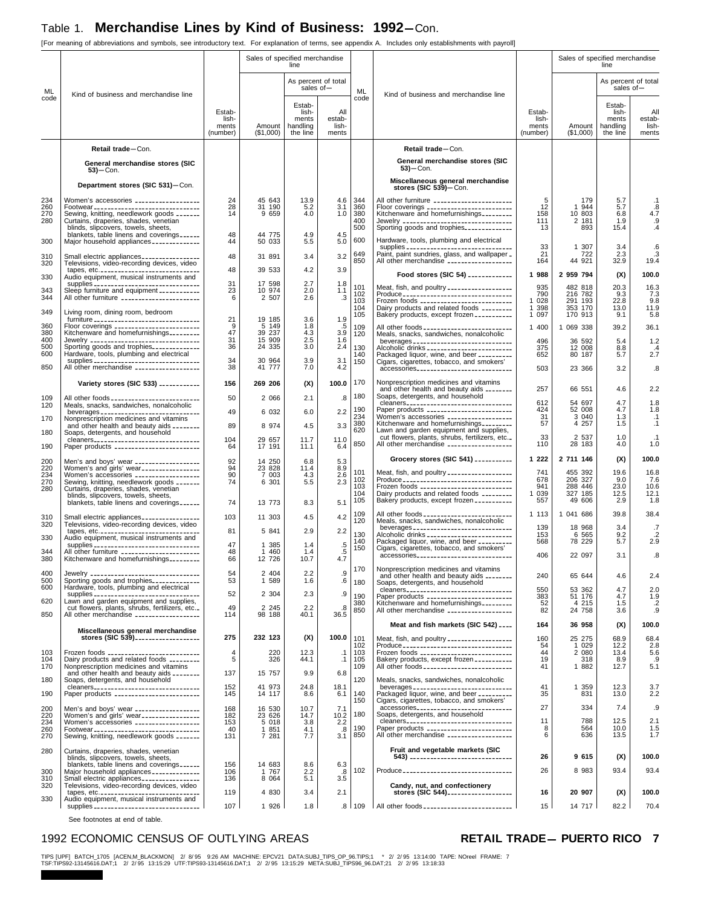# Table 1. Merchandise Lines by Kind of Business: 1992—Con.

[For meaning of abbreviations and symbols, see introductory text. For explanation of terms, see appendix A. Includes only establishments with payroll]

| ML code | Kind of business and merchandise line | Establishments (number) | Amount ($1,000) | As percent of total sales of— Establishments handling the line | As percent of total sales of— All establishments |
|---|---|---|---|---|---|
| | **Retail trade**—Con. | | | | |
| | **General merchandise stores (SIC 53)**—Con. | | | | |
| | **Department stores (SIC 531)**—Con. | | | | |
| 234 | Women's accessories | 24 | 45 643 | 13.9 | 4.6 |
| 260 | Footwear | 28 | 31 190 | 5.2 | 3.1 |
| 270 | Sewing, knitting, needlework goods | 14 | 9 659 | 4.0 | 1.0 |
| 280 | Curtains, draperies, shades, venetian blinds, slipcovers, towels, sheets, blankets, table linens and coverings | 48 | 44 775 | 4.9 | 4.5 |
| 300 | Major household appliances | 44 | 50 033 | 5.5 | 5.0 |
| 310 | Small electric appliances | 48 | 31 891 | 3.4 | 3.2 |
| 320 | Televisions, video-recording devices, video tapes, etc. | 48 | 39 533 | 4.2 | 3.9 |
| 330 | Audio equipment, musical instruments and supplies | 31 | 17 598 | 2.7 | 1.8 |
| 343 | Sleep furniture and equipment | 23 | 10 974 | 2.0 | 1.1 |
| 344 | All other furniture | 6 | 2 507 | 2.6 | .3 |
| 349 | Living room, dining room, bedroom furniture | 21 | 19 185 | 3.6 | 1.9 |
| 360 | Floor coverings | 9 | 5 149 | 1.8 | .5 |
| 380 | Kitchenware and homefurnishings | 47 | 39 237 | 4.3 | 3.9 |
| 400 | Jewelry | 31 | 15 909 | 2.5 | 1.6 |
| 500 | Sporting goods and trophies | 36 | 24 335 | 3.0 | 2.4 |
| 600 | Hardware, tools, plumbing and electrical supplies | 34 | 30 964 | 3.9 | 3.1 |
| 850 | All other merchandise | 38 | 41 777 | 7.0 | 4.2 |
| | **Variety stores (SIC 533)** | **156** | **269 206** | **(X)** | **100.0** |
| 109 | All other foods | 50 | 2 066 | 2.1 | .8 |
| 120 | Meals, snacks, sandwiches, nonalcoholic beverages | 49 | 6 032 | 6.0 | 2.2 |
| 170 | Nonprescription medicines and vitamins and other health and beauty aids | 89 | 8 974 | 4.5 | 3.3 |
| 180 | Soaps, detergents, and household cleaners | 104 | 29 657 | 11.7 | 11.0 |
| 190 | Paper products | 64 | 17 191 | 11.1 | 6.4 |
| 200 | Men's and boys' wear | 92 | 14 250 | 6.8 | 5.3 |
| 220 | Women's and girls' wear | 94 | 23 828 | 11.4 | 8.9 |
| 234 | Women's accessories | 90 | 7 003 | 4.3 | 2.6 |
| 270 | Sewing, knitting, needlework goods | 74 | 6 301 | 5.5 | 2.3 |
| 280 | Curtains, draperies, shades, venetian blinds, slipcovers, towels, sheets, blankets, table linens and coverings | 74 | 13 773 | 8.3 | 5.1 |
| 310 | Small electric appliances | 103 | 11 303 | 4.5 | 4.2 |
| 320 | Televisions, video-recording devices, video tapes, etc. | 81 | 5 841 | 2.9 | 2.2 |
| 330 | Audio equipment, musical instruments and supplies | 47 | 1 385 | 1.4 | .5 |
| 344 | All other furniture | 48 | 1 460 | 1.4 | .5 |
| 380 | Kitchenware and homefurnishings | 66 | 12 726 | 10.7 | 4.7 |
| 400 | Jewelry | 54 | 2 404 | 2.2 | .9 |
| 500 | Sporting goods and trophies | 53 | 1 589 | 1.6 | .6 |
| 600 | Hardware, tools, plumbing and electrical supplies | 52 | 2 304 | 2.3 | .9 |
| 620 | Lawn and garden equipment and supplies, cut flowers, plants, shrubs, fertilizers, etc. | 49 | 2 245 | 2.2 | .8 |
| 850 | All other merchandise | 114 | 98 188 | 40.1 | 36.5 |
| | **Miscellaneous general merchandise stores (SIC 539)** | **275** | **232 123** | **(X)** | **100.0** |
| 103 | Frozen foods | 4 | 220 | 12.3 | .1 |
| 104 | Dairy products and related foods | 5 | 326 | 44.1 | .1 |
| 170 | Nonprescription medicines and vitamins and other health and beauty aids | 137 | 15 757 | 9.9 | 6.8 |
| 180 | Soaps, detergents, and household cleaners | 152 | 41 973 | 24.8 | 18.1 |
| 190 | Paper products | 145 | 14 117 | 8.6 | 6.1 |
| 200 | Men's and boys' wear | 168 | 16 530 | 10.7 | 7.1 |
| 220 | Women's and girls' wear | 182 | 23 626 | 14.7 | 10.2 |
| 234 | Women's accessories | 153 | 5 018 | 3.8 | 2.2 |
| 260 | Footwear | 40 | 1 851 | 4.1 | .8 |
| 270 | Sewing, knitting, needlework goods | 131 | 7 281 | 7.7 | 3.1 |
| 280 | Curtains, draperies, shades, venetian blinds, slipcovers, towels, sheets, blankets, table linens and coverings | 156 | 14 683 | 8.6 | 6.3 |
| 300 | Major household appliances | 106 | 1 767 | 2.2 | .8 |
| 310 | Small electric appliances | 136 | 8 064 | 5.1 | 3.5 |
| 320 | Televisions, video-recording devices, video tapes, etc. | 119 | 4 830 | 3.4 | 2.1 |
| 330 | Audio equipment, musical instruments and supplies | 107 | 1 926 | 1.8 | .8 |
| | **Miscellaneous general merchandise stores (SIC 539)**—Con. | | | | |
| 344 | All other furniture | 5 | 179 | 5.7 | .1 |
| 360 | Floor coverings | 12 | 1 944 | 5.7 | .8 |
| 380 | Kitchenware and homefurnishings | 158 | 10 803 | 6.8 | 4.7 |
| 400 | Jewelry | 111 | 2 181 | 1.9 | .9 |
| 500 | Sporting goods and trophies | 13 | 893 | 15.4 | .4 |
| 600 | Hardware, tools, plumbing and electrical supplies | 33 | 1 307 | 3.4 | .6 |
| 649 | Paint, paint sundries, glass, and wallpaper | 21 | 722 | 2.3 | .3 |
| 850 | All other merchandise | 164 | 44 921 | 32.9 | 19.4 |
| | **Food stores (SIC 54)** | **1 988** | **2 959 794** | **(X)** | **100.0** |
| 101 | Meat, fish, and poultry | 935 | 482 818 | 20.3 | 16.3 |
| 102 | Produce | 790 | 216 782 | 9.3 | 7.3 |
| 103 | Frozen foods | 1 028 | 291 193 | 22.8 | 9.8 |
| 104 | Dairy products and related foods | 1 398 | 353 170 | 13.0 | 11.9 |
| 105 | Bakery products, except frozen | 1 097 | 170 913 | 9.1 | 5.8 |
| 109 | All other foods | 1 400 | 1 069 338 | 39.2 | 36.1 |
| 120 | Meals, snacks, sandwiches, nonalcoholic beverages | 496 | 36 592 | 5.4 | 1.2 |
| 130 | Alcoholic drinks | 375 | 12 008 | 8.8 | .4 |
| 140 | Packaged liquor, wine, and beer | 652 | 80 187 | 5.7 | 2.7 |
| 150 | Cigars, cigarettes, tobacco, and smokers' accessories | 503 | 23 366 | 3.2 | .8 |
| 170 | Nonprescription medicines and vitamins and other health and beauty aids | 257 | 66 551 | 4.6 | 2.2 |
| 180 | Soaps, detergents, and household cleaners | 612 | 54 697 | 4.7 | 1.8 |
| 190 | Paper products | 424 | 52 008 | 4.7 | 1.8 |
| 234 | Women's accessories | 31 | 3 040 | 1.3 | .1 |
| 380 | Kitchenware and homefurnishings | 57 | 4 257 | 1.5 | .1 |
| 620 | Lawn and garden equipment and supplies, cut flowers, plants, shrubs, fertilizers, etc. | 33 | 2 537 | 1.0 | .1 |
| 850 | All other merchandise | 110 | 28 183 | 4.0 | 1.0 |
| | **Grocery stores (SIC 541)** | **1 222** | **2 711 146** | **(X)** | **100.0** |
| 101 | Meat, fish, and poultry | 741 | 455 392 | 19.6 | 16.8 |
| 102 | Produce | 678 | 206 327 | 9.0 | 7.6 |
| 103 | Frozen foods | 941 | 288 446 | 23.0 | 10.6 |
| 104 | Dairy products and related foods | 1 039 | 327 185 | 12.5 | 12.1 |
| 105 | Bakery products, except frozen | 557 | 49 606 | 2.9 | 1.8 |
| 109 | All other foods | 1 113 | 1 041 686 | 39.8 | 38.4 |
| 120 | Meals, snacks, sandwiches, nonalcoholic beverages | 139 | 18 968 | 3.4 | .7 |
| 130 | Alcoholic drinks | 153 | 6 565 | 9.2 | .2 |
| 140 | Packaged liquor, wine, and beer | 568 | 78 229 | 5.7 | 2.9 |
| 150 | Cigars, cigarettes, tobacco, and smokers' accessories | 406 | 22 097 | 3.1 | .8 |
| 170 | Nonprescription medicines and vitamins and other health and beauty aids | 240 | 65 644 | 4.6 | 2.4 |
| 180 | Soaps, detergents, and household cleaners | 550 | 53 362 | 4.7 | 2.0 |
| 190 | Paper products | 383 | 51 176 | 4.7 | 1.9 |
| 380 | Kitchenware and homefurnishings | 52 | 4 215 | 1.5 | .2 |
| 850 | All other merchandise | 82 | 24 758 | 3.6 | .9 |
| | **Meat and fish markets (SIC 542)** | **164** | **36 958** | **(X)** | **100.0** |
| 101 | Meat, fish, and poultry | 160 | 25 275 | 68.9 | 68.4 |
| 102 | Produce | 54 | 1 029 | 12.2 | 2.8 |
| 103 | Frozen foods | 44 | 2 080 | 13.4 | 5.6 |
| 105 | Bakery products, except frozen | 19 | 318 | 8.9 | .9 |
| 109 | All other foods | 41 | 1 882 | 12.7 | 5.1 |
| 120 | Meals, snacks, sandwiches, nonalcoholic beverages | 41 | 1 359 | 12.3 | 3.7 |
| 140 | Packaged liquor, wine, and beer | 35 | 831 | 13.0 | 2.2 |
| 150 | Cigars, cigarettes, tobacco, and smokers' accessories | 27 | 334 | 7.4 | .9 |
| 180 | Soaps, detergents, and household cleaners | 11 | 788 | 12.5 | 2.1 |
| 190 | Paper products | 8 | 564 | 10.0 | 1.5 |
| 850 | All other merchandise | 6 | 636 | 13.5 | 1.7 |
| | **Fruit and vegetable markets (SIC 543)** | **26** | **9 615** | **(X)** | **100.0** |
| 102 | Produce | 26 | 8 983 | 93.4 | 93.4 |
| | **Candy, nut, and confectionery stores (SIC 544)** | **16** | **20 907** | **(X)** | **100.0** |
| 109 | All other foods | 15 | 14 717 | 82.2 | 70.4 |

See footnotes at end of table.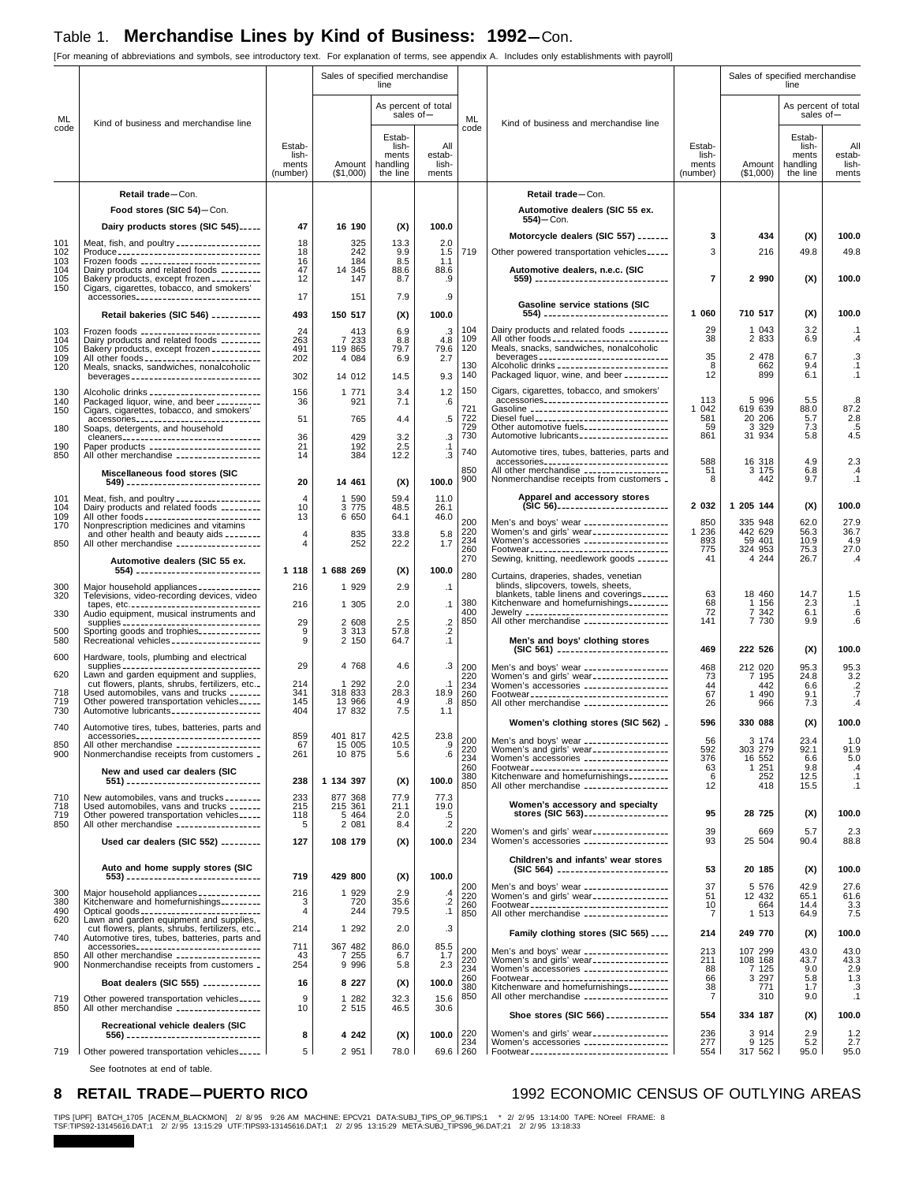## Table 1. Merchandise Lines by Kind of Business: 1992—Con.

[For meaning of abbreviations and symbols, see introductory text. For explanation of terms, see appendix A. Includes only establishments with payroll]

| ML code | Kind of business and merchandise line | Establishments (number) | Amount ($1,000) | As percent of total sales of— Establishments handling the line | As percent of total sales of— All establishments |
|---|---|---|---|---|---|
| | **Retail trade—Con.** | | | | |
| | **Food stores (SIC 54)—Con.** | | | | |
| | **Dairy products stores (SIC 545)** | **47** | **16 190** | **(X)** | **100.0** |
| 101 | Meat, fish, and poultry | 18 | 325 | 13.3 | 2.0 |
| 102 | Produce | 18 | 242 | 9.9 | 1.5 |
| 103 | Frozen foods | 16 | 184 | 8.5 | 1.1 |
| 104 | Dairy products and related foods | 47 | 14 345 | 88.6 | 88.6 |
| 105 | Bakery products, except frozen | 12 | 147 | 8.7 | .9 |
| 150 | Cigars, cigarettes, tobacco, and smokers' accessories | 17 | 151 | 7.9 | .9 |
| | **Retail bakeries (SIC 546)** | **493** | **150 517** | **(X)** | **100.0** |
| 103 | Frozen foods | 24 | 413 | 6.9 | .3 |
| 104 | Dairy products and related foods | 263 | 7 233 | 8.8 | 4.8 |
| 105 | Bakery products, except frozen | 491 | 119 865 | 79.7 | 79.6 |
| 109 | All other foods | 202 | 4 084 | 6.9 | 2.7 |
| 120 | Meals, snacks, sandwiches, nonalcoholic beverages | 302 | 14 012 | 14.5 | 9.3 |
| 130 | Alcoholic drinks | 156 | 1 771 | 3.4 | 1.2 |
| 140 | Packaged liquor, wine, and beer | 36 | 921 | 7.1 | .6 |
| 150 | Cigars, cigarettes, tobacco, and smokers' accessories | 51 | 765 | 4.4 | .5 |
| 180 | Soaps, detergents, and household cleaners | 36 | 429 | 3.2 | .3 |
| 190 | Paper products | 21 | 192 | 2.5 | .1 |
| 850 | All other merchandise | 14 | 384 | 12.2 | .3 |
| | **Miscellaneous food stores (SIC 549)** | **20** | **14 461** | **(X)** | **100.0** |
| 101 | Meat, fish, and poultry | 4 | 1 590 | 59.4 | 11.0 |
| 104 | Dairy products and related foods | 10 | 3 775 | 48.5 | 26.1 |
| 109 | All other foods | 13 | 6 650 | 64.1 | 46.0 |
| 170 | Nonprescription medicines and vitamins and other health and beauty aids | 4 | 835 | 33.8 | 5.8 |
| 850 | All other merchandise | 4 | 252 | 22.2 | 1.7 |
| | **Automotive dealers (SIC 55 ex. 554)** | **1 118** | **1 688 269** | **(X)** | **100.0** |
| 300 | Major household appliances | 216 | 1 929 | 2.9 | .1 |
| 320 | Televisions, video-recording devices, video tapes, etc. | 216 | 1 305 | 2.0 | .1 |
| 330 | Audio equipment, musical instruments and supplies | 29 | 2 608 | 2.5 | .2 |
| 500 | Sporting goods and trophies | 9 | 3 313 | 57.8 | .2 |
| 580 | Recreational vehicles | 9 | 2 150 | 64.7 | .1 |
| 600 | Hardware, tools, plumbing and electrical supplies | 29 | 4 768 | 4.6 | .3 |
| 620 | Lawn and garden equipment and supplies, cut flowers, plants, shrubs, fertilizers, etc. | 214 | 1 292 | 2.0 | .1 |
| 718 | Used automobiles, vans and trucks | 341 | 318 833 | 28.3 | 18.9 |
| 719 | Other powered transportation vehicles | 145 | 13 966 | 4.9 | .8 |
| 730 | Automotive lubricants | 404 | 17 832 | 7.5 | 1.1 |
| 740 | Automotive tires, tubes, batteries, parts and accessories | 859 | 401 817 | 42.5 | 23.8 |
| 850 | All other merchandise | 67 | 15 005 | 10.5 | .9 |
| 900 | Nonmerchandise receipts from customers | 261 | 10 875 | 5.6 | .6 |
| | **New and used car dealers (SIC 551)** | **238** | **1 134 397** | **(X)** | **100.0** |
| 710 | New automobiles, vans and trucks | 233 | 877 368 | 77.9 | 77.3 |
| 718 | Used automobiles, vans and trucks | 215 | 215 361 | 21.1 | 19.0 |
| 719 | Other powered transportation vehicles | 118 | 5 464 | 2.0 | .5 |
| 850 | All other merchandise | 5 | 2 081 | 8.4 | .2 |
| | **Used car dealers (SIC 552)** | **127** | **108 179** | **(X)** | **100.0** |
| | **Auto and home supply stores (SIC 553)** | **719** | **429 800** | **(X)** | **100.0** |
| 300 | Major household appliances | 216 | 1 929 | 2.9 | .4 |
| 380 | Kitchenware and homefurnishings | 3 | 720 | 35.6 | .2 |
| 490 | Optical goods | 4 | 244 | 79.5 | .1 |
| 620 | Lawn and garden equipment and supplies, cut flowers, plants, shrubs, fertilizers, etc. | 214 | 1 292 | 2.0 | .3 |
| 740 | Automotive tires, tubes, batteries, parts and accessories | 711 | 367 482 | 86.0 | 85.5 |
| 850 | All other merchandise | 43 | 7 255 | 6.7 | 1.7 |
| 900 | Nonmerchandise receipts from customers | 254 | 9 996 | 5.8 | 2.3 |
| | **Boat dealers (SIC 555)** | **16** | **8 227** | **(X)** | **100.0** |
| 719 | Other powered transportation vehicles | 9 | 1 282 | 32.3 | 15.6 |
| 850 | All other merchandise | 10 | 2 515 | 46.5 | 30.6 |
| | **Recreational vehicle dealers (SIC 556)** | **8** | **4 242** | **(X)** | **100.0** |
| 719 | Other powered transportation vehicles | 5 | 2 951 | 78.0 | 69.6 |
| | **Retail trade—Con.** | | | | |
| | **Automotive dealers (SIC 55 ex. 554)—Con.** | | | | |
| | **Motorcycle dealers (SIC 557)** | **3** | **434** | **(X)** | **100.0** |
| 719 | Other powered transportation vehicles | 3 | 216 | 49.8 | 49.8 |
| | **Automotive dealers, n.e.c. (SIC 559)** | **7** | **2 990** | **(X)** | **100.0** |
| | **Gasoline service stations (SIC 554)** | **1 060** | **710 517** | **(X)** | **100.0** |
| 104 | Dairy products and related foods | 29 | 1 043 | 3.2 | .1 |
| 109 | All other foods | 38 | 2 833 | 6.9 | .4 |
| 120 | Meals, snacks, sandwiches, nonalcoholic beverages | 35 | 2 478 | 6.7 | .3 |
| 130 | Alcoholic drinks | 8 | 662 | 9.4 | .1 |
| 140 | Packaged liquor, wine, and beer | 12 | 899 | 6.1 | .1 |
| 150 | Cigars, cigarettes, tobacco, and smokers' accessories | 113 | 5 996 | 5.5 | .8 |
| 721 | Gasoline | 1 042 | 619 639 | 88.0 | 87.2 |
| 722 | Diesel fuel | 581 | 20 206 | 5.7 | 2.8 |
| 729 | Other automotive fuels | 59 | 3 329 | 7.3 | .5 |
| 730 | Automotive lubricants | 861 | 31 934 | 5.8 | 4.5 |
| 740 | Automotive tires, tubes, batteries, parts and accessories | 588 | 16 318 | 4.9 | 2.3 |
| 850 | All other merchandise | 51 | 3 175 | 6.8 | .4 |
| 900 | Nonmerchandise receipts from customers | 8 | 442 | 9.7 | .1 |
| | **Apparel and accessory stores (SIC 56)** | **2 032** | **1 205 144** | **(X)** | **100.0** |
| 200 | Men's and boys' wear | 850 | 335 948 | 62.0 | 27.9 |
| 220 | Women's and girls' wear | 1 236 | 442 629 | 56.3 | 36.7 |
| 234 | Women's accessories | 893 | 59 401 | 10.9 | 4.9 |
| 260 | Footwear | 775 | 324 953 | 75.3 | 27.0 |
| 270 | Sewing, knitting, needlework goods | 41 | 4 244 | 26.7 | .4 |
| 280 | Curtains, draperies, shades, venetian blinds, slipcovers, towels, sheets, blankets, table linens and coverings | 63 | 18 460 | 14.7 | 1.5 |
| 380 | Kitchenware and homefurnishings | 68 | 1 156 | 2.3 | .1 |
| 400 | Jewelry | 72 | 7 342 | 6.1 | .6 |
| 850 | All other merchandise | 141 | 7 730 | 9.9 | .6 |
| | **Men's and boys' clothing stores (SIC 561)** | **469** | **222 526** | **(X)** | **100.0** |
| 200 | Men's and boys' wear | 468 | 212 020 | 95.3 | 95.3 |
| 220 | Women's and girls' wear | 73 | 7 195 | 24.8 | 3.2 |
| 234 | Women's accessories | 44 | 442 | 6.6 | .2 |
| 260 | Footwear | 67 | 1 490 | 9.1 | .7 |
| 850 | All other merchandise | 26 | 966 | 7.3 | .4 |
| | **Women's clothing stores (SIC 562)** | **596** | **330 088** | **(X)** | **100.0** |
| 200 | Men's and boys' wear | 56 | 3 174 | 23.4 | 1.0 |
| 220 | Women's and girls' wear | 592 | 303 279 | 92.1 | 91.9 |
| 234 | Women's accessories | 376 | 16 552 | 6.6 | 5.0 |
| 260 | Footwear | 63 | 1 251 | 9.8 | .4 |
| 380 | Kitchenware and homefurnishings | 6 | 252 | 12.5 | .1 |
| 850 | All other merchandise | 12 | 418 | 15.5 | .1 |
| | **Women's accessory and specialty stores (SIC 563)** | **95** | **28 725** | **(X)** | **100.0** |
| 220 | Women's and girls' wear | 39 | 669 | 5.7 | 2.3 |
| 234 | Women's accessories | 93 | 25 504 | 90.4 | 88.8 |
| | **Children's and infants' wear stores (SIC 564)** | **53** | **20 185** | **(X)** | **100.0** |
| 200 | Men's and boys' wear | 37 | 5 576 | 42.9 | 27.6 |
| 220 | Women's and girls' wear | 51 | 12 432 | 65.1 | 61.6 |
| 260 | Footwear | 10 | 664 | 14.4 | 3.3 |
| 850 | All other merchandise | 7 | 1 513 | 64.9 | 7.5 |
| | **Family clothing stores (SIC 565)** | **214** | **249 770** | **(X)** | **100.0** |
| 200 | Men's and boys' wear | 213 | 107 299 | 43.0 | 43.0 |
| 220 | Women's and girls' wear | 211 | 108 168 | 43.7 | 43.3 |
| 234 | Women's accessories | 88 | 7 125 | 9.0 | 2.9 |
| 260 | Footwear | 66 | 3 297 | 5.8 | 1.3 |
| 380 | Kitchenware and homefurnishings | 38 | 771 | 1.7 | .3 |
| 850 | All other merchandise | 7 | 310 | 9.0 | .1 |
| | **Shoe stores (SIC 566)** | **554** | **334 187** | **(X)** | **100.0** |
| 220 | Women's and girls' wear | 236 | 3 914 | 2.9 | 1.2 |
| 234 | Women's accessories | 277 | 9 125 | 5.2 | 2.7 |
| 260 | Footwear | 554 | 317 562 | 95.0 | 95.0 |

See footnotes at end of table.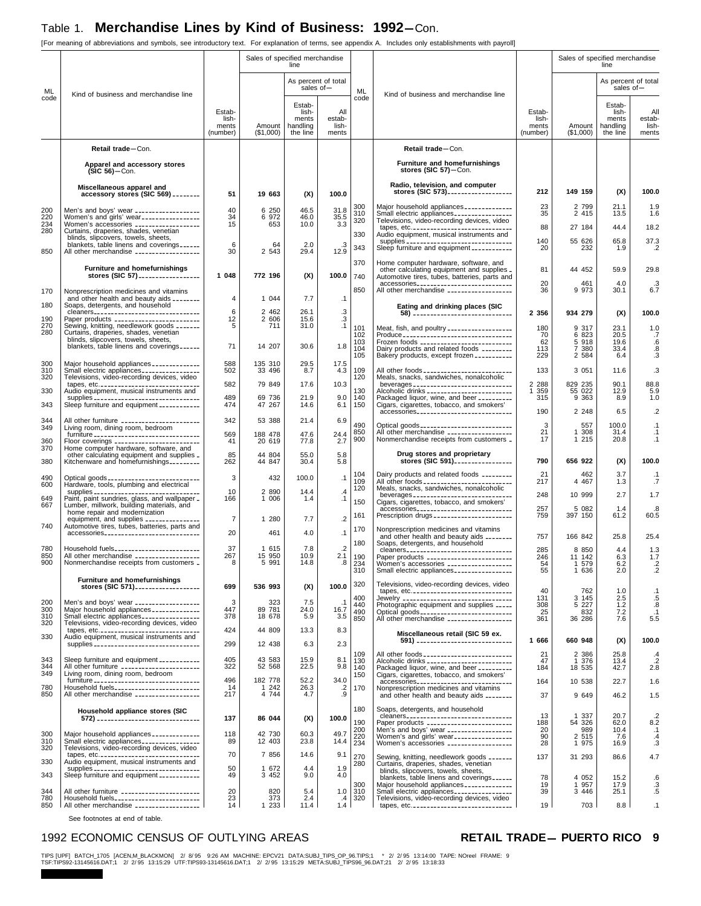## Table 1. **Merchandise Lines by Kind of Business: 1992**—Con.

[For meaning of abbreviations and symbols, see introductory text. For explanation of terms, see appendix A. Includes only establishments with payroll]

| ML code | Kind of business and merchandise line | Establishments (number) | Sales of specified merchandise line: Amount ($1,000) | As percent of total sales of—Establishments handling the line | As percent of total sales of—All establishments |
|---|---|---|---|---|---|
| | **Retail trade**—Con. | | | | |
| | **Apparel and accessory stores (SIC 56)**—Con. | | | | |
| | **Miscellaneous apparel and accessory stores (SIC 569)** | **51** | **19 663** | **(X)** | **100.0** |
| 200 | Men's and boys' wear | 40 | 6 250 | 46.5 | 31.8 |
| 220 | Women's and girls' wear | 34 | 6 972 | 46.0 | 35.5 |
| 234 | Women's accessories | 15 | 653 | 10.0 | 3.3 |
| 280 | Curtains, draperies, shades, venetian blinds, slipcovers, towels, sheets, blankets, table linens and coverings | 6 | 64 | 2.0 | .3 |
| 850 | All other merchandise | 30 | 2 543 | 29.4 | 12.9 |
| | **Furniture and homefurnishings stores (SIC 57)** | **1 048** | **772 196** | **(X)** | **100.0** |
| 170 | Nonprescription medicines and vitamins and other health and beauty aids | 4 | 1 044 | 7.7 | .1 |
| 180 | Soaps, detergents, and household cleaners | 6 | 2 462 | 26.1 | .3 |
| 190 | Paper products | 12 | 2 606 | 15.6 | .3 |
| 270 | Sewing, knitting, needlework goods | 5 | 711 | 31.0 | .1 |
| 280 | Curtains, draperies, shades, venetian blinds, slipcovers, towels, sheets, blankets, table linens and coverings | 71 | 14 207 | 30.6 | 1.8 |
| 300 | Major household appliances | 588 | 135 310 | 29.5 | 17.5 |
| 310 | Small electric appliances | 502 | 33 496 | 8.7 | 4.3 |
| 320 | Televisions, video-recording devices, video tapes, etc. | 582 | 79 849 | 17.6 | 10.3 |
| 330 | Audio equipment, musical instruments and supplies | 489 | 69 736 | 21.9 | 9.0 |
| 343 | Sleep furniture and equipment | 474 | 47 267 | 14.6 | 6.1 |
| 344 | All other furniture | 342 | 53 388 | 21.4 | 6.9 |
| 349 | Living room, dining room, bedroom furniture | 569 | 188 478 | 47.6 | 24.4 |
| 360 | Floor coverings | 41 | 20 619 | 77.8 | 2.7 |
| 370 | Home computer hardware, software, and other calculating equipment and supplies | 85 | 44 804 | 55.0 | 5.8 |
| 380 | Kitchenware and homefurnishings | 262 | 44 847 | 30.4 | 5.8 |
| 490 | Optical goods | 3 | 432 | 100.0 | .1 |
| 600 | Hardware, tools, plumbing and electrical supplies | 10 | 2 890 | 14.4 | .4 |
| 649 | Paint, paint sundries, glass, and wallpaper | 166 | 1 006 | 1.4 | .1 |
| 667 | Lumber, millwork, building materials, and home repair and modernization equipment, and supplies | 7 | 1 280 | 7.7 | .2 |
| 740 | Automotive tires, tubes, batteries, parts and accessories | 20 | 461 | 4.0 | .1 |
| 780 | Household fuels | 37 | 1 615 | 7.8 | .2 |
| 850 | All other merchandise | 267 | 15 950 | 10.9 | 2.1 |
| 900 | Nonmerchandise receipts from customers | 8 | 5 991 | 14.8 | .8 |
| | **Furniture and homefurnishings stores (SIC 571)** | **699** | **536 993** | **(X)** | **100.0** |
| 200 | Men's and boys' wear | 3 | 323 | 7.5 | .1 |
| 300 | Major household appliances | 447 | 89 781 | 24.0 | 16.7 |
| 310 | Small electric appliances | 378 | 18 678 | 5.9 | 3.5 |
| 320 | Televisions, video-recording devices, video tapes, etc. | 424 | 44 809 | 13.3 | 8.3 |
| 330 | Audio equipment, musical instruments and supplies | 299 | 12 438 | 6.3 | 2.3 |
| 343 | Sleep furniture and equipment | 405 | 43 583 | 15.9 | 8.1 |
| 344 | All other furniture | 322 | 52 568 | 22.5 | 9.8 |
| 349 | Living room, dining room, bedroom furniture | 496 | 182 778 | 52.2 | 34.0 |
| 780 | Household fuels | 14 | 1 242 | 26.3 | .2 |
| 850 | All other merchandise | 217 | 4 744 | 4.7 | .9 |
| | **Household appliance stores (SIC 572)** | **137** | **86 044** | **(X)** | **100.0** |
| 300 | Major household appliances | 118 | 42 730 | 60.3 | 49.7 |
| 310 | Small electric appliances | 89 | 12 403 | 23.8 | 14.4 |
| 320 | Televisions, video-recording devices, video tapes, etc. | 70 | 7 856 | 14.6 | 9.1 |
| 330 | Audio equipment, musical instruments and supplies | 50 | 1 672 | 4.4 | 1.9 |
| 343 | Sleep furniture and equipment | 49 | 3 452 | 9.0 | 4.0 |
| 344 | All other furniture | 20 | 820 | 5.4 | 1.0 |
| 780 | Household fuels | 23 | 373 | 2.4 | .4 |
| 850 | All other merchandise | 14 | 1 233 | 11.4 | 1.4 |
| | **Retail trade**—Con. | | | | |
| | **Furniture and homefurnishings stores (SIC 57)**—Con. | | | | |
| | **Radio, television, and computer stores (SIC 573)** | **212** | **149 159** | **(X)** | **100.0** |
| 300 | Major household appliances | 23 | 2 799 | 21.1 | 1.9 |
| 310 | Small electric appliances | 35 | 2 415 | 13.5 | 1.6 |
| 320 | Televisions, video-recording devices, video tapes, etc. | 88 | 27 184 | 44.4 | 18.2 |
| 330 | Audio equipment, musical instruments and supplies | 140 | 55 626 | 65.8 | 37.3 |
| 343 | Sleep furniture and equipment | 20 | 232 | 1.9 | .2 |
| 370 | Home computer hardware, software, and other calculating equipment and supplies | 81 | 44 452 | 59.9 | 29.8 |
| 740 | Automotive tires, tubes, batteries, parts and accessories | 20 | 461 | 4.0 | .3 |
| 850 | All other merchandise | 36 | 9 973 | 30.1 | 6.7 |
| | **Eating and drinking places (SIC 58)** | **2 356** | **934 279** | **(X)** | **100.0** |
| 101 | Meat, fish, and poultry | 180 | 9 317 | 23.1 | 1.0 |
| 102 | Produce | 70 | 6 823 | 20.5 | .7 |
| 103 | Frozen foods | 62 | 5 918 | 19.6 | .6 |
| 104 | Dairy products and related foods | 113 | 7 380 | 33.4 | .8 |
| 105 | Bakery products, except frozen | 229 | 2 584 | 6.4 | .3 |
| 109 | All other foods | 133 | 3 051 | 11.6 | .3 |
| 120 | Meals, snacks, sandwiches, nonalcoholic beverages | 2 288 | 829 235 | 90.1 | 88.8 |
| 130 | Alcoholic drinks | 1 359 | 55 022 | 12.9 | 5.9 |
| 140 | Packaged liquor, wine, and beer | 315 | 9 363 | 8.9 | 1.0 |
| 150 | Cigars, cigarettes, tobacco, and smokers' accessories | 190 | 2 248 | 6.5 | .2 |
| 490 | Optical goods | 3 | 557 | 100.0 | .1 |
| 850 | All other merchandise | 21 | 1 308 | 31.4 | .1 |
| 900 | Nonmerchandise receipts from customers | 17 | 1 215 | 20.8 | .1 |
| | **Drug stores and proprietary stores (SIC 591)** | **790** | **656 922** | **(X)** | **100.0** |
| 104 | Dairy products and related foods | 21 | 462 | 3.7 | .1 |
| 109 | All other foods | 217 | 4 467 | 1.3 | .7 |
| 120 | Meals, snacks, sandwiches, nonalcoholic beverages | 248 | 10 999 | 2.7 | 1.7 |
| 150 | Cigars, cigarettes, tobacco, and smokers' accessories | 257 | 5 082 | 1.4 | .8 |
| 161 | Prescription drugs | 759 | 397 150 | 61.2 | 60.5 |
| 170 | Nonprescription medicines and vitamins and other health and beauty aids | 757 | 166 842 | 25.8 | 25.4 |
| 180 | Soaps, detergents, and household cleaners | 285 | 8 850 | 4.4 | 1.3 |
| 190 | Paper products | 246 | 11 142 | 6.3 | 1.7 |
| 234 | Women's accessories | 54 | 1 579 | 6.2 | .2 |
| 310 | Small electric appliances | 55 | 1 636 | 2.0 | .2 |
| 320 | Televisions, video-recording devices, video tapes, etc. | 40 | 762 | 1.0 | .1 |
| 400 | Jewelry | 131 | 3 145 | 2.5 | .5 |
| 440 | Photographic equipment and supplies | 308 | 5 227 | 1.2 | .8 |
| 490 | Optical goods | 25 | 832 | 7.2 | .1 |
| 850 | All other merchandise | 361 | 36 286 | 7.6 | 5.5 |
| | **Miscellaneous retail (SIC 59 ex. 591)** | **1 666** | **660 948** | **(X)** | **100.0** |
| 109 | All other foods | 21 | 2 386 | 25.8 | .4 |
| 130 | Alcoholic drinks | 47 | 1 376 | 13.4 | .2 |
| 140 | Packaged liquor, wine, and beer | 184 | 18 535 | 42.7 | 2.8 |
| 150 | Cigars, cigarettes, tobacco, and smokers' accessories | 164 | 10 538 | 22.7 | 1.6 |
| 170 | Nonprescription medicines and vitamins and other health and beauty aids | 37 | 9 649 | 46.2 | 1.5 |
| 180 | Soaps, detergents, and household cleaners | 13 | 1 337 | 20.7 | .2 |
| 190 | Paper products | 188 | 54 326 | 62.0 | 8.2 |
| 200 | Men's and boys' wear | 20 | 989 | 10.4 | .1 |
| 220 | Women's and girls' wear | 90 | 2 515 | 7.6 | .4 |
| 234 | Women's accessories | 28 | 1 975 | 16.9 | .3 |
| 270 | Sewing, knitting, needlework goods | 137 | 31 293 | 86.6 | 4.7 |
| 280 | Curtains, draperies, shades, venetian blinds, slipcovers, towels, sheets, blankets, table linens and coverings | 78 | 4 052 | 15.2 | .6 |
| 300 | Major household appliances | 19 | 1 957 | 17.9 | .3 |
| 310 | Small electric appliances | 39 | 3 446 | 25.1 | .5 |
| 320 | Televisions, video-recording devices, video tapes, etc. | 19 | 703 | 8.8 | .1 |

See footnotes at end of table.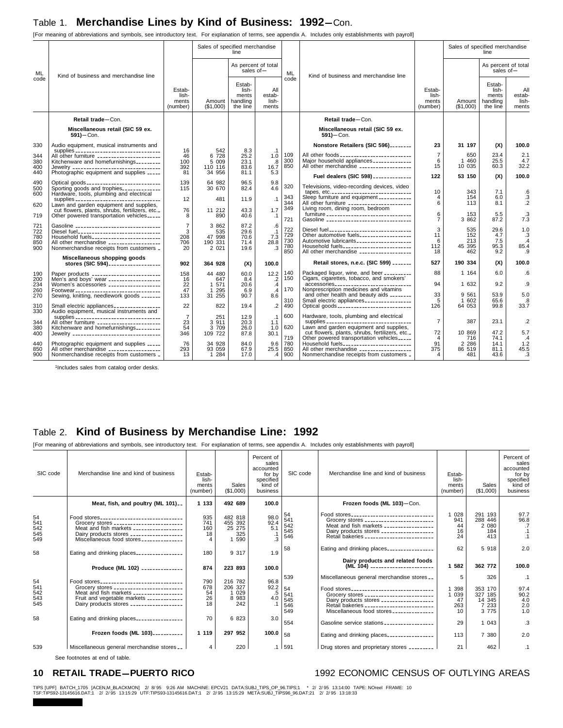## Table 1. Merchandise Lines by Kind of Business: 1992—Con.

[For meaning of abbreviations and symbols, see introductory text. For explanation of terms, see appendix A. Includes only establishments with payroll]

| ML code | Kind of business and merchandise line | Establishments (number) | Amount ($1,000) | As percent of total sales of— Establishments handling the line | As percent of total sales of— All establishments |
|---|---|---|---|---|---|
| | **Retail trade—Con.** | | | | |
| | **Miscellaneous retail (SIC 59 ex. 591)—Con.** | | | | |
| 330 | Audio equipment, musical instruments and supplies | 16 | 542 | 8.3 | .1 |
| 344 | All other furniture | 46 | 6 728 | 25.2 | 1.0 |
| 380 | Kitchenware and homefurnishings | 100 | 5 009 | 23.1 | .8 |
| 400 | Jewelry | 392 | 110 116 | 83.6 | 16.7 |
| 440 | Photographic equipment and supplies | 81 | 34 956 | 81.1 | 5.3 |
| 490 | Optical goods | 139 | 64 982 | 96.5 | 9.8 |
| 500 | Sporting goods and trophies | 115 | 30 670 | 82.4 | 4.6 |
| 600 | Hardware, tools, plumbing and electrical supplies | 12 | 481 | 11.9 | .1 |
| 620 | Lawn and garden equipment and supplies, cut flowers, plants, shrubs, fertilizers, etc. | 76 | 11 212 | 43.3 | 1.7 |
| 719 | Other powered transportation vehicles | 8 | 890 | 40.6 | .1 |
| 721 | Gasoline | 7 | 3 862 | 87.2 | .6 |
| 722 | Diesel fuel | 3 | 535 | 29.6 | .1 |
| 780 | Household fuels | 208 | 47 998 | 70.6 | 7.3 |
| 850 | All other merchandise | 706 | 190 331 | 71.4 | 28.8 |
| 900 | Nonmerchandise receipts from customers | 20 | 2 021 | 19.6 | .3 |
| | **Miscellaneous shopping goods stores (SIC 594)** | **902** | **364 928** | **(X)** | **100.0** |
| 190 | Paper products | 158 | 44 480 | 60.0 | 12.2 |
| 200 | Men's and boys' wear | 16 | 647 | 8.4 | .2 |
| 234 | Women's accessories | 22 | 1 571 | 20.6 | .4 |
| 260 | Footwear | 47 | 1 295 | 6.9 | .4 |
| 270 | Sewing, knitting, needlework goods | 133 | 31 255 | 90.7 | 8.6 |
| 310 | Small electric appliances | 22 | 822 | 19.4 | .2 |
| 330 | Audio equipment, musical instruments and supplies | 7 | 251 | 12.9 | .1 |
| 344 | All other furniture | 23 | 3 911 | 20.3 | 1.1 |
| 380 | Kitchenware and homefurnishings | 54 | 3 709 | 26.0 | 1.0 |
| 400 | Jewelry | 346 | 109 722 | 87.8 | 30.1 |
| 440 | Photographic equipment and supplies | 76 | 34 928 | 84.0 | 9.6 |
| 850 | All other merchandise | 293 | 93 059 | 67.9 | 25.5 |
| 900 | Nonmerchandise receipts from customers | 13 | 1 284 | 17.0 | .4 |
| | **Nonstore Retailers (SIC 596)** | **23** | **31 197** | **(X)** | **100.0** |
| 109 | All other foods | 7 | 650 | 23.4 | 2.1 |
| 300 | Major household appliances | 6 | 1 460 | 25.5 | 4.7 |
| 850 | All other merchandise | 15 | 10 035 | 60.3 | 32.2 |
| | **Fuel dealers (SIC 598)** | **122** | **53 150** | **(X)** | **100.0** |
| 320 | Televisions, video-recording devices, video tapes, etc. | 10 | 343 | 7.1 | .6 |
| 343 | Sleep furniture and equipment | 4 | 154 | 6.0 | .3 |
| 344 | All other furniture | 6 | 113 | 8.1 | .2 |
| 349 | Living room, dining room, bedroom furniture | 6 | 153 | 5.5 | .3 |
| 721 | Gasoline | 7 | 3 862 | 87.2 | 7.3 |
| 722 | Diesel fuel | 3 | 535 | 29.6 | 1.0 |
| 729 | Other automotive fuels | 11 | 152 | 4.7 | .3 |
| 730 | Automotive lubricants | 6 | 213 | 7.5 | .4 |
| 780 | Household fuels | 112 | 45 395 | 95.3 | 85.4 |
| 850 | All other merchandise | 18 | 462 | 9.2 | .9 |
| | **Retail stores, n.e.c. (SIC 599)** | **527** | **190 334** | **(X)** | **100.0** |
| 140 | Packaged liquor, wine, and beer | 88 | 1 164 | 6.0 | .6 |
| 150 | Cigars, cigarettes, tobacco, and smokers' accessories | 94 | 1 632 | 9.2 | .9 |
| 170 | Nonprescription medicines and vitamins and other health and beauty aids | 33 | 9 561 | 53.9 | 5.0 |
| 310 | Small electric appliances | 5 | 1 602 | 65.6 | .8 |
| 490 | Optical goods | 126 | 64 053 | 99.8 | 33.7 |
| 600 | Hardware, tools, plumbing and electrical supplies | 7 | 387 | 23.1 | .2 |
| 620 | Lawn and garden equipment and supplies, cut flowers, plants, shrubs, fertilizers, etc. | 72 | 10 869 | 47.2 | 5.7 |
| 719 | Other powered transportation vehicles | 4 | 716 | 74.1 | .4 |
| 780 | Household fuels | 91 | 2 286 | 14.1 | 1.2 |
| 850 | All other merchandise | 375 | 86 519 | 81.1 | 45.5 |
| 900 | Nonmerchandise receipts from customers | 4 | 481 | 43.6 | .3 |

[1]Includes sales from catalog order desks.

## Table 2. Kind of Business by Merchandise Line: 1992

[For meaning of abbreviations and symbols, see introductory text. For explanation of terms, see appendix A. Includes only establishments with payroll]

| SIC code | Merchandise line and kind of business | Establishments (number) | Sales ($1,000) | Percent of sales accounted for by specified kind of business |
|---|---|---|---|---|
| | **Meat, fish, and poultry (ML 101)** | **1 133** | **492 689** | **100.0** |
| 54 | Food stores | 935 | 482 818 | 98.0 |
| 541 | Grocery stores | 741 | 455 392 | 92.4 |
| 542 | Meat and fish markets | 160 | 25 275 | 5.1 |
| 545 | Dairy products stores | 18 | 325 | .1 |
| 549 | Miscellaneous food stores | 4 | 1 590 | .3 |
| 58 | Eating and drinking places | 180 | 9 317 | 1.9 |
| | **Produce (ML 102)** | **874** | **223 893** | **100.0** |
| 54 | Food stores | 790 | 216 782 | 96.8 |
| 541 | Grocery stores | 678 | 206 327 | 92.2 |
| 542 | Meat and fish markets | 54 | 1 029 | .5 |
| 543 | Fruit and vegetable markets | 26 | 8 983 | 4.0 |
| 545 | Dairy products stores | 18 | 242 | .1 |
| 58 | Eating and drinking places | 70 | 6 823 | 3.0 |
| | **Frozen foods (ML 103)** | **1 119** | **297 952** | **100.0** |
| 539 | Miscellaneous general merchandise stores | 4 | 220 | .1 |
| | **Frozen foods (ML 103)—Con.** | | | |
| 54 | Food stores | 1 028 | 291 193 | 97.7 |
| 541 | Grocery stores | 941 | 288 446 | 96.8 |
| 542 | Meat and fish markets | 44 | 2 080 | .7 |
| 545 | Dairy products stores | 16 | 184 | .1 |
| 546 | Retail bakeries | 24 | 413 | .1 |
| 58 | Eating and drinking places | 62 | 5 918 | 2.0 |
| | **Dairy products and related foods (ML 104)** | **1 582** | **362 772** | **100.0** |
| 539 | Miscellaneous general merchandise stores | 5 | 326 | .1 |
| 54 | Food stores | 1 398 | 353 170 | 97.4 |
| 541 | Grocery stores | 1 039 | 327 185 | 90.2 |
| 545 | Dairy products stores | 47 | 14 345 | 4.0 |
| 546 | Retail bakeries | 263 | 7 233 | 2.0 |
| 549 | Miscellaneous food stores | 10 | 3 775 | 1.0 |
| 554 | Gasoline service stations | 29 | 1 043 | .3 |
| 58 | Eating and drinking places | 113 | 7 380 | 2.0 |
| 591 | Drug stores and proprietary stores | 21 | 462 | .1 |

See footnotes at end of table.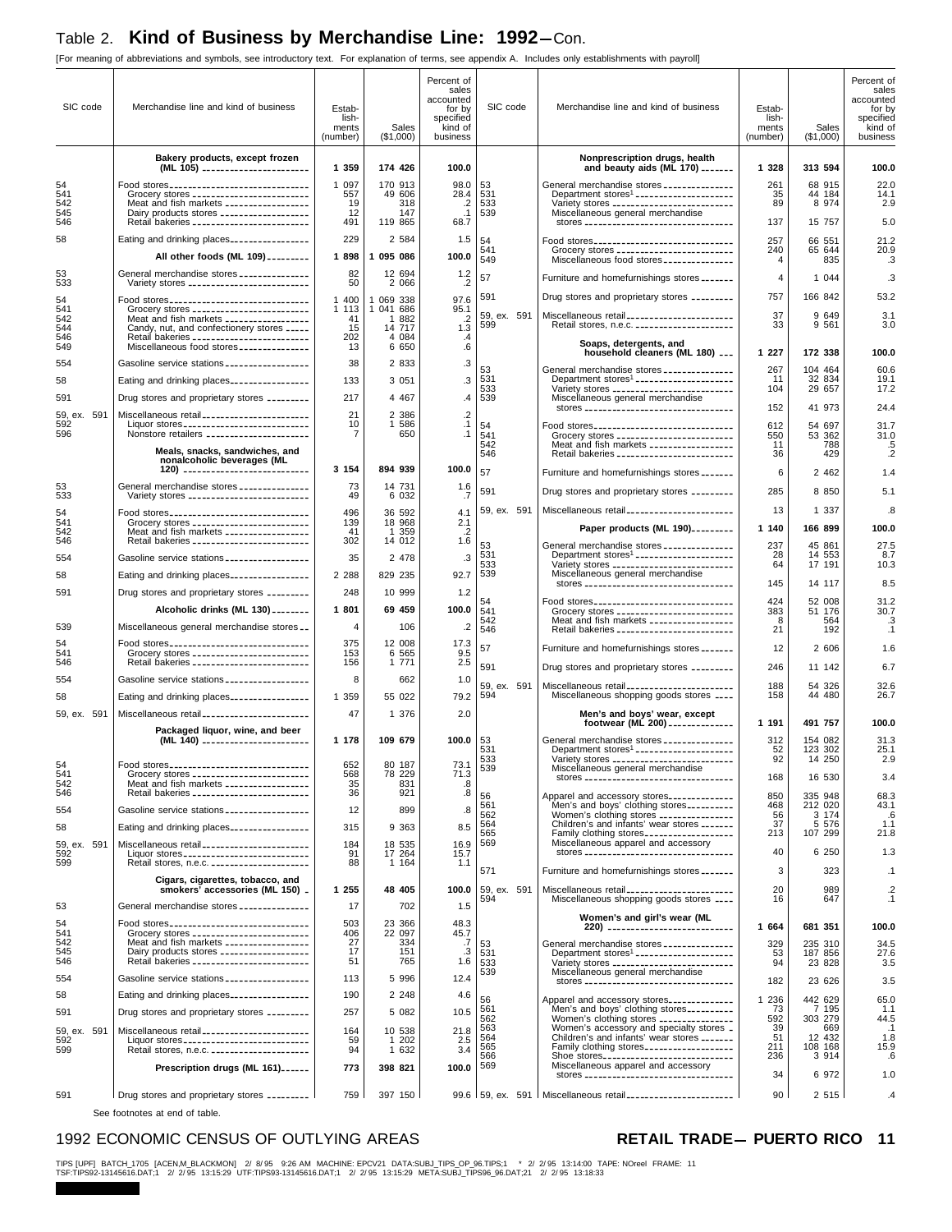# Table 2. Kind of Business by Merchandise Line: 1992—Con.

[For meaning of abbreviations and symbols, see introductory text. For explanation of terms, see appendix A. Includes only establishments with payroll]

| SIC code | Merchandise line and kind of business | Establishments (number) | Sales ($1,000) | Percent of sales accounted for by specified kind of business |
|---|---|---|---|---|
| | **Bakery products, except frozen (ML 105)** | **1 359** | **174 426** | **100.0** |
| 54 | Food stores | 1 097 | 170 913 | 98.0 |
| 541 | Grocery stores | 557 | 49 606 | 28.4 |
| 542 | Meat and fish markets | 19 | 318 | .2 |
| 545 | Dairy products stores | 12 | 147 | .1 |
| 546 | Retail bakeries | 491 | 119 865 | 68.7 |
| 58 | Eating and drinking places | 229 | 2 584 | 1.5 |
| | **All other foods (ML 109)** | **1 898** | **1 095 086** | **100.0** |
| 53 | General merchandise stores | 82 | 12 694 | 1.2 |
| 533 | Variety stores | 50 | 2 066 | .2 |
| 54 | Food stores | 1 400 | 1 069 338 | 97.6 |
| 541 | Grocery stores | 1 113 | 1 041 686 | 95.1 |
| 542 | Meat and fish markets | 41 | 1 882 | .2 |
| 544 | Candy, nut, and confectionery stores | 15 | 14 717 | 1.3 |
| 546 | Retail bakeries | 202 | 4 084 | .4 |
| 549 | Miscellaneous food stores | 13 | 6 650 | .6 |
| 554 | Gasoline service stations | 38 | 2 833 | .3 |
| 58 | Eating and drinking places | 133 | 3 051 | .3 |
| 591 | Drug stores and proprietary stores | 217 | 4 467 | .4 |
| 59, ex. 591 | Miscellaneous retail | 21 | 2 386 | .2 |
| 592 | Liquor stores | 10 | 1 586 | .1 |
| 596 | Nonstore retailers | 7 | 650 | .1 |
| | **Meals, snacks, sandwiches, and nonalcoholic beverages (ML 120)** | **3 154** | **894 939** | **100.0** |
| 53 | General merchandise stores | 73 | 14 731 | 1.6 |
| 533 | Variety stores | 49 | 6 032 | .7 |
| 54 | Food stores | 496 | 36 592 | 4.1 |
| 541 | Grocery stores | 139 | 18 968 | 2.1 |
| 542 | Meat and fish markets | 41 | 1 359 | .2 |
| 546 | Retail bakeries | 302 | 14 012 | 1.6 |
| 554 | Gasoline service stations | 35 | 2 478 | .3 |
| 58 | Eating and drinking places | 2 288 | 829 235 | 92.7 |
| 591 | Drug stores and proprietary stores | 248 | 10 999 | 1.2 |
| | **Alcoholic drinks (ML 130)** | **1 801** | **69 459** | **100.0** |
| 539 | Miscellaneous general merchandise stores | 4 | 106 | .2 |
| 54 | Food stores | 375 | 12 008 | 17.3 |
| 541 | Grocery stores | 153 | 6 565 | 9.5 |
| 546 | Retail bakeries | 156 | 1 771 | 2.5 |
| 554 | Gasoline service stations | 8 | 662 | 1.0 |
| 58 | Eating and drinking places | 1 359 | 55 022 | 79.2 |
| 59, ex. 591 | Miscellaneous retail | 47 | 1 376 | 2.0 |
| | **Packaged liquor, wine, and beer (ML 140)** | **1 178** | **109 679** | **100.0** |
| 54 | Food stores | 652 | 80 187 | 73.1 |
| 541 | Grocery stores | 568 | 78 229 | 71.3 |
| 542 | Meat and fish markets | 35 | 831 | .8 |
| 546 | Retail bakeries | 36 | 921 | .8 |
| 554 | Gasoline service stations | 12 | 899 | .8 |
| 58 | Eating and drinking places | 315 | 9 363 | 8.5 |
| 59, ex. 591 | Miscellaneous retail | 184 | 18 535 | 16.9 |
| 592 | Liquor stores | 91 | 17 264 | 15.7 |
| 599 | Retail stores, n.e.c. | 88 | 1 164 | 1.1 |
| | **Cigars, cigarettes, tobacco, and smokers' accessories (ML 150)** | **1 255** | **48 405** | **100.0** |
| 53 | General merchandise stores | 17 | 702 | 1.5 |
| 54 | Food stores | 503 | 23 366 | 48.3 |
| 541 | Grocery stores | 406 | 22 097 | 45.7 |
| 542 | Meat and fish markets | 27 | 334 | .7 |
| 545 | Dairy products stores | 17 | 151 | .3 |
| 546 | Retail bakeries | 51 | 765 | 1.6 |
| 554 | Gasoline service stations | 113 | 5 996 | 12.4 |
| 58 | Eating and drinking places | 190 | 2 248 | 4.6 |
| 591 | Drug stores and proprietary stores | 257 | 5 082 | 10.5 |
| 59, ex. 591 | Miscellaneous retail | 164 | 10 538 | 21.8 |
| 592 | Liquor stores | 59 | 1 202 | 2.5 |
| 599 | Retail stores, n.e.c. | 94 | 1 632 | 3.4 |
| | **Prescription drugs (ML 161)** | **773** | **398 821** | **100.0** |
| 591 | Drug stores and proprietary stores | 759 | 397 150 | 99.6 |
| | **Nonprescription drugs, health and beauty aids (ML 170)** | **1 328** | **313 594** | **100.0** |
| 53 | General merchandise stores | 261 | 68 915 | 22.0 |
| 531 | Department stores[1] | 35 | 44 184 | 14.1 |
| 533 | Variety stores | 89 | 8 974 | 2.9 |
| 539 | Miscellaneous general merchandise stores | 137 | 15 757 | 5.0 |
| 54 | Food stores | 257 | 66 551 | 21.2 |
| 541 | Grocery stores | 240 | 65 644 | 20.9 |
| 549 | Miscellaneous food stores | 4 | 835 | .3 |
| 57 | Furniture and homefurnishings stores | 4 | 1 044 | .3 |
| 591 | Drug stores and proprietary stores | 757 | 166 842 | 53.2 |
| 59, ex. 591 | Miscellaneous retail | 37 | 9 649 | 3.1 |
| 599 | Retail stores, n.e.c. | 33 | 9 561 | 3.0 |
| | **Soaps, detergents, and household cleaners (ML 180)** | **1 227** | **172 338** | **100.0** |
| 53 | General merchandise stores | 267 | 104 464 | 60.6 |
| 531 | Department stores[1] | 11 | 32 834 | 19.1 |
| 533 | Variety stores | 104 | 29 657 | 17.2 |
| 539 | Miscellaneous general merchandise stores | 152 | 41 973 | 24.4 |
| 54 | Food stores | 612 | 54 697 | 31.7 |
| 541 | Grocery stores | 550 | 53 362 | 31.0 |
| 542 | Meat and fish markets | 11 | 788 | .5 |
| 546 | Retail bakeries | 36 | 429 | .2 |
| 57 | Furniture and homefurnishings stores | 6 | 2 462 | 1.4 |
| 591 | Drug stores and proprietary stores | 285 | 8 850 | 5.1 |
| 59, ex. 591 | Miscellaneous retail | 13 | 1 337 | .8 |
| | **Paper products (ML 190)** | **1 140** | **166 899** | **100.0** |
| 53 | General merchandise stores | 237 | 45 861 | 27.5 |
| 531 | Department stores[1] | 28 | 14 553 | 8.7 |
| 533 | Variety stores | 64 | 17 191 | 10.3 |
| 539 | Miscellaneous general merchandise stores | 145 | 14 117 | 8.5 |
| 54 | Food stores | 424 | 52 008 | 31.2 |
| 541 | Grocery stores | 383 | 51 176 | 30.7 |
| 542 | Meat and fish markets | 8 | 564 | .3 |
| 546 | Retail bakeries | 21 | 192 | .1 |
| 57 | Furniture and homefurnishings stores | 12 | 2 606 | 1.6 |
| 591 | Drug stores and proprietary stores | 246 | 11 142 | 6.7 |
| 59, ex. 591 | Miscellaneous retail | 188 | 54 326 | 32.6 |
| 594 | Miscellaneous shopping goods stores | 158 | 44 480 | 26.7 |
| | **Men's and boys' wear, except footwear (ML 200)** | **1 191** | **491 757** | **100.0** |
| 53 | General merchandise stores | 312 | 154 082 | 31.3 |
| 531 | Department stores[1] | 52 | 123 302 | 25.1 |
| 533 | Variety stores | 92 | 14 250 | 2.9 |
| 539 | Miscellaneous general merchandise stores | 168 | 16 530 | 3.4 |
| 56 | Apparel and accessory stores | 850 | 335 948 | 68.3 |
| 561 | Men's and boys' clothing stores | 468 | 212 020 | 43.1 |
| 562 | Women's clothing stores | 56 | 3 174 | .6 |
| 564 | Children's and infants' wear stores | 37 | 5 576 | 1.1 |
| 565 | Family clothing stores | 213 | 107 299 | 21.8 |
| 569 | Miscellaneous apparel and accessory stores | 40 | 6 250 | 1.3 |
| 571 | Furniture and homefurnishings stores | 3 | 323 | .1 |
| 59, ex. 591 | Miscellaneous retail | 20 | 989 | .2 |
| 594 | Miscellaneous shopping goods stores | 16 | 647 | .1 |
| | **Women's and girl's wear (ML 220)** | **1 664** | **681 351** | **100.0** |
| 53 | General merchandise stores | 329 | 235 310 | 34.5 |
| 531 | Department stores[1] | 53 | 187 856 | 27.6 |
| 533 | Variety stores | 94 | 23 828 | 3.5 |
| 539 | Miscellaneous general merchandise stores | 182 | 23 626 | 3.5 |
| 56 | Apparel and accessory stores | 1 236 | 442 629 | 65.0 |
| 561 | Men's and boys' clothing stores | 73 | 7 195 | 1.1 |
| 562 | Women's clothing stores | 592 | 303 279 | 44.5 |
| 563 | Women's accessory and specialty stores | 39 | 669 | .1 |
| 564 | Children's and infants' wear stores | 51 | 12 432 | 1.8 |
| 565 | Family clothing stores | 211 | 108 168 | 15.9 |
| 566 | Shoe stores | 236 | 3 914 | .6 |
| 569 | Miscellaneous apparel and accessory stores | 34 | 6 972 | 1.0 |
| 59, ex. 591 | Miscellaneous retail | 90 | 2 515 | .4 |

See footnotes at end of table.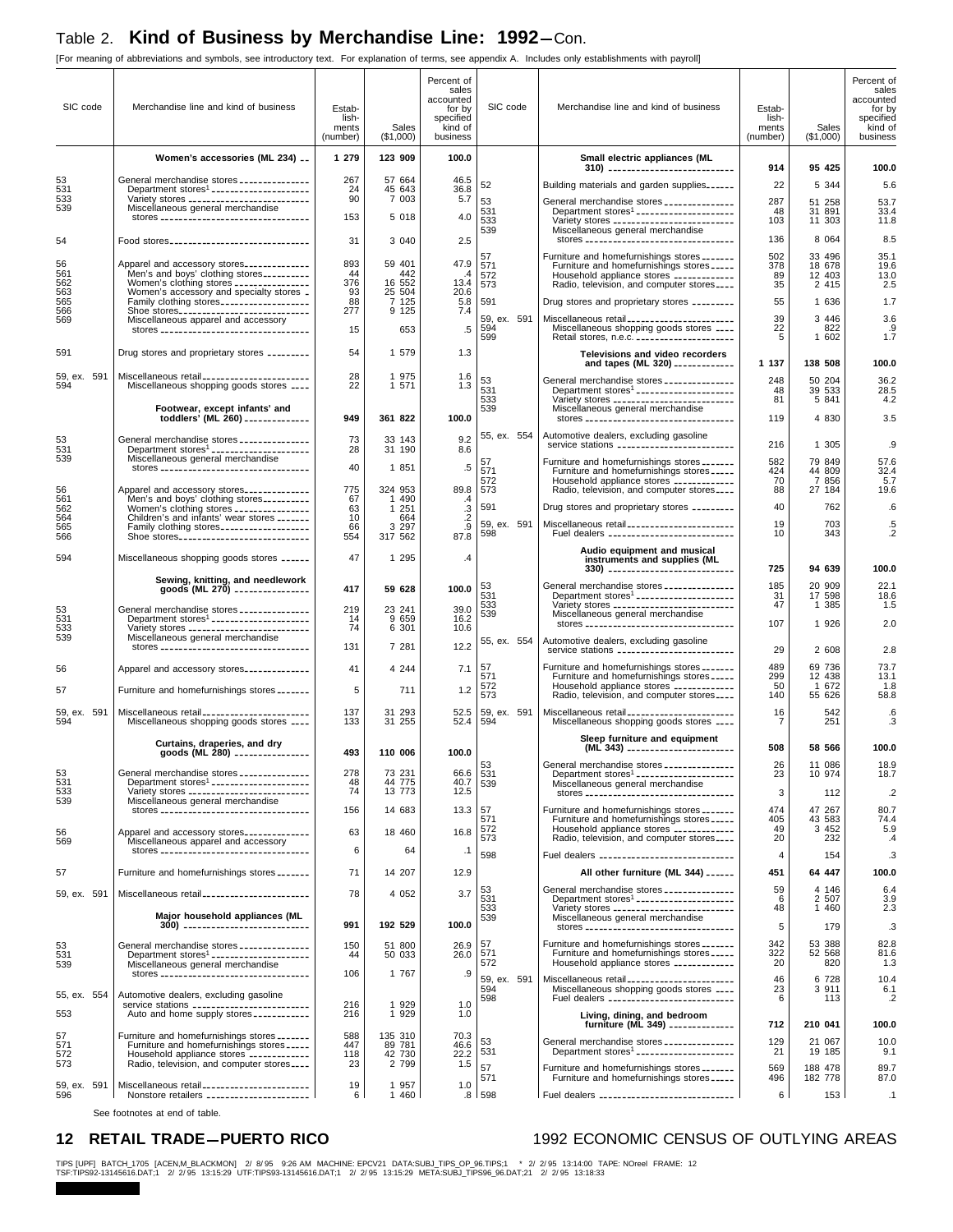# Table 2. Kind of Business by Merchandise Line: 1992—Con.

[For meaning of abbreviations and symbols, see introductory text. For explanation of terms, see appendix A. Includes only establishments with payroll]

| SIC code | Merchandise line and kind of business | Establishments (number) | Sales ($1,000) | Percent of sales accounted for by specified kind of business |
|---|---|---|---|---|
| | **Women's accessories (ML 234)** | **1 279** | **123 909** | **100.0** |
| 53 | General merchandise stores | 267 | 57 664 | 46.5 |
| 531 | Department stores[1] | 24 | 45 643 | 36.8 |
| 533 | Variety stores | 90 | 7 003 | 5.7 |
| 539 | Miscellaneous general merchandise stores | 153 | 5 018 | 4.0 |
| 54 | Food stores | 31 | 3 040 | 2.5 |
| 56 | Apparel and accessory stores | 893 | 59 401 | 47.9 |
| 561 | Men's and boys' clothing stores | 44 | 442 | .4 |
| 562 | Women's clothing stores | 376 | 16 552 | 13.4 |
| 563 | Women's accessory and specialty stores | 93 | 25 504 | 20.6 |
| 565 | Family clothing stores | 88 | 7 125 | 5.8 |
| 566 | Shoe stores | 277 | 9 125 | 7.4 |
| 569 | Miscellaneous apparel and accessory stores | 15 | 653 | .5 |
| 591 | Drug stores and proprietary stores | 54 | 1 579 | 1.3 |
| 59, ex. 591 | Miscellaneous retail | 28 | 1 975 | 1.6 |
| 594 | Miscellaneous shopping goods stores | 22 | 1 571 | 1.3 |
| | **Footwear, except infants' and toddlers' (ML 260)** | **949** | **361 822** | **100.0** |
| 53 | General merchandise stores | 73 | 33 143 | 9.2 |
| 531 | Department stores[1] | 28 | 31 190 | 8.6 |
| 539 | Miscellaneous general merchandise stores | 40 | 1 851 | .5 |
| 56 | Apparel and accessory stores | 775 | 324 953 | 89.8 |
| 561 | Men's and boys' clothing stores | 67 | 1 490 | .4 |
| 562 | Women's clothing stores | 63 | 1 251 | .3 |
| 564 | Children's and infants' wear stores | 10 | 664 | .2 |
| 565 | Family clothing stores | 66 | 3 297 | .9 |
| 566 | Shoe stores | 554 | 317 562 | 87.8 |
| 594 | Miscellaneous shopping goods stores | 47 | 1 295 | .4 |
| | **Sewing, knitting, and needlework goods (ML 270)** | **417** | **59 628** | **100.0** |
| 53 | General merchandise stores | 219 | 23 241 | 39.0 |
| 531 | Department stores[1] | 14 | 9 659 | 16.2 |
| 533 | Variety stores | 74 | 6 301 | 10.6 |
| 539 | Miscellaneous general merchandise stores | 131 | 7 281 | 12.2 |
| 56 | Apparel and accessory stores | 41 | 4 244 | 7.1 |
| 57 | Furniture and homefurnishings stores | 5 | 711 | 1.2 |
| 59, ex. 591 | Miscellaneous retail | 137 | 31 293 | 52.5 |
| 594 | Miscellaneous shopping goods stores | 133 | 31 255 | 52.4 |
| | **Curtains, draperies, and dry goods (ML 280)** | **493** | **110 006** | **100.0** |
| 53 | General merchandise stores | 278 | 73 231 | 66.6 |
| 531 | Department stores[1] | 48 | 44 775 | 40.7 |
| 533 | Variety stores | 74 | 13 773 | 12.5 |
| 539 | Miscellaneous general merchandise stores | 156 | 14 683 | 13.3 |
| 56 | Apparel and accessory stores | 63 | 18 460 | 16.8 |
| 569 | Miscellaneous apparel and accessory stores | 6 | 64 | .1 |
| 57 | Furniture and homefurnishings stores | 71 | 14 207 | 12.9 |
| 59, ex. 591 | Miscellaneous retail | 78 | 4 052 | 3.7 |
| | **Major household appliances (ML 300)** | **991** | **192 529** | **100.0** |
| 53 | General merchandise stores | 150 | 51 800 | 26.9 |
| 531 | Department stores[1] | 44 | 50 033 | 26.0 |
| 539 | Miscellaneous general merchandise stores | 106 | 1 767 | .9 |
| 55, ex. 554 | Automotive dealers, excluding gasoline service stations | 216 | 1 929 | 1.0 |
| 553 | Auto and home supply stores | 216 | 1 929 | 1.0 |
| 57 | Furniture and homefurnishings stores | 588 | 135 310 | 70.3 |
| 571 | Furniture and homefurnishings stores | 447 | 89 781 | 46.6 |
| 572 | Household appliance stores | 118 | 42 730 | 22.2 |
| 573 | Radio, television, and computer stores | 23 | 2 799 | 1.5 |
| 59, ex. 591 | Miscellaneous retail | 19 | 1 957 | 1.0 |
| 596 | Nonstore retailers | 6 | 1 460 | .8 |
| | **Small electric appliances (ML 310)** | **914** | **95 425** | **100.0** |
| 52 | Building materials and garden supplies | 22 | 5 344 | 5.6 |
| 53 | General merchandise stores | 287 | 51 258 | 53.7 |
| 531 | Department stores[1] | 48 | 31 891 | 33.4 |
| 533 | Variety stores | 103 | 11 303 | 11.8 |
| 539 | Miscellaneous general merchandise stores | 136 | 8 064 | 8.5 |
| 57 | Furniture and homefurnishings stores | 502 | 33 496 | 35.1 |
| 571 | Furniture and homefurnishings stores | 378 | 18 678 | 19.6 |
| 572 | Household appliance stores | 89 | 12 403 | 13.0 |
| 573 | Radio, television, and computer stores | 35 | 2 415 | 2.5 |
| 591 | Drug stores and proprietary stores | 55 | 1 636 | 1.7 |
| 59, ex. 591 | Miscellaneous retail | 39 | 3 446 | 3.6 |
| 594 | Miscellaneous shopping goods stores | 22 | 822 | .9 |
| 599 | Retail stores, n.e.c. | 5 | 1 602 | 1.7 |
| | **Televisions and video recorders and tapes (ML 320)** | **1 137** | **138 508** | **100.0** |
| 53 | General merchandise stores | 248 | 50 204 | 36.2 |
| 531 | Department stores[1] | 48 | 39 533 | 28.5 |
| 533 | Variety stores | 81 | 5 841 | 4.2 |
| 539 | Miscellaneous general merchandise stores | 119 | 4 830 | 3.5 |
| 55, ex. 554 | Automotive dealers, excluding gasoline service stations | 216 | 1 305 | .9 |
| 57 | Furniture and homefurnishings stores | 582 | 79 849 | 57.6 |
| 571 | Furniture and homefurnishings stores | 424 | 44 809 | 32.4 |
| 572 | Household appliance stores | 70 | 7 856 | 5.7 |
| 573 | Radio, television, and computer stores | 88 | 27 184 | 19.6 |
| 591 | Drug stores and proprietary stores | 40 | 762 | .6 |
| 59, ex. 591 | Miscellaneous retail | 19 | 703 | .5 |
| 598 | Fuel dealers | 10 | 343 | .2 |
| | **Audio equipment and musical instruments and supplies (ML 330)** | **725** | **94 639** | **100.0** |
| 53 | General merchandise stores | 185 | 20 909 | 22.1 |
| 531 | Department stores[1] | 31 | 17 598 | 18.6 |
| 533 | Variety stores | 47 | 1 385 | 1.5 |
| 539 | Miscellaneous general merchandise stores | 107 | 1 926 | 2.0 |
| 55, ex. 554 | Automotive dealers, excluding gasoline service stations | 29 | 2 608 | 2.8 |
| 57 | Furniture and homefurnishings stores | 489 | 69 736 | 73.7 |
| 571 | Furniture and homefurnishings stores | 299 | 12 438 | 13.1 |
| 572 | Household appliance stores | 50 | 1 672 | 1.8 |
| 573 | Radio, television, and computer stores | 140 | 55 626 | 58.8 |
| 59, ex. 591 | Miscellaneous retail | 16 | 542 | .6 |
| 594 | Miscellaneous shopping goods stores | 7 | 251 | .3 |
| | **Sleep furniture and equipment (ML 343)** | **508** | **58 566** | **100.0** |
| 53 | General merchandise stores | 26 | 11 086 | 18.9 |
| 531 | Department stores[1] | 23 | 10 974 | 18.7 |
| 539 | Miscellaneous general merchandise stores | 3 | 112 | .2 |
| 57 | Furniture and homefurnishings stores | 474 | 47 267 | 80.7 |
| 571 | Furniture and homefurnishings stores | 405 | 43 583 | 74.4 |
| 572 | Household appliance stores | 49 | 3 452 | 5.9 |
| 573 | Radio, television, and computer stores | 20 | 232 | .4 |
| 598 | Fuel dealers | 4 | 154 | .3 |
| | **All other furniture (ML 344)** | **451** | **64 447** | **100.0** |
| 53 | General merchandise stores | 59 | 4 146 | 6.4 |
| 531 | Department stores[1] | 6 | 2 507 | 3.9 |
| 533 | Variety stores | 48 | 1 460 | 2.3 |
| 539 | Miscellaneous general merchandise stores | 5 | 179 | .3 |
| 57 | Furniture and homefurnishings stores | 342 | 53 388 | 82.8 |
| 571 | Furniture and homefurnishings stores | 322 | 52 568 | 81.6 |
| 572 | Household appliance stores | 20 | 820 | 1.3 |
| 59, ex. 591 | Miscellaneous retail | 46 | 6 728 | 10.4 |
| 594 | Miscellaneous shopping goods stores | 23 | 3 911 | 6.1 |
| 598 | Fuel dealers | 6 | 113 | .2 |
| | **Living, dining, and bedroom furniture (ML 349)** | **712** | **210 041** | **100.0** |
| 53 | General merchandise stores | 129 | 21 067 | 10.0 |
| 531 | Department stores[1] | 21 | 19 185 | 9.1 |
| 57 | Furniture and homefurnishings stores | 569 | 188 478 | 89.7 |
| 571 | Furniture and homefurnishings stores | 496 | 182 778 | 87.0 |
| 598 | Fuel dealers | 6 | 153 | .1 |

See footnotes at end of table.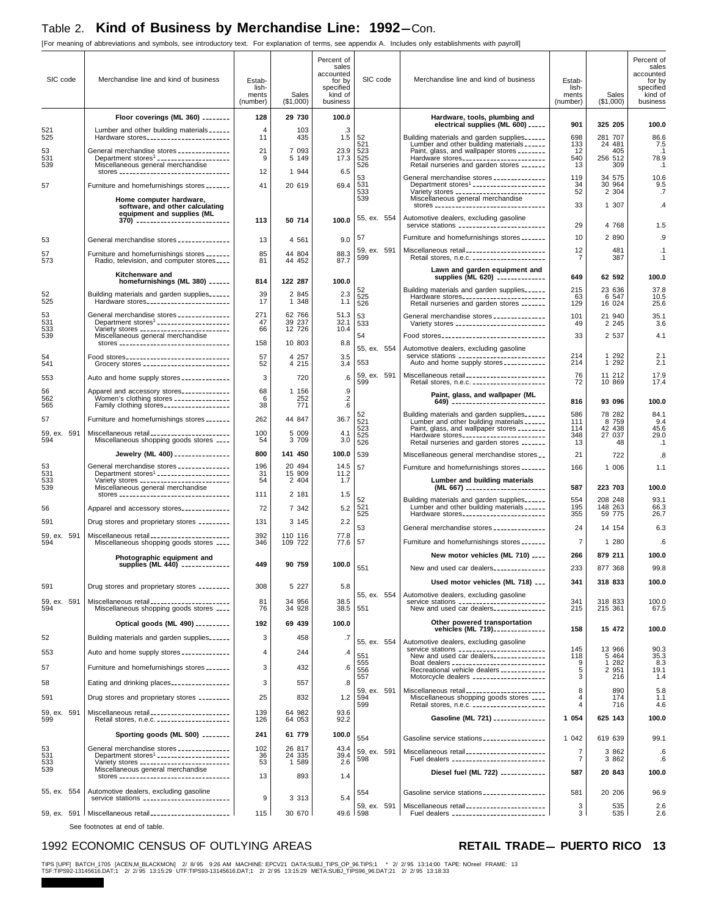## Table 2. Kind of Business by Merchandise Line: 1992—Con.

[For meaning of abbreviations and symbols, see introductory text. For explanation of terms, see appendix A. Includes only establishments with payroll]

| SIC code | Merchandise line and kind of business | Establishments (number) | Sales ($1,000) | Percent of sales accounted for by specified kind of business |
|---|---|---|---|---|
| | **Floor coverings (ML 360)** | **128** | **29 730** | **100.0** |
| 521 | Lumber and other building materials | 4 | 103 | .3 |
| 525 | Hardware stores | 11 | 435 | 1.5 |
| 53 | General merchandise stores | 21 | 7 093 | 23.9 |
| 531 | Department stores[1] | 9 | 5 149 | 17.3 |
| 539 | Miscellaneous general merchandise stores | 12 | 1 944 | 6.5 |
| 57 | Furniture and homefurnishings stores | 41 | 20 619 | 69.4 |
| | **Home computer hardware, software, and other calculating equipment and supplies (ML 370)** | **113** | **50 714** | **100.0** |
| 53 | General merchandise stores | 13 | 4 561 | 9.0 |
| 57 | Furniture and homefurnishings stores | 85 | 44 804 | 88.3 |
| 573 | Radio, television, and computer stores | 81 | 44 452 | 87.7 |
| | **Kitchenware and homefurnishings (ML 380)** | **814** | **122 287** | **100.0** |
| 52 | Building materials and garden supplies | 39 | 2 845 | 2.3 |
| 525 | Hardware stores | 17 | 1 348 | 1.1 |
| 53 | General merchandise stores | 271 | 62 766 | 51.3 |
| 531 | Department stores[1] | 47 | 39 237 | 32.1 |
| 533 | Variety stores | 66 | 12 726 | 10.4 |
| 539 | Miscellaneous general merchandise stores | 158 | 10 803 | 8.8 |
| 54 | Food stores | 57 | 4 257 | 3.5 |
| 541 | Grocery stores | 52 | 4 215 | 3.4 |
| 553 | Auto and home supply stores | 3 | 720 | .6 |
| 56 | Apparel and accessory stores | 68 | 1 156 | .9 |
| 562 | Women's clothing stores | 6 | 252 | .2 |
| 565 | Family clothing stores | 38 | 771 | .6 |
| 57 | Furniture and homefurnishings stores | 262 | 44 847 | 36.7 |
| 59, ex. 591 | Miscellaneous retail | 100 | 5 009 | 4.1 |
| 594 | Miscellaneous shopping goods stores | 54 | 3 709 | 3.0 |
| | **Jewelry (ML 400)** | **800** | **141 450** | **100.0** |
| 53 | General merchandise stores | 196 | 20 494 | 14.5 |
| 531 | Department stores[1] | 31 | 15 909 | 11.2 |
| 533 | Variety stores | 54 | 2 404 | 1.7 |
| 539 | Miscellaneous general merchandise stores | 111 | 2 181 | 1.5 |
| 56 | Apparel and accessory stores | 72 | 7 342 | 5.2 |
| 591 | Drug stores and proprietary stores | 131 | 3 145 | 2.2 |
| 59, ex. 591 | Miscellaneous retail | 392 | 110 116 | 77.8 |
| 594 | Miscellaneous shopping goods stores | 346 | 109 722 | 77.6 |
| | **Photographic equipment and supplies (ML 440)** | **449** | **90 759** | **100.0** |
| 591 | Drug stores and proprietary stores | 308 | 5 227 | 5.8 |
| 59, ex. 591 | Miscellaneous retail | 81 | 34 956 | 38.5 |
| 594 | Miscellaneous shopping goods stores | 76 | 34 928 | 38.5 |
| | **Optical goods (ML 490)** | **192** | **69 439** | **100.0** |
| 52 | Building materials and garden supplies | 3 | 458 | .7 |
| 553 | Auto and home supply stores | 4 | 244 | .4 |
| 57 | Furniture and homefurnishings stores | 3 | 432 | .6 |
| 58 | Eating and drinking places | 3 | 557 | .8 |
| 591 | Drug stores and proprietary stores | 25 | 832 | 1.2 |
| 59, ex. 591 | Miscellaneous retail | 139 | 64 982 | 93.6 |
| 599 | Retail stores, n.e.c. | 126 | 64 053 | 92.2 |
| | **Sporting goods (ML 500)** | **241** | **61 779** | **100.0** |
| 53 | General merchandise stores | 102 | 26 817 | 43.4 |
| 531 | Department stores[1] | 36 | 24 335 | 39.4 |
| 533 | Variety stores | 53 | 1 589 | 2.6 |
| 539 | Miscellaneous general merchandise stores | 13 | 893 | 1.4 |
| 55, ex. 554 | Automotive dealers, excluding gasoline service stations | 9 | 3 313 | 5.4 |
| 59, ex. 591 | Miscellaneous retail | 115 | 30 670 | 49.6 |
| | **Hardware, tools, plumbing and electrical supplies (ML 600)** | **901** | **325 205** | **100.0** |
| 52 | Building materials and garden supplies | 698 | 281 707 | 86.6 |
| 521 | Lumber and other building materials | 133 | 24 481 | 7.5 |
| 523 | Paint, glass, and wallpaper stores | 12 | 405 | .1 |
| 525 | Hardware stores | 540 | 256 512 | 78.9 |
| 526 | Retail nurseries and garden stores | 13 | 309 | .1 |
| 53 | General merchandise stores | 119 | 34 575 | 10.6 |
| 531 | Department stores[1] | 34 | 30 964 | 9.5 |
| 533 | Variety stores | 52 | 2 304 | .7 |
| 539 | Miscellaneous general merchandise stores | 33 | 1 307 | .4 |
| 55, ex. 554 | Automotive dealers, excluding gasoline service stations | 29 | 4 768 | 1.5 |
| 57 | Furniture and homefurnishings stores | 10 | 2 890 | .9 |
| 59, ex. 591 | Miscellaneous retail | 12 | 481 | .1 |
| 599 | Retail stores, n.e.c. | 7 | 387 | .1 |
| | **Lawn and garden equipment and supplies (ML 620)** | **649** | **62 592** | **100.0** |
| 52 | Building materials and garden supplies | 215 | 23 636 | 37.8 |
| 525 | Hardware stores | 63 | 6 547 | 10.5 |
| 526 | Retail nurseries and garden stores | 129 | 16 024 | 25.6 |
| 53 | General merchandise stores | 101 | 21 940 | 35.1 |
| 533 | Variety stores | 49 | 2 245 | 3.6 |
| 54 | Food stores | 33 | 2 537 | 4.1 |
| 55, ex. 554 | Automotive dealers, excluding gasoline service stations | 214 | 1 292 | 2.1 |
| 553 | Auto and home supply stores | 214 | 1 292 | 2.1 |
| 59, ex. 591 | Miscellaneous retail | 76 | 11 212 | 17.9 |
| 599 | Retail stores, n.e.c. | 72 | 10 869 | 17.4 |
| | **Paint, glass, and wallpaper (ML 649)** | **816** | **93 096** | **100.0** |
| 52 | Building materials and garden supplies | 586 | 78 282 | 84.1 |
| 521 | Lumber and other building materials | 111 | 8 759 | 9.4 |
| 523 | Paint, glass, and wallpaper stores | 114 | 42 438 | 45.6 |
| 525 | Hardware stores | 348 | 27 037 | 29.0 |
| 526 | Retail nurseries and garden stores | 13 | 48 | .1 |
| 539 | Miscellaneous general merchandise stores | 21 | 722 | .8 |
| 57 | Furniture and homefurnishings stores | 166 | 1 006 | 1.1 |
| | **Lumber and building materials (ML 667)** | **587** | **223 703** | **100.0** |
| 52 | Building materials and garden supplies | 554 | 208 248 | 93.1 |
| 521 | Lumber and other building materials | 195 | 148 263 | 66.3 |
| 525 | Hardware stores | 355 | 59 775 | 26.7 |
| 53 | General merchandise stores | 24 | 14 154 | 6.3 |
| 57 | Furniture and homefurnishings stores | 7 | 1 280 | .6 |
| | **New motor vehicles (ML 710)** | **266** | **879 211** | **100.0** |
| 551 | New and used car dealers | 233 | 877 368 | 99.8 |
| | **Used motor vehicles (ML 718)** | **341** | **318 833** | **100.0** |
| 55, ex. 554 | Automotive dealers, excluding gasoline service stations | 341 | 318 833 | 100.0 |
| 551 | New and used car dealers | 215 | 215 361 | 67.5 |
| | **Other powered transportation vehicles (ML 719)** | **158** | **15 472** | **100.0** |
| 55, ex. 554 | Automotive dealers, excluding gasoline service stations | 145 | 13 966 | 90.3 |
| 551 | New and used car dealers | 118 | 5 464 | 35.3 |
| 555 | Boat dealers | 9 | 1 282 | 8.3 |
| 556 | Recreational vehicle dealers | 5 | 2 951 | 19.1 |
| 557 | Motorcycle dealers | 3 | 216 | 1.4 |
| 59, ex. 591 | Miscellaneous retail | 8 | 890 | 5.8 |
| 594 | Miscellaneous shopping goods stores | 4 | 174 | 1.1 |
| 599 | Retail stores, n.e.c. | 4 | 716 | 4.6 |
| | **Gasoline (ML 721)** | **1 054** | **625 143** | **100.0** |
| 554 | Gasoline service stations | 1 042 | 619 639 | 99.1 |
| 59, ex. 591 | Miscellaneous retail | 7 | 3 862 | .6 |
| 598 | Fuel dealers | 7 | 3 862 | .6 |
| | **Diesel fuel (ML 722)** | **587** | **20 843** | **100.0** |
| 554 | Gasoline service stations | 581 | 20 206 | 96.9 |
| 59, ex. 591 | Miscellaneous retail | 3 | 535 | 2.6 |
| 598 | Fuel dealers | 3 | 535 | 2.6 |

See footnotes at end of table.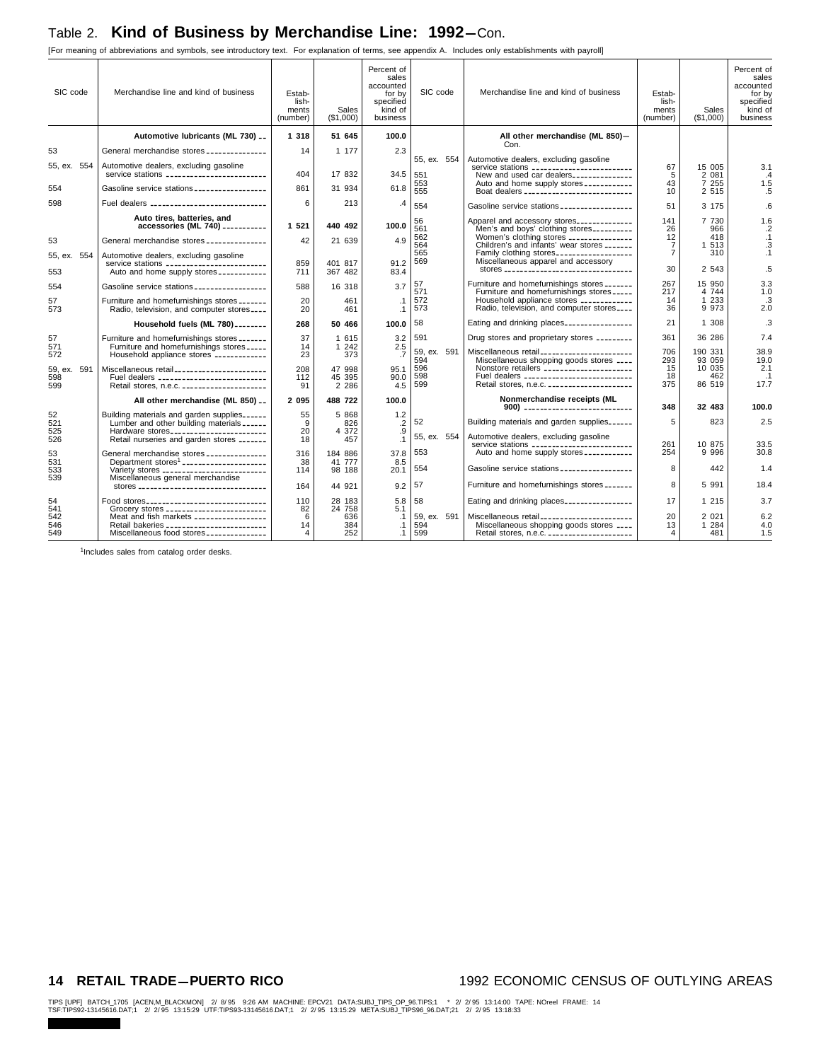## Table 2. **Kind of Business by Merchandise Line: 1992**—Con.

[For meaning of abbreviations and symbols, see introductory text. For explanation of terms, see appendix A. Includes only establishments with payroll]

| SIC code | Merchandise line and kind of business | Establishments (number) | Sales ($1,000) | Percent of sales accounted for by specified kind of business |
|---|---|---|---|---|
| | **Automotive lubricants (ML 730)** | **1 318** | **51 645** | **100.0** |
| 53 | General merchandise stores | 14 | 1 177 | 2.3 |
| 55, ex. 554 | Automotive dealers, excluding gasoline service stations | 404 | 17 832 | 34.5 |
| 554 | Gasoline service stations | 861 | 31 934 | 61.8 |
| 598 | Fuel dealers | 6 | 213 | .4 |
| | **Auto tires, batteries, and accessories (ML 740)** | **1 521** | **440 492** | **100.0** |
| 53 | General merchandise stores | 42 | 21 639 | 4.9 |
| 55, ex. 554 | Automotive dealers, excluding gasoline service stations | 859 | 401 817 | 91.2 |
| 553 | Auto and home supply stores | 711 | 367 482 | 83.4 |
| 554 | Gasoline service stations | 588 | 16 318 | 3.7 |
| 57 | Furniture and homefurnishings stores | 20 | 461 | .1 |
| 573 | Radio, television, and computer stores | 20 | 461 | .1 |
| | **Household fuels (ML 780)** | **268** | **50 466** | **100.0** |
| 57 | Furniture and homefurnishings stores | 37 | 1 615 | 3.2 |
| 571 | Furniture and homefurnishings stores | 14 | 1 242 | 2.5 |
| 572 | Household appliance stores | 23 | 373 | .7 |
| 59, ex. 591 | Miscellaneous retail | 208 | 47 998 | 95.1 |
| 598 | Fuel dealers | 112 | 45 395 | 90.0 |
| 599 | Retail stores, n.e.c. | 91 | 2 286 | 4.5 |
| | **All other merchandise (ML 850)** | **2 095** | **488 722** | **100.0** |
| 52 | Building materials and garden supplies | 55 | 5 868 | 1.2 |
| 521 | Lumber and other building materials | 9 | 826 | .2 |
| 525 | Hardware stores | 20 | 4 372 | .9 |
| 526 | Retail nurseries and garden stores | 18 | 457 | .1 |
| 53 | General merchandise stores | 316 | 184 886 | 37.8 |
| 531 | Department stores[1] | 38 | 41 777 | 8.5 |
| 533 | Variety stores | 114 | 98 188 | 20.1 |
| 539 | Miscellaneous general merchandise stores | 164 | 44 921 | 9.2 |
| 54 | Food stores | 110 | 28 183 | 5.8 |
| 541 | Grocery stores | 82 | 24 758 | 5.1 |
| 542 | Meat and fish markets | 6 | 636 | .1 |
| 546 | Retail bakeries | 14 | 384 | .1 |
| 549 | Miscellaneous food stores | 4 | 252 | .1 |
| | **All other merchandise (ML 850)—Con.** | | | |
| 55, ex. 554 | Automotive dealers, excluding gasoline service stations | 67 | 15 005 | 3.1 |
| 551 | New and used car dealers | 5 | 2 081 | .4 |
| 553 | Auto and home supply stores | 43 | 7 255 | 1.5 |
| 555 | Boat dealers | 10 | 2 515 | .5 |
| 554 | Gasoline service stations | 51 | 3 175 | .6 |
| 56 | Apparel and accessory stores | 141 | 7 730 | 1.6 |
| 561 | Men's and boys' clothing stores | 26 | 966 | .2 |
| 562 | Women's clothing stores | 12 | 418 | .1 |
| 564 | Children's and infants' wear stores | 7 | 1 513 | .3 |
| 565 | Family clothing stores | 7 | 310 | .1 |
| 569 | Miscellaneous apparel and accessory stores | 30 | 2 543 | .5 |
| 57 | Furniture and homefurnishings stores | 267 | 15 950 | 3.3 |
| 571 | Furniture and homefurnishings stores | 217 | 4 744 | 1.0 |
| 572 | Household appliance stores | 14 | 1 233 | .3 |
| 573 | Radio, television, and computer stores | 36 | 9 973 | 2.0 |
| 58 | Eating and drinking places | 21 | 1 308 | .3 |
| 591 | Drug stores and proprietary stores | 361 | 36 286 | 7.4 |
| 59, ex. 591 | Miscellaneous retail | 706 | 190 331 | 38.9 |
| 594 | Miscellaneous shopping goods stores | 293 | 93 059 | 19.0 |
| 596 | Nonstore retailers | 15 | 10 035 | 2.1 |
| 598 | Fuel dealers | 18 | 462 | .1 |
| 599 | Retail stores, n.e.c. | 375 | 86 519 | 17.7 |
| | **Nonmerchandise receipts (ML 900)** | **348** | **32 483** | **100.0** |
| 52 | Building materials and garden supplies | 5 | 823 | 2.5 |
| 55, ex. 554 | Automotive dealers, excluding gasoline service stations | 261 | 10 875 | 33.5 |
| 553 | Auto and home supply stores | 254 | 9 996 | 30.8 |
| 554 | Gasoline service stations | 8 | 442 | 1.4 |
| 57 | Furniture and homefurnishings stores | 8 | 5 991 | 18.4 |
| 58 | Eating and drinking places | 17 | 1 215 | 3.7 |
| 59, ex. 591 | Miscellaneous retail | 20 | 2 021 | 6.2 |
| 594 | Miscellaneous shopping goods stores | 13 | 1 284 | 4.0 |
| 599 | Retail stores, n.e.c. | 4 | 481 | 1.5 |

[1]Includes sales from catalog order desks.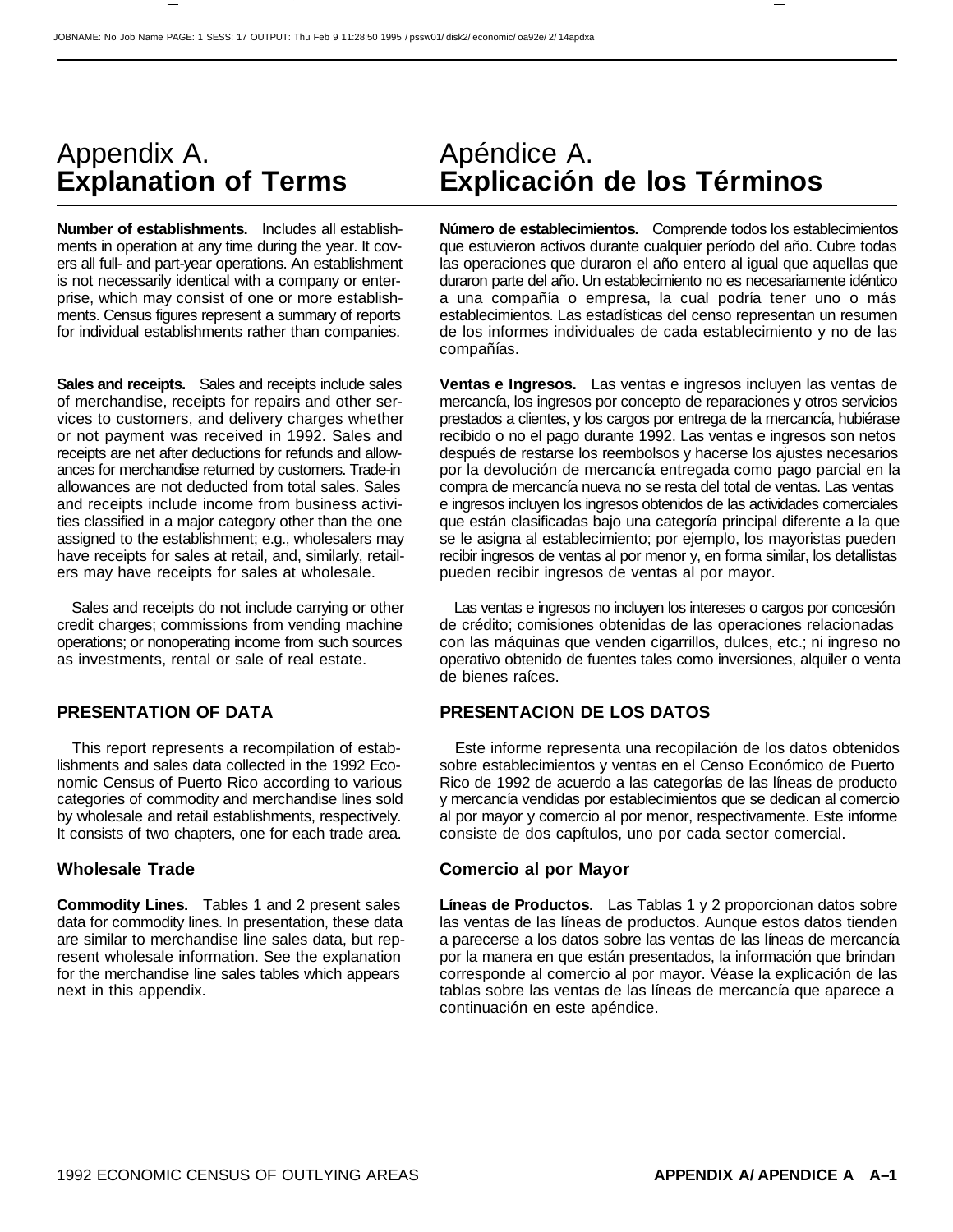# Appendix A. **Explanation of Terms**

**Number of establishments.** Includes all establishments in operation at any time during the year. It covers all full- and part-year operations. An establishment is not necessarily identical with a company or enterprise, which may consist of one or more establishments. Census figures represent a summary of reports for individual establishments rather than companies.

**Sales and receipts.** Sales and receipts include sales of merchandise, receipts for repairs and other services to customers, and delivery charges whether or not payment was received in 1992. Sales and receipts are net after deductions for refunds and allowances for merchandise returned by customers. Trade-in allowances are not deducted from total sales. Sales and receipts include income from business activities classified in a major category other than the one assigned to the establishment; e.g., wholesalers may have receipts for sales at retail, and, similarly, retailers may have receipts for sales at wholesale.

Sales and receipts do not include carrying or other credit charges; commissions from vending machine operations; or nonoperating income from such sources as investments, rental or sale of real estate.

## PRESENTATION OF DATA

This report represents a recompilation of establishments and sales data collected in the 1992 Economic Census of Puerto Rico according to various categories of commodity and merchandise lines sold by wholesale and retail establishments, respectively. It consists of two chapters, one for each trade area.

### Wholesale Trade

**Commodity Lines.** Tables 1 and 2 present sales data for commodity lines. In presentation, these data are similar to merchandise line sales data, but represent wholesale information. See the explanation for the merchandise line sales tables which appears next in this appendix.

# Apéndice A. **Explicación de los Términos**

**Número de establecimientos.** Comprende todos los establecimientos que estuvieron activos durante cualquier período del año. Cubre todas las operaciones que duraron el año entero al igual que aquellas que duraron parte del año. Un establecimiento no es necesariamente idéntico a una compañía o empresa, la cual podría tener uno o más establecimientos. Las estadísticas del censo representan un resumen de los informes individuales de cada establecimiento y no de las compañías.

**Ventas e Ingresos.** Las ventas e ingresos incluyen las ventas de mercancía, los ingresos por concepto de reparaciones y otros servicios prestados a clientes, y los cargos por entrega de la mercancía, hubiérase recibido o no el pago durante 1992. Las ventas e ingresos son netos después de restarse los reembolsos y hacerse los ajustes necesarios por la devolución de mercancía entregada como pago parcial en la compra de mercancía nueva no se resta del total de ventas. Las ventas e ingresos incluyen los ingresos obtenidos de las actividades comerciales que están clasificadas bajo una categoría principal diferente a la que se le asigna al establecimiento; por ejemplo, los mayoristas pueden recibir ingresos de ventas al por menor y, en forma similar, los detallistas pueden recibir ingresos de ventas al por mayor.

Las ventas e ingresos no incluyen los intereses o cargos por concesión de crédito; comisiones obtenidas de las operaciones relacionadas con las máquinas que venden cigarrillos, dulces, etc.; ni ingreso no operativo obtenido de fuentes tales como inversiones, alquiler o venta de bienes raíces.

## PRESENTACION DE LOS DATOS

Este informe representa una recopilación de los datos obtenidos sobre establecimientos y ventas en el Censo Económico de Puerto Rico de 1992 de acuerdo a las categorías de las líneas de producto y mercancía vendidas por establecimientos que se dedican al comercio al por mayor y comercio al por menor, respectivamente. Este informe consiste de dos capítulos, uno por cada sector comercial.

### Comercio al por Mayor

**Líneas de Productos.** Las Tablas 1 y 2 proporcionan datos sobre las ventas de las líneas de productos. Aunque estos datos tienden a parecerse a los datos sobre las ventas de las líneas de mercancía por la manera en que están presentados, la información que brindan corresponde al comercio al por mayor. Véase la explicación de las tablas sobre las ventas de las líneas de mercancía que aparece a continuación en este apéndice.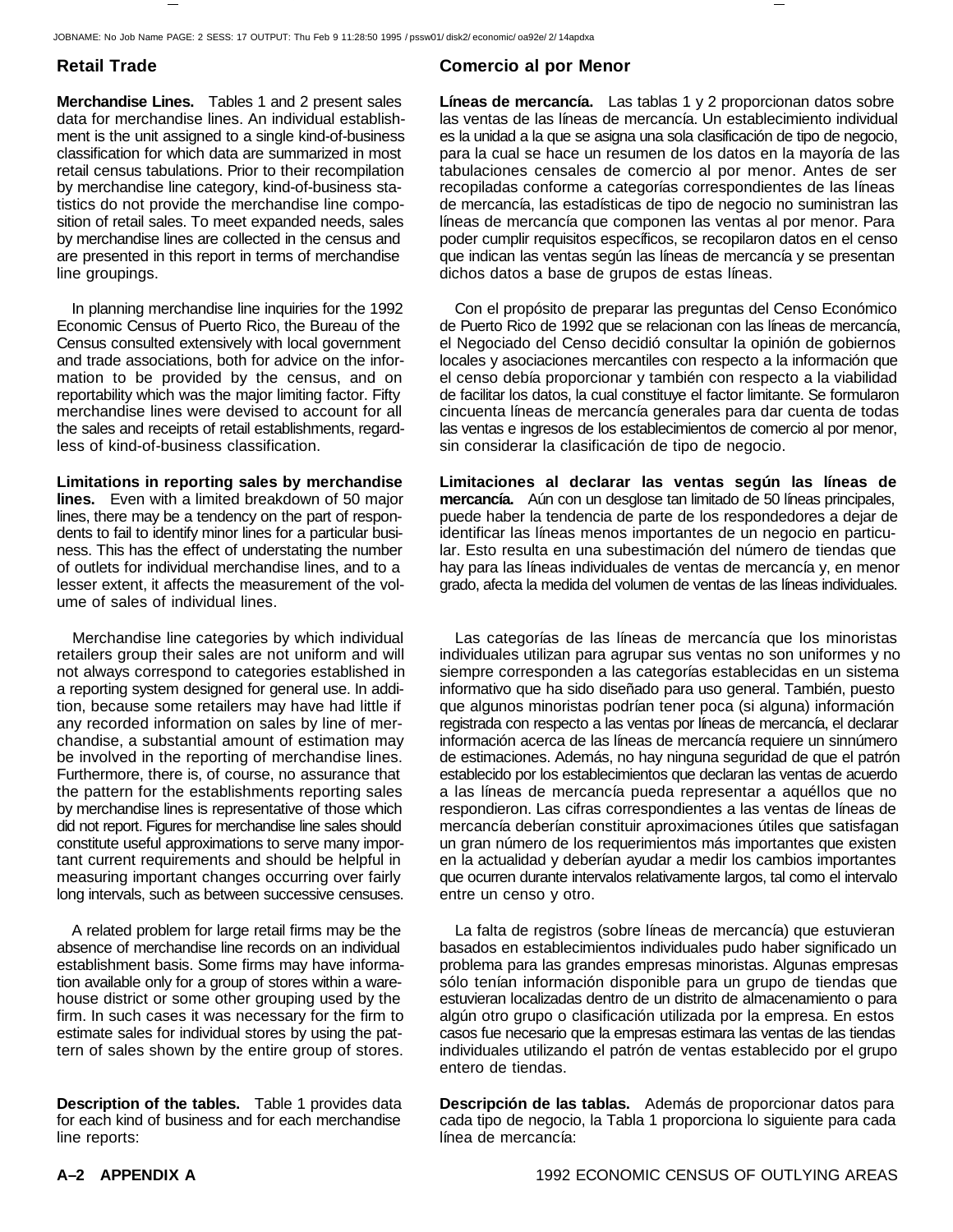## Retail Trade

**Merchandise Lines.** Tables 1 and 2 present sales data for merchandise lines. An individual establishment is the unit assigned to a single kind-of-business classification for which data are summarized in most retail census tabulations. Prior to their recompilation by merchandise line category, kind-of-business statistics do not provide the merchandise line composition of retail sales. To meet expanded needs, sales by merchandise lines are collected in the census and are presented in this report in terms of merchandise line groupings.

In planning merchandise line inquiries for the 1992 Economic Census of Puerto Rico, the Bureau of the Census consulted extensively with local government and trade associations, both for advice on the information to be provided by the census, and on reportability which was the major limiting factor. Fifty merchandise lines were devised to account for all the sales and receipts of retail establishments, regardless of kind-of-business classification.

**Limitations in reporting sales by merchandise lines.** Even with a limited breakdown of 50 major lines, there may be a tendency on the part of respondents to fail to identify minor lines for a particular business. This has the effect of understating the number of outlets for individual merchandise lines, and to a lesser extent, it affects the measurement of the volume of sales of individual lines.

Merchandise line categories by which individual retailers group their sales are not uniform and will not always correspond to categories established in a reporting system designed for general use. In addition, because some retailers may have had little if any recorded information on sales by line of merchandise, a substantial amount of estimation may be involved in the reporting of merchandise lines. Furthermore, there is, of course, no assurance that the pattern for the establishments reporting sales by merchandise lines is representative of those which did not report. Figures for merchandise line sales should constitute useful approximations to serve many important current requirements and should be helpful in measuring important changes occurring over fairly long intervals, such as between successive censuses.

A related problem for large retail firms may be the absence of merchandise line records on an individual establishment basis. Some firms may have information available only for a group of stores within a warehouse district or some other grouping used by the firm. In such cases it was necessary for the firm to estimate sales for individual stores by using the pattern of sales shown by the entire group of stores.

**Description of the tables.** Table 1 provides data for each kind of business and for each merchandise line reports:

## Comercio al por Menor

**Líneas de mercancía.** Las tablas 1 y 2 proporcionan datos sobre las ventas de las líneas de mercancía. Un establecimiento individual es la unidad a la que se asigna una sola clasificación de tipo de negocio, para la cual se hace un resumen de los datos en la mayoría de las tabulaciones censales de comercio al por menor. Antes de ser recopiladas conforme a categorías correspondientes de las líneas de mercancía, las estadísticas de tipo de negocio no suministran las líneas de mercancía que componen las ventas al por menor. Para poder cumplir requisitos específicos, se recopilaron datos en el censo que indican las ventas según las líneas de mercancía y se presentan dichos datos a base de grupos de estas líneas.

Con el propósito de preparar las preguntas del Censo Económico de Puerto Rico de 1992 que se relacionan con las líneas de mercancía, el Negociado del Censo decidió consultar la opinión de gobiernos locales y asociaciones mercantiles con respecto a la información que el censo debía proporcionar y también con respecto a la viabilidad de facilitar los datos, la cual constituye el factor limitante. Se formularon cincuenta líneas de mercancía generales para dar cuenta de todas las ventas e ingresos de los establecimientos de comercio al por menor, sin considerar la clasificación de tipo de negocio.

**Limitaciones al declarar las ventas según las líneas de mercancía.** Aún con un desglose tan limitado de 50 líneas principales, puede haber la tendencia de parte de los respondedores a dejar de identificar las líneas menos importantes de un negocio en particular. Esto resulta en una subestimación del número de tiendas que hay para las líneas individuales de ventas de mercancía y, en menor grado, afecta la medida del volumen de ventas de las líneas individuales.

Las categorías de las líneas de mercancía que los minoristas individuales utilizan para agrupar sus ventas no son uniformes y no siempre corresponden a las categorías establecidas en un sistema informativo que ha sido diseñado para uso general. También, puesto que algunos minoristas podrían tener poca (si alguna) información registrada con respecto a las ventas por líneas de mercancía, el declarar información acerca de las líneas de mercancía requiere un sinnúmero de estimaciones. Además, no hay ninguna seguridad de que el patrón establecido por los establecimientos que declaran las ventas de acuerdo a las líneas de mercancía pueda representar a aquéllos que no respondieron. Las cifras correspondientes a las ventas de líneas de mercancía deberían constituir aproximaciones útiles que satisfagan un gran número de los requerimientos más importantes que existen en la actualidad y deberían ayudar a medir los cambios importantes que ocurren durante intervalos relativamente largos, tal como el intervalo entre un censo y otro.

La falta de registros (sobre líneas de mercancía) que estuvieran basados en establecimientos individuales pudo haber significado un problema para las grandes empresas minoristas. Algunas empresas sólo tenían información disponible para un grupo de tiendas que estuvieran localizadas dentro de un distrito de almacenamiento o para algún otro grupo o clasificación utilizada por la empresa. En estos casos fue necesario que la empresas estimara las ventas de las tiendas individuales utilizando el patrón de ventas establecido por el grupo entero de tiendas.

**Descripción de las tablas.** Además de proporcionar datos para cada tipo de negocio, la Tabla 1 proporciona lo siguiente para cada línea de mercancía: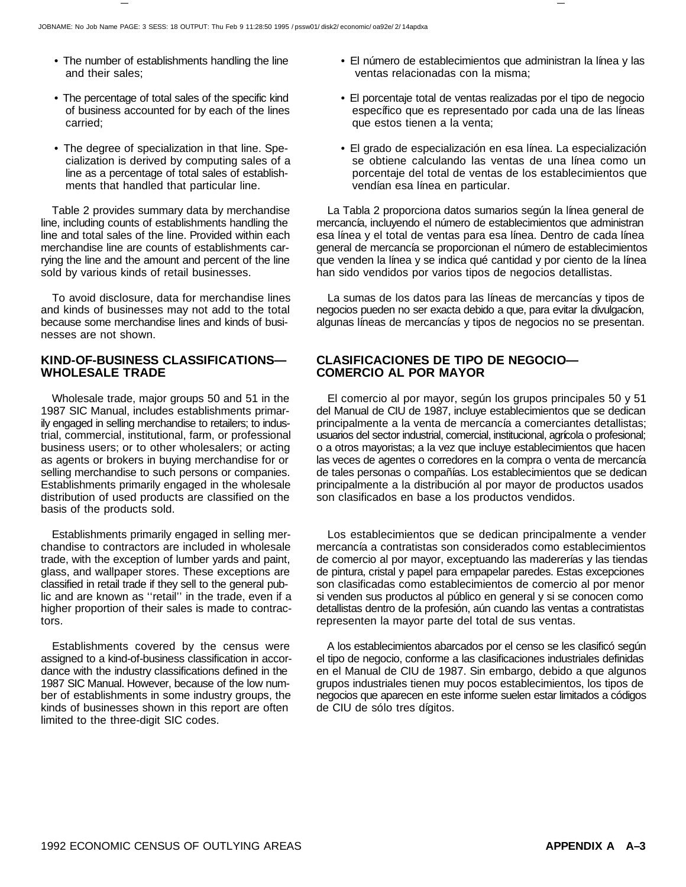- The number of establishments handling the line and their sales;
- The percentage of total sales of the specific kind of business accounted for by each of the lines carried;
- The degree of specialization in that line. Specialization is derived by computing sales of a line as a percentage of total sales of establishments that handled that particular line.

Table 2 provides summary data by merchandise line, including counts of establishments handling the line and total sales of the line. Provided within each merchandise line are counts of establishments carrying the line and the amount and percent of the line sold by various kinds of retail businesses.

To avoid disclosure, data for merchandise lines and kinds of businesses may not add to the total because some merchandise lines and kinds of businesses are not shown.

## KIND-OF-BUSINESS CLASSIFICATIONS—WHOLESALE TRADE

Wholesale trade, major groups 50 and 51 in the 1987 SIC Manual, includes establishments primarily engaged in selling merchandise to retailers; to industrial, commercial, institutional, farm, or professional business users; or to other wholesalers; or acting as agents or brokers in buying merchandise for or selling merchandise to such persons or companies. Establishments primarily engaged in the wholesale distribution of used products are classified on the basis of the products sold.

Establishments primarily engaged in selling merchandise to contractors are included in wholesale trade, with the exception of lumber yards and paint, glass, and wallpaper stores. These exceptions are classified in retail trade if they sell to the general public and are known as ''retail'' in the trade, even if a higher proportion of their sales is made to contractors.

Establishments covered by the census were assigned to a kind-of-business classification in accordance with the industry classifications defined in the 1987 SIC Manual. However, because of the low number of establishments in some industry groups, the kinds of businesses shown in this report are often limited to the three-digit SIC codes.

- El número de establecimientos que administran la línea y las ventas relacionadas con la misma;
- El porcentaje total de ventas realizadas por el tipo de negocio específico que es representado por cada una de las líneas que estos tienen a la venta;
- El grado de especialización en esa línea. La especialización se obtiene calculando las ventas de una línea como un porcentaje del total de ventas de los establecimientos que vendían esa línea en particular.

La Tabla 2 proporciona datos sumarios según la línea general de mercancía, incluyendo el número de establecimientos que administran esa línea y el total de ventas para esa línea. Dentro de cada línea general de mercancía se proporcionan el número de establecimientos que venden la línea y se indica qué cantidad y por ciento de la línea han sido vendidos por varios tipos de negocios detallistas.

La sumas de los datos para las líneas de mercancías y tipos de negocios pueden no ser exacta debido a que, para evitar la divulgacíon, algunas líneas de mercancías y tipos de negocios no se presentan.

## CLASIFICACIONES DE TIPO DE NEGOCIO—COMERCIO AL POR MAYOR

El comercio al por mayor, según los grupos principales 50 y 51 del Manual de CIU de 1987, incluye establecimientos que se dedican principalmente a la venta de mercancía a comerciantes detallistas; usuarios del sector industrial, comercial, institucional, agrícola o profesional; o a otros mayoristas; a la vez que incluye establecimientos que hacen las veces de agentes o corredores en la compra o venta de mercancía de tales personas o compañías. Los establecimientos que se dedican principalmente a la distribución al por mayor de productos usados son clasificados en base a los productos vendidos.

Los establecimientos que se dedican principalmente a vender mercancía a contratistas son considerados como establecimientos de comercio al por mayor, exceptuando las madererías y las tiendas de pintura, cristal y papel para empapelar paredes. Estas excepciones son clasificadas como establecimientos de comercio al por menor si venden sus productos al público en general y si se conocen como detallistas dentro de la profesión, aún cuando las ventas a contratistas representen la mayor parte del total de sus ventas.

A los establecimientos abarcados por el censo se les clasificó según el tipo de negocio, conforme a las clasificaciones industriales definidas en el Manual de CIU de 1987. Sin embargo, debido a que algunos grupos industriales tienen muy pocos establecimientos, los tipos de negocios que aparecen en este informe suelen estar limitados a códigos de CIU de sólo tres dígitos.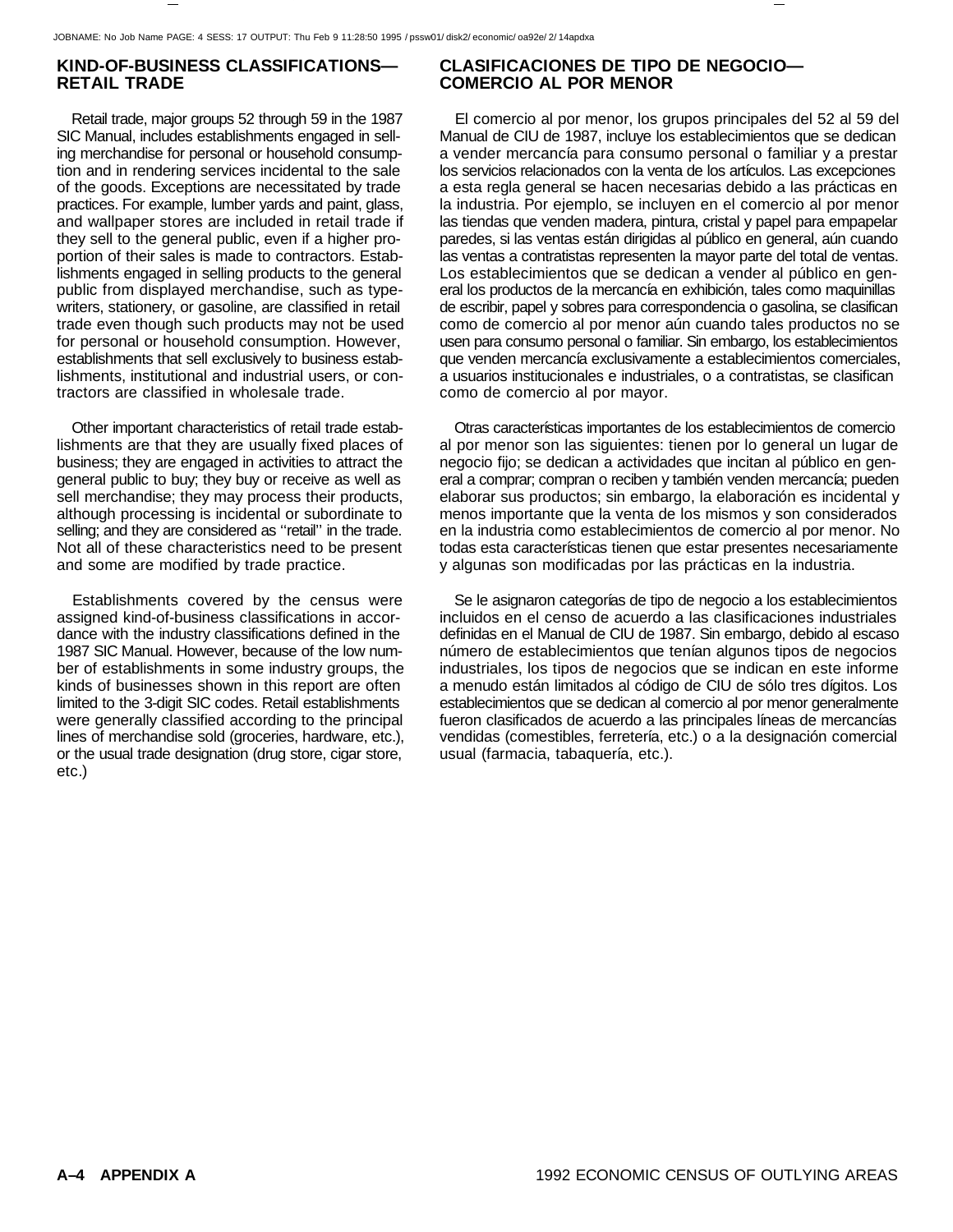## KIND-OF-BUSINESS CLASSIFICATIONS— RETAIL TRADE

Retail trade, major groups 52 through 59 in the 1987 SIC Manual, includes establishments engaged in selling merchandise for personal or household consumption and in rendering services incidental to the sale of the goods. Exceptions are necessitated by trade practices. For example, lumber yards and paint, glass, and wallpaper stores are included in retail trade if they sell to the general public, even if a higher proportion of their sales is made to contractors. Establishments engaged in selling products to the general public from displayed merchandise, such as typewriters, stationery, or gasoline, are classified in retail trade even though such products may not be used for personal or household consumption. However, establishments that sell exclusively to business establishments, institutional and industrial users, or contractors are classified in wholesale trade.

Other important characteristics of retail trade establishments are that they are usually fixed places of business; they are engaged in activities to attract the general public to buy; they buy or receive as well as sell merchandise; they may process their products, although processing is incidental or subordinate to selling; and they are considered as ''retail'' in the trade. Not all of these characteristics need to be present and some are modified by trade practice.

Establishments covered by the census were assigned kind-of-business classifications in accordance with the industry classifications defined in the 1987 SIC Manual. However, because of the low number of establishments in some industry groups, the kinds of businesses shown in this report are often limited to the 3-digit SIC codes. Retail establishments were generally classified according to the principal lines of merchandise sold (groceries, hardware, etc.), or the usual trade designation (drug store, cigar store, etc.)

## CLASIFICACIONES DE TIPO DE NEGOCIO— COMERCIO AL POR MENOR

El comercio al por menor, los grupos principales del 52 al 59 del Manual de CIU de 1987, incluye los establecimientos que se dedican a vender mercancía para consumo personal o familiar y a prestar los servicios relacionados con la venta de los artículos. Las excepciones a esta regla general se hacen necesarias debido a las prácticas en la industria. Por ejemplo, se incluyen en el comercio al por menor las tiendas que venden madera, pintura, cristal y papel para empapelar paredes, si las ventas están dirigidas al público en general, aún cuando las ventas a contratistas representen la mayor parte del total de ventas. Los establecimientos que se dedican a vender al público en general los productos de la mercancía en exhibición, tales como maquinillas de escribir, papel y sobres para correspondencia o gasolina, se clasifican como de comercio al por menor aún cuando tales productos no se usen para consumo personal o familiar. Sin embargo, los establecimientos que venden mercancía exclusivamente a establecimientos comerciales, a usuarios institucionales e industriales, o a contratistas, se clasifican como de comercio al por mayor.

Otras características importantes de los establecimientos de comercio al por menor son las siguientes: tienen por lo general un lugar de negocio fijo; se dedican a actividades que incitan al público en general a comprar; compran o reciben y también venden mercancía; pueden elaborar sus productos; sin embargo, la elaboración es incidental y menos importante que la venta de los mismos y son considerados en la industria como establecimientos de comercio al por menor. No todas esta características tienen que estar presentes necesariamente y algunas son modificadas por las prácticas en la industria.

Se le asignaron categorías de tipo de negocio a los establecimientos incluidos en el censo de acuerdo a las clasificaciones industriales definidas en el Manual de CIU de 1987. Sin embargo, debido al escaso número de establecimientos que tenían algunos tipos de negocios industriales, los tipos de negocios que se indican en este informe a menudo están limitados al código de CIU de sólo tres dígitos. Los establecimientos que se dedican al comercio al por menor generalmente fueron clasificados de acuerdo a las principales líneas de mercancías vendidas (comestibles, ferretería, etc.) o a la designación comercial usual (farmacia, tabaquería, etc.).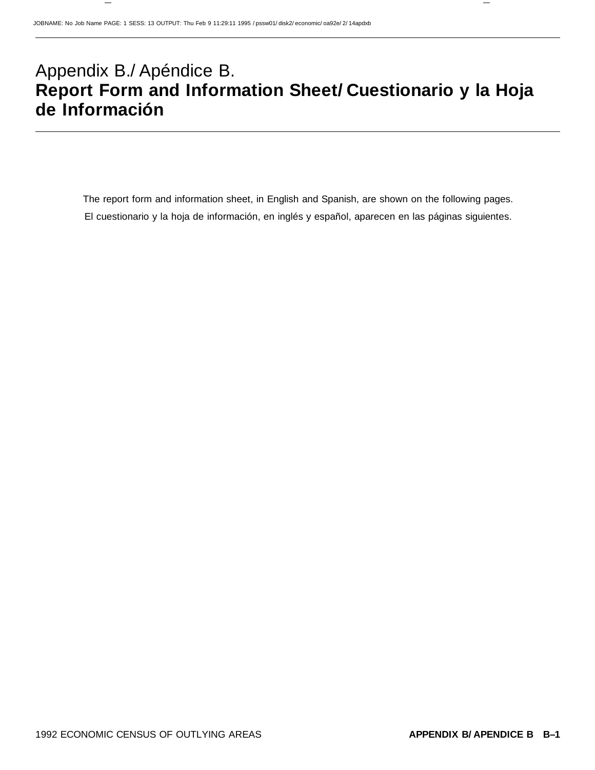# Appendix B./ Apéndice B.
# Report Form and Information Sheet/ Cuestionario y la Hoja de Información

The report form and information sheet, in English and Spanish, are shown on the following pages.

El cuestionario y la hoja de información, en inglés y español, aparecen en las páginas siguientes.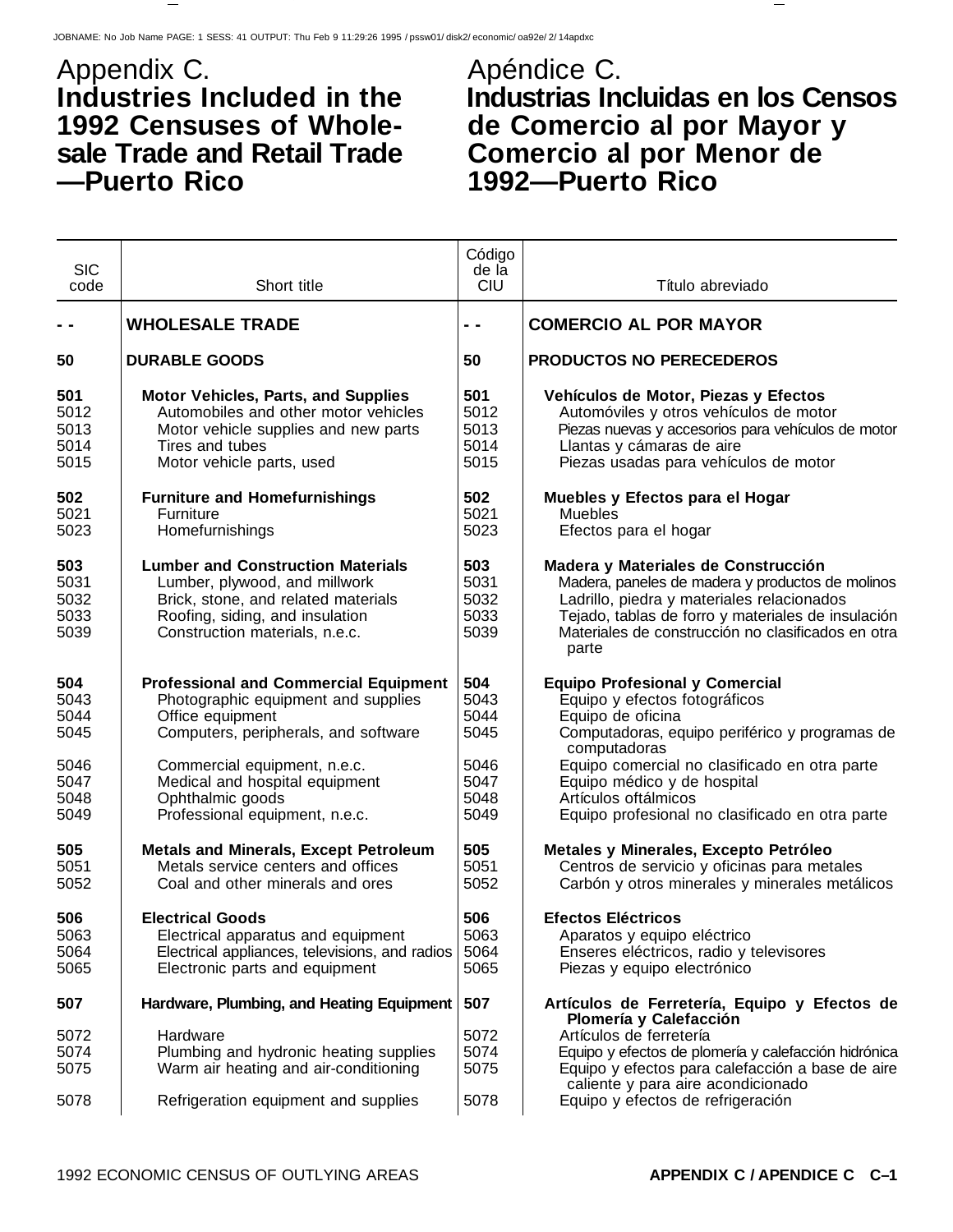# Appendix C. Industries Included in the 1992 Censuses of Wholesale Trade and Retail Trade —Puerto Rico

# Apéndice C. Industrias Incluidas en los Censos de Comercio al por Mayor y Comercio al por Menor de 1992—Puerto Rico

| SIC code | Short title | Código de la CIU | Título abreviado |
|---|---|---|---|
| **- -** | **WHOLESALE TRADE** | **- -** | **COMERCIO AL POR MAYOR** |
| **50** | **DURABLE GOODS** | **50** | **PRODUCTOS NO PERECEDEROS** |
| **501** | **Motor Vehicles, Parts, and Supplies** | **501** | **Vehículos de Motor, Piezas y Efectos** |
| 5012 | Automobiles and other motor vehicles | 5012 | Automóviles y otros vehículos de motor |
| 5013 | Motor vehicle supplies and new parts | 5013 | Piezas nuevas y accesorios para vehículos de motor |
| 5014 | Tires and tubes | 5014 | Llantas y cámaras de aire |
| 5015 | Motor vehicle parts, used | 5015 | Piezas usadas para vehículos de motor |
| **502** | **Furniture and Homefurnishings** | **502** | **Muebles y Efectos para el Hogar** |
| 5021 | Furniture | 5021 | Muebles |
| 5023 | Homefurnishings | 5023 | Efectos para el hogar |
| **503** | **Lumber and Construction Materials** | **503** | **Madera y Materiales de Construcción** |
| 5031 | Lumber, plywood, and millwork | 5031 | Madera, paneles de madera y productos de molinos |
| 5032 | Brick, stone, and related materials | 5032 | Ladrillo, piedra y materiales relacionados |
| 5033 | Roofing, siding, and insulation | 5033 | Tejado, tablas de forro y materiales de insulación |
| 5039 | Construction materials, n.e.c. | 5039 | Materiales de construcción no clasificados en otra parte |
| **504** | **Professional and Commercial Equipment** | **504** | **Equipo Profesional y Comercial** |
| 5043 | Photographic equipment and supplies | 5043 | Equipo y efectos fotográficos |
| 5044 | Office equipment | 5044 | Equipo de oficina |
| 5045 | Computers, peripherals, and software | 5045 | Computadoras, equipo periférico y programas de computadoras |
| 5046 | Commercial equipment, n.e.c. | 5046 | Equipo comercial no clasificado en otra parte |
| 5047 | Medical and hospital equipment | 5047 | Equipo médico y de hospital |
| 5048 | Ophthalmic goods | 5048 | Artículos oftálmicos |
| 5049 | Professional equipment, n.e.c. | 5049 | Equipo profesional no clasificado en otra parte |
| **505** | **Metals and Minerals, Except Petroleum** | **505** | **Metales y Minerales, Excepto Petróleo** |
| 5051 | Metals service centers and offices | 5051 | Centros de servicio y oficinas para metales |
| 5052 | Coal and other minerals and ores | 5052 | Carbón y otros minerales y minerales metálicos |
| **506** | **Electrical Goods** | **506** | **Efectos Eléctricos** |
| 5063 | Electrical apparatus and equipment | 5063 | Aparatos y equipo eléctrico |
| 5064 | Electrical appliances, televisions, and radios | 5064 | Enseres eléctricos, radio y televisores |
| 5065 | Electronic parts and equipment | 5065 | Piezas y equipo electrónico |
| **507** | **Hardware, Plumbing, and Heating Equipment** | **507** | **Artículos de Ferretería, Equipo y Efectos de Plomería y Calefacción** |
| 5072 | Hardware | 5072 | Artículos de ferretería |
| 5074 | Plumbing and hydronic heating supplies | 5074 | Equipo y efectos de plomería y calefacción hidrónica |
| 5075 | Warm air heating and air-conditioning | 5075 | Equipo y efectos para calefacción a base de aire caliente y para aire acondicionado |
| 5078 | Refrigeration equipment and supplies | 5078 | Equipo y efectos de refrigeración |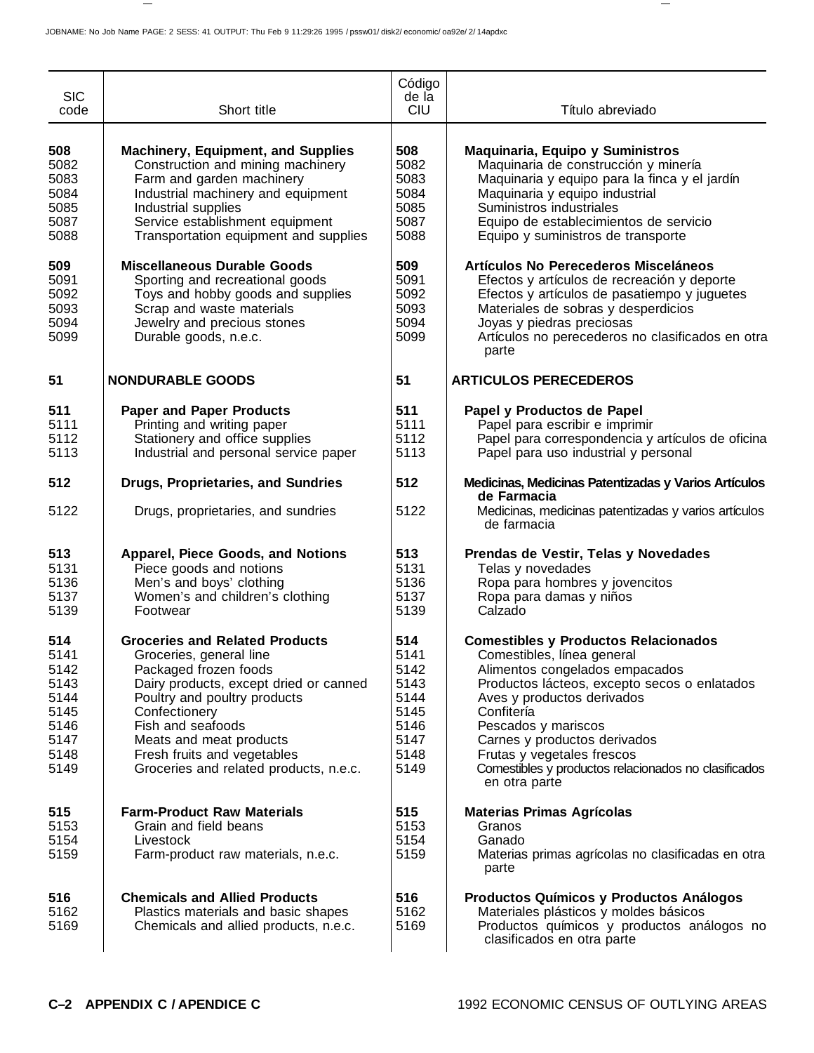| SIC code | Short title | Código de la CIU | Título abreviado |
|---|---|---|---|
| **508** | **Machinery, Equipment, and Supplies** | **508** | **Maquinaria, Equipo y Suministros** |
| 5082 | Construction and mining machinery | 5082 | Maquinaria de construcción y minería |
| 5083 | Farm and garden machinery | 5083 | Maquinaria y equipo para la finca y el jardín |
| 5084 | Industrial machinery and equipment | 5084 | Maquinaria y equipo industrial |
| 5085 | Industrial supplies | 5085 | Suministros industriales |
| 5087 | Service establishment equipment | 5087 | Equipo de establecimientos de servicio |
| 5088 | Transportation equipment and supplies | 5088 | Equipo y suministros de transporte |
| **509** | **Miscellaneous Durable Goods** | **509** | **Artículos No Perecederos Misceláneos** |
| 5091 | Sporting and recreational goods | 5091 | Efectos y artículos de recreación y deporte |
| 5092 | Toys and hobby goods and supplies | 5092 | Efectos y artículos de pasatiempo y juguetes |
| 5093 | Scrap and waste materials | 5093 | Materiales de sobras y desperdicios |
| 5094 | Jewelry and precious stones | 5094 | Joyas y piedras preciosas |
| 5099 | Durable goods, n.e.c. | 5099 | Artículos no perecederos no clasificados en otra parte |
| **51** | **NONDURABLE GOODS** | **51** | **ARTICULOS PERECEDEROS** |
| **511** | **Paper and Paper Products** | **511** | **Papel y Productos de Papel** |
| 5111 | Printing and writing paper | 5111 | Papel para escribir e imprimir |
| 5112 | Stationery and office supplies | 5112 | Papel para correspondencia y artículos de oficina |
| 5113 | Industrial and personal service paper | 5113 | Papel para uso industrial y personal |
| **512** | **Drugs, Proprietaries, and Sundries** | **512** | **Medicinas, Medicinas Patentizadas y Varios Artículos de Farmacia** |
| 5122 | Drugs, proprietaries, and sundries | 5122 | Medicinas, medicinas patentizadas y varios artículos de farmacia |
| **513** | **Apparel, Piece Goods, and Notions** | **513** | **Prendas de Vestir, Telas y Novedades** |
| 5131 | Piece goods and notions | 5131 | Telas y novedades |
| 5136 | Men's and boys' clothing | 5136 | Ropa para hombres y jovencitos |
| 5137 | Women's and children's clothing | 5137 | Ropa para damas y niños |
| 5139 | Footwear | 5139 | Calzado |
| **514** | **Groceries and Related Products** | **514** | **Comestibles y Productos Relacionados** |
| 5141 | Groceries, general line | 5141 | Comestibles, línea general |
| 5142 | Packaged frozen foods | 5142 | Alimentos congelados empacados |
| 5143 | Dairy products, except dried or canned | 5143 | Productos lácteos, excepto secos o enlatados |
| 5144 | Poultry and poultry products | 5144 | Aves y productos derivados |
| 5145 | Confectionery | 5145 | Confitería |
| 5146 | Fish and seafoods | 5146 | Pescados y mariscos |
| 5147 | Meats and meat products | 5147 | Carnes y productos derivados |
| 5148 | Fresh fruits and vegetables | 5148 | Frutas y vegetales frescos |
| 5149 | Groceries and related products, n.e.c. | 5149 | Comestibles y productos relacionados no clasificados en otra parte |
| **515** | **Farm-Product Raw Materials** | **515** | **Materias Primas Agrícolas** |
| 5153 | Grain and field beans | 5153 | Granos |
| 5154 | Livestock | 5154 | Ganado |
| 5159 | Farm-product raw materials, n.e.c. | 5159 | Materias primas agrícolas no clasificadas en otra parte |
| **516** | **Chemicals and Allied Products** | **516** | **Productos Químicos y Productos Análogos** |
| 5162 | Plastics materials and basic shapes | 5162 | Materiales plásticos y moldes básicos |
| 5169 | Chemicals and allied products, n.e.c. | 5169 | Productos químicos y productos análogos no clasificados en otra parte |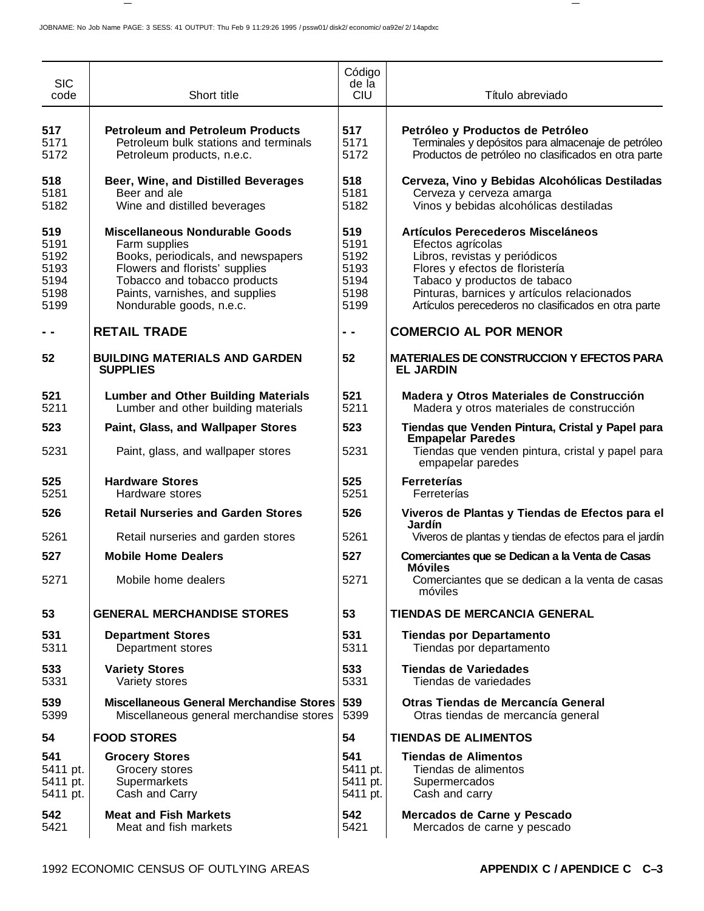| SIC code | Short title | Código de la CIU | Título abreviado |
|---|---|---|---|
| **517** | **Petroleum and Petroleum Products** | **517** | **Petróleo y Productos de Petróleo** |
| 5171 | Petroleum bulk stations and terminals | 5171 | Terminales y depósitos para almacenaje de petróleo |
| 5172 | Petroleum products, n.e.c. | 5172 | Productos de petróleo no clasificados en otra parte |
| **518** | **Beer, Wine, and Distilled Beverages** | **518** | **Cerveza, Vino y Bebidas Alcohólicas Destiladas** |
| 5181 | Beer and ale | 5181 | Cerveza y cerveza amarga |
| 5182 | Wine and distilled beverages | 5182 | Vinos y bebidas alcohólicas destiladas |
| **519** | **Miscellaneous Nondurable Goods** | **519** | **Artículos Perecederos Misceláneos** |
| 5191 | Farm supplies | 5191 | Efectos agrícolas |
| 5192 | Books, periodicals, and newspapers | 5192 | Libros, revistas y periódicos |
| 5193 | Flowers and florists' supplies | 5193 | Flores y efectos de floristería |
| 5194 | Tobacco and tobacco products | 5194 | Tabaco y productos de tabaco |
| 5198 | Paints, varnishes, and supplies | 5198 | Pinturas, barnices y artículos relacionados |
| 5199 | Nondurable goods, n.e.c. | 5199 | Artículos perecederos no clasificados en otra parte |
| **- -** | **RETAIL TRADE** | **- -** | **COMERCIO AL POR MENOR** |
| **52** | **BUILDING MATERIALS AND GARDEN SUPPLIES** | **52** | **MATERIALES DE CONSTRUCCION Y EFECTOS PARA EL JARDIN** |
| **521** | **Lumber and Other Building Materials** | **521** | **Madera y Otros Materiales de Construcción** |
| 5211 | Lumber and other building materials | 5211 | Madera y otros materiales de construcción |
| **523** | **Paint, Glass, and Wallpaper Stores** | **523** | **Tiendas que Venden Pintura, Cristal y Papel para Empapelar Paredes** |
| 5231 | Paint, glass, and wallpaper stores | 5231 | Tiendas que venden pintura, cristal y papel para empapelar paredes |
| **525** | **Hardware Stores** | **525** | **Ferreterías** |
| 5251 | Hardware stores | 5251 | Ferreterías |
| **526** | **Retail Nurseries and Garden Stores** | **526** | **Viveros de Plantas y Tiendas de Efectos para el Jardín** |
| 5261 | Retail nurseries and garden stores | 5261 | Viveros de plantas y tiendas de efectos para el jardín |
| **527** | **Mobile Home Dealers** | **527** | **Comerciantes que se Dedican a la Venta de Casas Móviles** |
| 5271 | Mobile home dealers | 5271 | Comerciantes que se dedican a la venta de casas móviles |
| **53** | **GENERAL MERCHANDISE STORES** | **53** | **TIENDAS DE MERCANCIA GENERAL** |
| **531** | **Department Stores** | **531** | **Tiendas por Departamento** |
| 5311 | Department stores | 5311 | Tiendas por departamento |
| **533** | **Variety Stores** | **533** | **Tiendas de Variedades** |
| 5331 | Variety stores | 5331 | Tiendas de variedades |
| **539** | **Miscellaneous General Merchandise Stores** | **539** | **Otras Tiendas de Mercancía General** |
| 5399 | Miscellaneous general merchandise stores | 5399 | Otras tiendas de mercancía general |
| **54** | **FOOD STORES** | **54** | **TIENDAS DE ALIMENTOS** |
| **541** | **Grocery Stores** | **541** | **Tiendas de Alimentos** |
| 5411 pt. | Grocery stores | 5411 pt. | Tiendas de alimentos |
| 5411 pt. | Supermarkets | 5411 pt. | Supermercados |
| 5411 pt. | Cash and Carry | 5411 pt. | Cash and carry |
| **542** | **Meat and Fish Markets** | **542** | **Mercados de Carne y Pescado** |
| 5421 | Meat and fish markets | 5421 | Mercados de carne y pescado |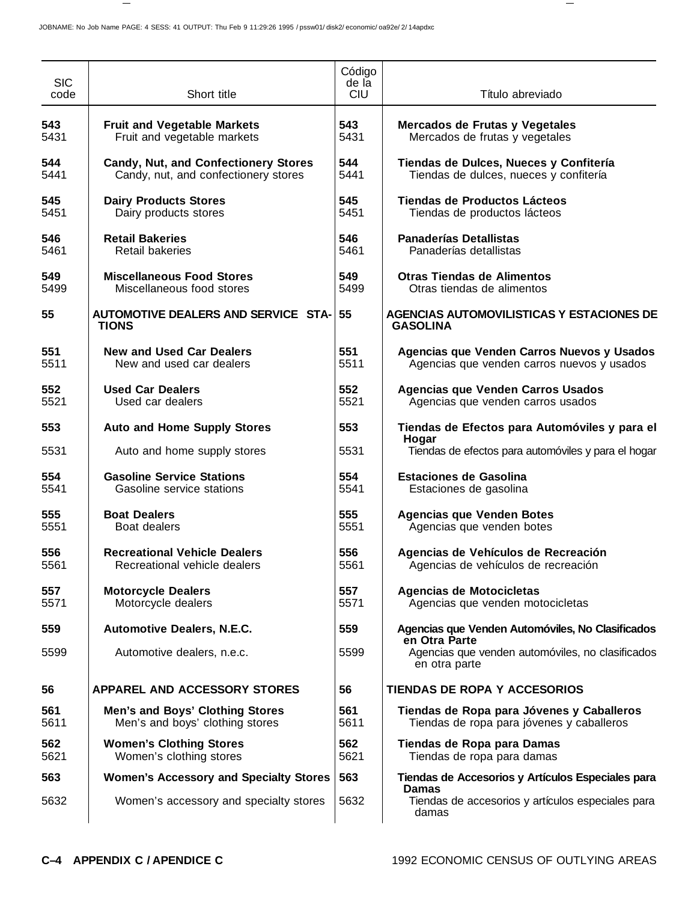| SIC code | Short title | Código de la CIU | Título abreviado |
|---|---|---|---|
| **543** | **Fruit and Vegetable Markets** | **543** | **Mercados de Frutas y Vegetales** |
| 5431 | Fruit and vegetable markets | 5431 | Mercados de frutas y vegetales |
| **544** | **Candy, Nut, and Confectionery Stores** | **544** | **Tiendas de Dulces, Nueces y Confitería** |
| 5441 | Candy, nut, and confectionery stores | 5441 | Tiendas de dulces, nueces y confitería |
| **545** | **Dairy Products Stores** | **545** | **Tiendas de Productos Lácteos** |
| 5451 | Dairy products stores | 5451 | Tiendas de productos lácteos |
| **546** | **Retail Bakeries** | **546** | **Panaderías Detallistas** |
| 5461 | Retail bakeries | 5461 | Panaderías detallistas |
| **549** | **Miscellaneous Food Stores** | **549** | **Otras Tiendas de Alimentos** |
| 5499 | Miscellaneous food stores | 5499 | Otras tiendas de alimentos |
| **55** | **AUTOMOTIVE DEALERS AND SERVICE STATIONS** | **55** | **AGENCIAS AUTOMOVILISTICAS Y ESTACIONES DE GASOLINA** |
| **551** | **New and Used Car Dealers** | **551** | **Agencias que Venden Carros Nuevos y Usados** |
| 5511 | New and used car dealers | 5511 | Agencias que venden carros nuevos y usados |
| **552** | **Used Car Dealers** | **552** | **Agencias que Venden Carros Usados** |
| 5521 | Used car dealers | 5521 | Agencias que venden carros usados |
| **553** | **Auto and Home Supply Stores** | **553** | **Tiendas de Efectos para Automóviles y para el Hogar** |
| 5531 | Auto and home supply stores | 5531 | Tiendas de efectos para automóviles y para el hogar |
| **554** | **Gasoline Service Stations** | **554** | **Estaciones de Gasolina** |
| 5541 | Gasoline service stations | 5541 | Estaciones de gasolina |
| **555** | **Boat Dealers** | **555** | **Agencias que Venden Botes** |
| 5551 | Boat dealers | 5551 | Agencias que venden botes |
| **556** | **Recreational Vehicle Dealers** | **556** | **Agencias de Vehículos de Recreación** |
| 5561 | Recreational vehicle dealers | 5561 | Agencias de vehículos de recreación |
| **557** | **Motorcycle Dealers** | **557** | **Agencias de Motocicletas** |
| 5571 | Motorcycle dealers | 5571 | Agencias que venden motocicletas |
| **559** | **Automotive Dealers, N.E.C.** | **559** | **Agencias que Venden Automóviles, No Clasificados en Otra Parte** |
| 5599 | Automotive dealers, n.e.c. | 5599 | Agencias que venden automóviles, no clasificados en otra parte |
| **56** | **APPAREL AND ACCESSORY STORES** | **56** | **TIENDAS DE ROPA Y ACCESORIOS** |
| **561** | **Men's and Boys' Clothing Stores** | **561** | **Tiendas de Ropa para Jóvenes y Caballeros** |
| 5611 | Men's and boys' clothing stores | 5611 | Tiendas de ropa para jóvenes y caballeros |
| **562** | **Women's Clothing Stores** | **562** | **Tiendas de Ropa para Damas** |
| 5621 | Women's clothing stores | 5621 | Tiendas de ropa para damas |
| **563** | **Women's Accessory and Specialty Stores** | **563** | **Tiendas de Accesorios y Artículos Especiales para Damas** |
| 5632 | Women's accessory and specialty stores | 5632 | Tiendas de accesorios y artículos especiales para damas |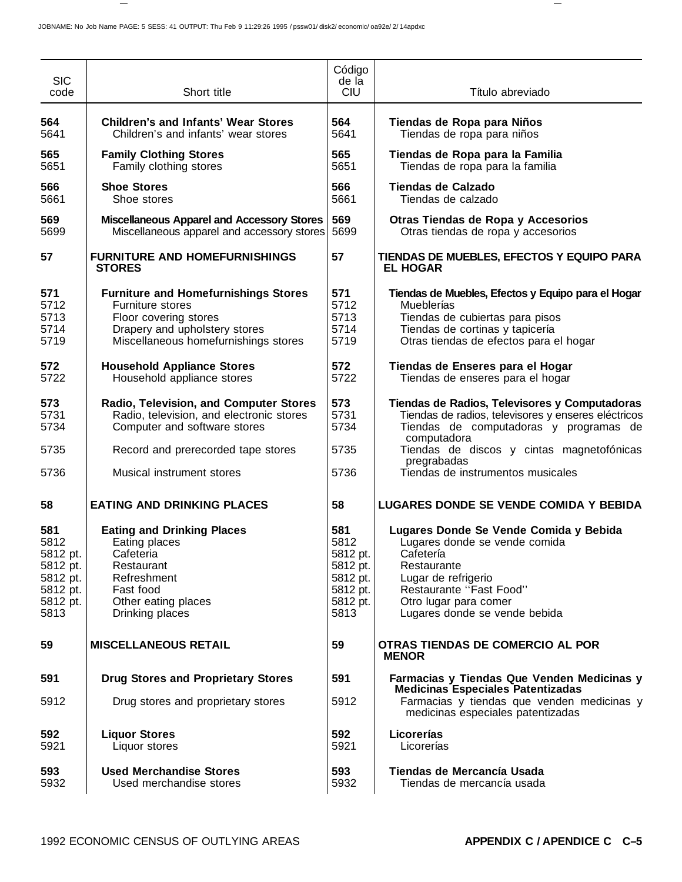| SIC code | Short title | Código de la CIU | Título abreviado |
| --- | --- | --- | --- |
| **564** | **Children's and Infants' Wear Stores** | **564** | **Tiendas de Ropa para Niños** |
| 5641 | Children's and infants' wear stores | 5641 | Tiendas de ropa para niños |
| **565** | **Family Clothing Stores** | **565** | **Tiendas de Ropa para la Familia** |
| 5651 | Family clothing stores | 5651 | Tiendas de ropa para la familia |
| **566** | **Shoe Stores** | **566** | **Tiendas de Calzado** |
| 5661 | Shoe stores | 5661 | Tiendas de calzado |
| **569** | **Miscellaneous Apparel and Accessory Stores** | **569** | **Otras Tiendas de Ropa y Accesorios** |
| 5699 | Miscellaneous apparel and accessory stores | 5699 | Otras tiendas de ropa y accesorios |
| **57** | **FURNITURE AND HOMEFURNISHINGS STORES** | **57** | **TIENDAS DE MUEBLES, EFECTOS Y EQUIPO PARA EL HOGAR** |
| **571** | **Furniture and Homefurnishings Stores** | **571** | **Tiendas de Muebles, Efectos y Equipo para el Hogar** |
| 5712 | Furniture stores | 5712 | Mueblerías |
| 5713 | Floor covering stores | 5713 | Tiendas de cubiertas para pisos |
| 5714 | Drapery and upholstery stores | 5714 | Tiendas de cortinas y tapicería |
| 5719 | Miscellaneous homefurnishings stores | 5719 | Otras tiendas de efectos para el hogar |
| **572** | **Household Appliance Stores** | **572** | **Tiendas de Enseres para el Hogar** |
| 5722 | Household appliance stores | 5722 | Tiendas de enseres para el hogar |
| **573** | **Radio, Television, and Computer Stores** | **573** | **Tiendas de Radios, Televisores y Computadoras** |
| 5731 | Radio, television, and electronic stores | 5731 | Tiendas de radios, televisores y enseres eléctricos |
| 5734 | Computer and software stores | 5734 | Tiendas de computadoras y programas de computadora |
| 5735 | Record and prerecorded tape stores | 5735 | Tiendas de discos y cintas magnetofónicas pregrabadas |
| 5736 | Musical instrument stores | 5736 | Tiendas de instrumentos musicales |
| **58** | **EATING AND DRINKING PLACES** | **58** | **LUGARES DONDE SE VENDE COMIDA Y BEBIDA** |
| **581** | **Eating and Drinking Places** | **581** | **Lugares Donde Se Vende Comida y Bebida** |
| 5812 | Eating places | 5812 | Lugares donde se vende comida |
| 5812 pt. | Cafeteria | 5812 pt. | Cafetería |
| 5812 pt. | Restaurant | 5812 pt. | Restaurante |
| 5812 pt. | Refreshment | 5812 pt. | Lugar de refrigerio |
| 5812 pt. | Fast food | 5812 pt. | Restaurante ''Fast Food'' |
| 5812 pt. | Other eating places | 5812 pt. | Otro lugar para comer |
| 5813 | Drinking places | 5813 | Lugares donde se vende bebida |
| **59** | **MISCELLANEOUS RETAIL** | **59** | **OTRAS TIENDAS DE COMERCIO AL POR MENOR** |
| **591** | **Drug Stores and Proprietary Stores** | **591** | **Farmacias y Tiendas Que Venden Medicinas y Medicinas Especiales Patentizadas** |
| 5912 | Drug stores and proprietary stores | 5912 | Farmacias y tiendas que venden medicinas y medicinas especiales patentizadas |
| **592** | **Liquor Stores** | **592** | **Licorerías** |
| 5921 | Liquor stores | 5921 | Licorerías |
| **593** | **Used Merchandise Stores** | **593** | **Tiendas de Mercancía Usada** |
| 5932 | Used merchandise stores | 5932 | Tiendas de mercancía usada |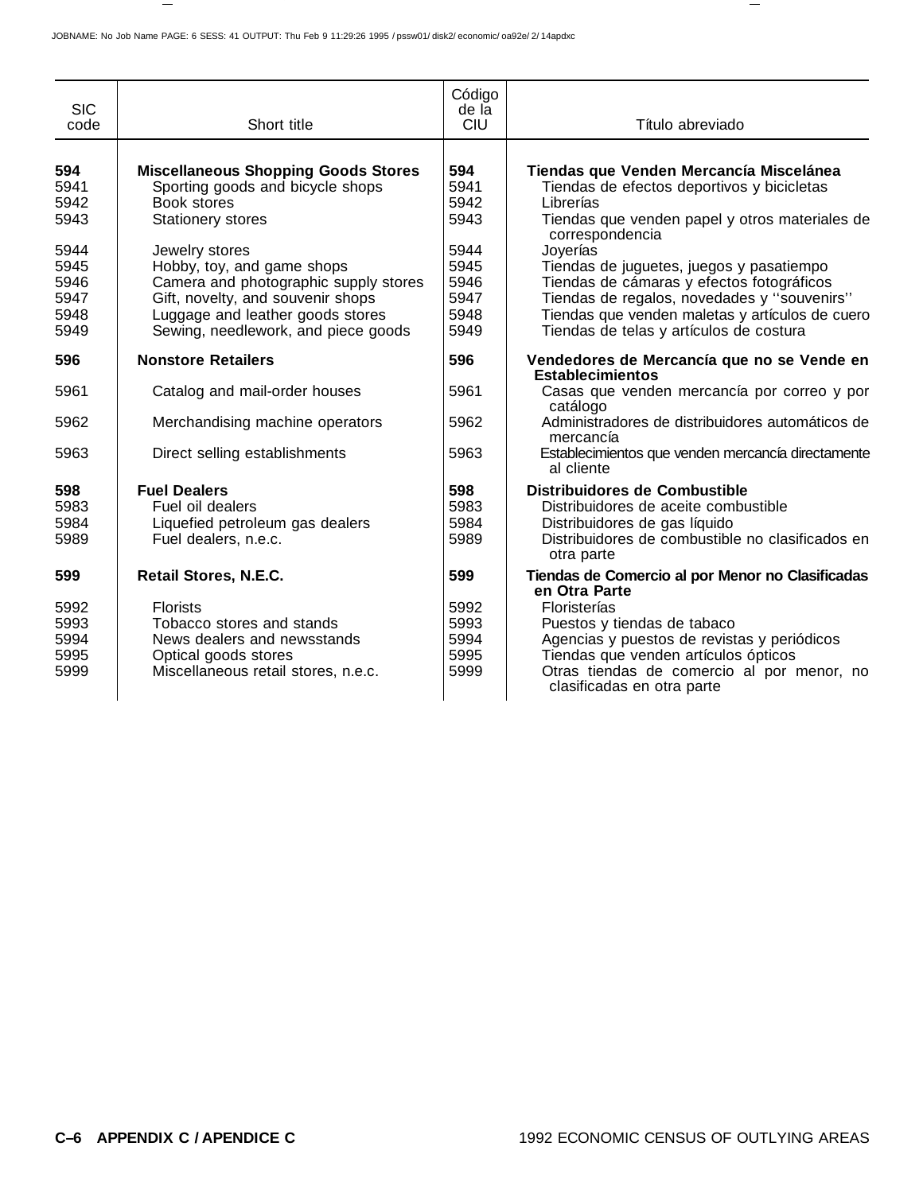| SIC code | Short title | Código de la CIU | Título abreviado |
|---|---|---|---|
| **594** | **Miscellaneous Shopping Goods Stores** | **594** | **Tiendas que Venden Mercancía Miscelánea** |
| 5941 | Sporting goods and bicycle shops | 5941 | Tiendas de efectos deportivos y bicicletas |
| 5942 | Book stores | 5942 | Librerías |
| 5943 | Stationery stores | 5943 | Tiendas que venden papel y otros materiales de correspondencia |
| 5944 | Jewelry stores | 5944 | Joyerías |
| 5945 | Hobby, toy, and game shops | 5945 | Tiendas de juguetes, juegos y pasatiempo |
| 5946 | Camera and photographic supply stores | 5946 | Tiendas de cámaras y efectos fotográficos |
| 5947 | Gift, novelty, and souvenir shops | 5947 | Tiendas de regalos, novedades y ''souvenirs'' |
| 5948 | Luggage and leather goods stores | 5948 | Tiendas que venden maletas y artículos de cuero |
| 5949 | Sewing, needlework, and piece goods | 5949 | Tiendas de telas y artículos de costura |
| **596** | **Nonstore Retailers** | **596** | **Vendedores de Mercancía que no se Vende en Establecimientos** |
| 5961 | Catalog and mail-order houses | 5961 | Casas que venden mercancía por correo y por catálogo |
| 5962 | Merchandising machine operators | 5962 | Administradores de distribuidores automáticos de mercancía |
| 5963 | Direct selling establishments | 5963 | Establecimientos que venden mercancía directamente al cliente |
| **598** | **Fuel Dealers** | **598** | **Distribuidores de Combustible** |
| 5983 | Fuel oil dealers | 5983 | Distribuidores de aceite combustible |
| 5984 | Liquefied petroleum gas dealers | 5984 | Distribuidores de gas líquido |
| 5989 | Fuel dealers, n.e.c. | 5989 | Distribuidores de combustible no clasificados en otra parte |
| **599** | **Retail Stores, N.E.C.** | **599** | **Tiendas de Comercio al por Menor no Clasificadas en Otra Parte** |
| 5992 | Florists | 5992 | Floristerías |
| 5993 | Tobacco stores and stands | 5993 | Puestos y tiendas de tabaco |
| 5994 | News dealers and newsstands | 5994 | Agencias y puestos de revistas y periódicos |
| 5995 | Optical goods stores | 5995 | Tiendas que venden artículos ópticos |
| 5999 | Miscellaneous retail stores, n.e.c. | 5999 | Otras tiendas de comercio al por menor, no clasificadas en otra parte |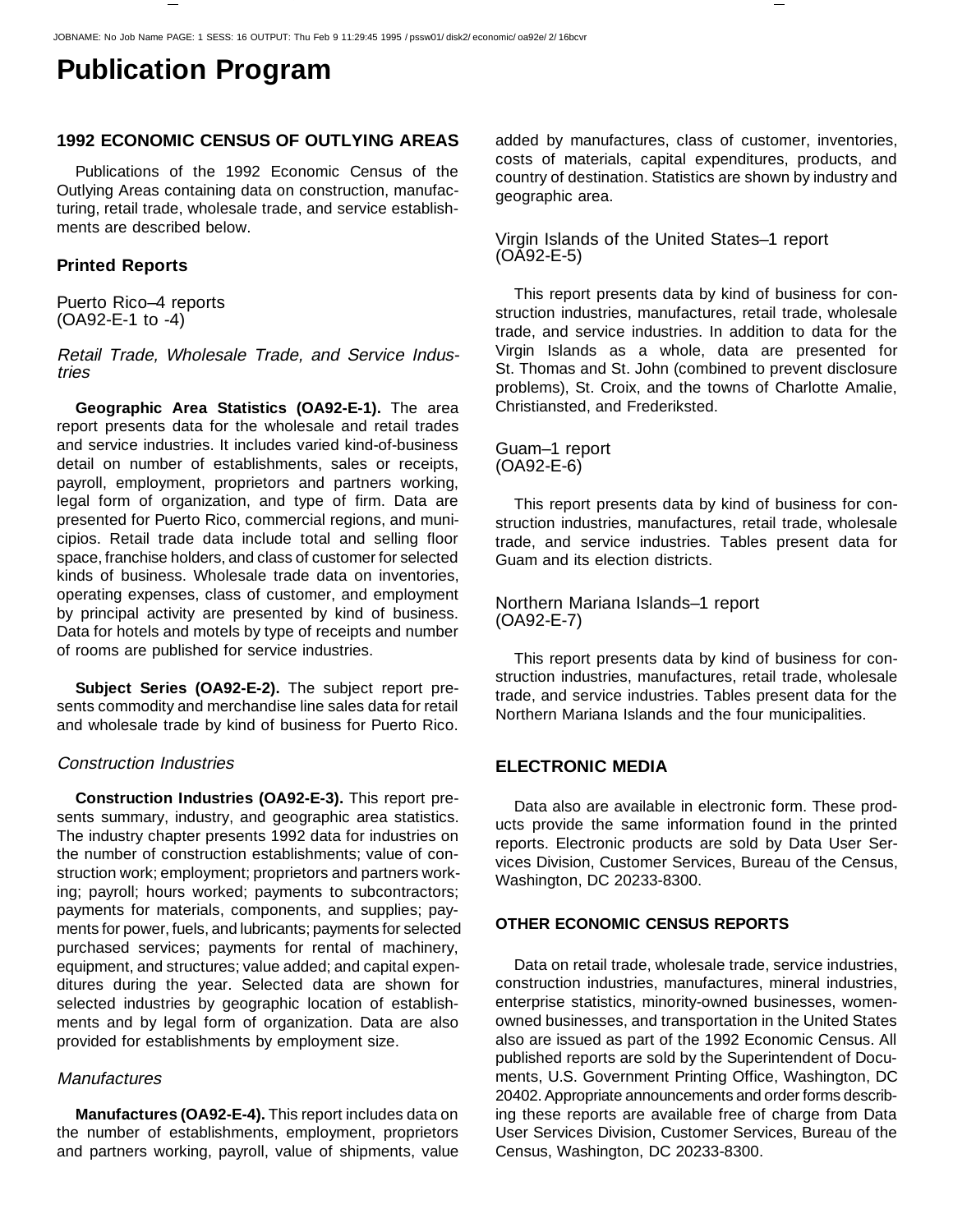# Publication Program

## 1992 ECONOMIC CENSUS OF OUTLYING AREAS

Publications of the 1992 Economic Census of the Outlying Areas containing data on construction, manufacturing, retail trade, wholesale trade, and service establishments are described below.

### Printed Reports

Puerto Rico–4 reports
(OA92-E-1 to -4)

*Retail Trade, Wholesale Trade, and Service Industries*

**Geographic Area Statistics (OA92-E-1).** The area report presents data for the wholesale and retail trades and service industries. It includes varied kind-of-business detail on number of establishments, sales or receipts, payroll, employment, proprietors and partners working, legal form of organization, and type of firm. Data are presented for Puerto Rico, commercial regions, and municipios. Retail trade data include total and selling floor space, franchise holders, and class of customer for selected kinds of business. Wholesale trade data on inventories, operating expenses, class of customer, and employment by principal activity are presented by kind of business. Data for hotels and motels by type of receipts and number of rooms are published for service industries.

**Subject Series (OA92-E-2).** The subject report presents commodity and merchandise line sales data for retail and wholesale trade by kind of business for Puerto Rico.

*Construction Industries*

**Construction Industries (OA92-E-3).** This report presents summary, industry, and geographic area statistics. The industry chapter presents 1992 data for industries on the number of construction establishments; value of construction work; employment; proprietors and partners working; payroll; hours worked; payments to subcontractors; payments for materials, components, and supplies; payments for power, fuels, and lubricants; payments for selected purchased services; payments for rental of machinery, equipment, and structures; value added; and capital expenditures during the year. Selected data are shown for selected industries by geographic location of establishments and by legal form of organization. Data are also provided for establishments by employment size.

*Manufactures*

**Manufactures (OA92-E-4).** This report includes data on the number of establishments, employment, proprietors and partners working, payroll, value of shipments, value added by manufactures, class of customer, inventories, costs of materials, capital expenditures, products, and country of destination. Statistics are shown by industry and geographic area.

Virgin Islands of the United States–1 report
(OA92-E-5)

This report presents data by kind of business for construction industries, manufactures, retail trade, wholesale trade, and service industries. In addition to data for the Virgin Islands as a whole, data are presented for St. Thomas and St. John (combined to prevent disclosure problems), St. Croix, and the towns of Charlotte Amalie, Christiansted, and Frederiksted.

Guam–1 report
(OA92-E-6)

This report presents data by kind of business for construction industries, manufactures, retail trade, wholesale trade, and service industries. Tables present data for Guam and its election districts.

Northern Mariana Islands–1 report
(OA92-E-7)

This report presents data by kind of business for construction industries, manufactures, retail trade, wholesale trade, and service industries. Tables present data for the Northern Mariana Islands and the four municipalities.

### ELECTRONIC MEDIA

Data also are available in electronic form. These products provide the same information found in the printed reports. Electronic products are sold by Data User Services Division, Customer Services, Bureau of the Census, Washington, DC 20233-8300.

#### OTHER ECONOMIC CENSUS REPORTS

Data on retail trade, wholesale trade, service industries, construction industries, manufactures, mineral industries, enterprise statistics, minority-owned businesses, women-owned businesses, and transportation in the United States also are issued as part of the 1992 Economic Census. All published reports are sold by the Superintendent of Documents, U.S. Government Printing Office, Washington, DC 20402. Appropriate announcements and order forms describing these reports are available free of charge from Data User Services Division, Customer Services, Bureau of the Census, Washington, DC 20233-8300.